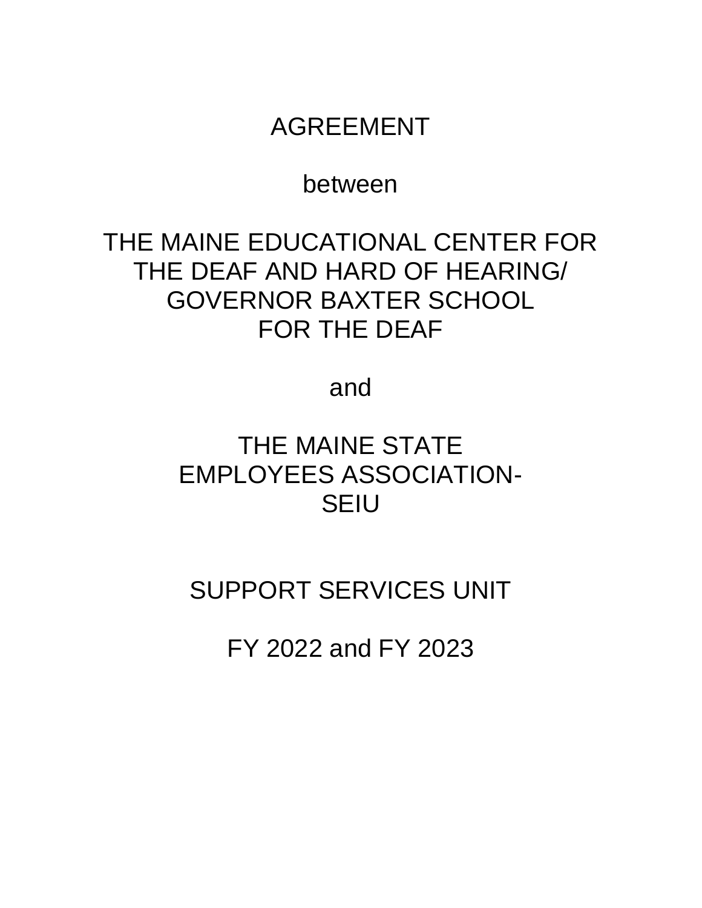# AGREEMENT

between

# THE MAINE EDUCATIONAL CENTER FOR THE DEAF AND HARD OF HEARING/ GOVERNOR BAXTER SCHOOL FOR THE DEAF

and

# THE MAINE STATE EMPLOYEES ASSOCIATION- SEIU

## SUPPORT SERVICES UNIT

## FY 2022 and FY 2023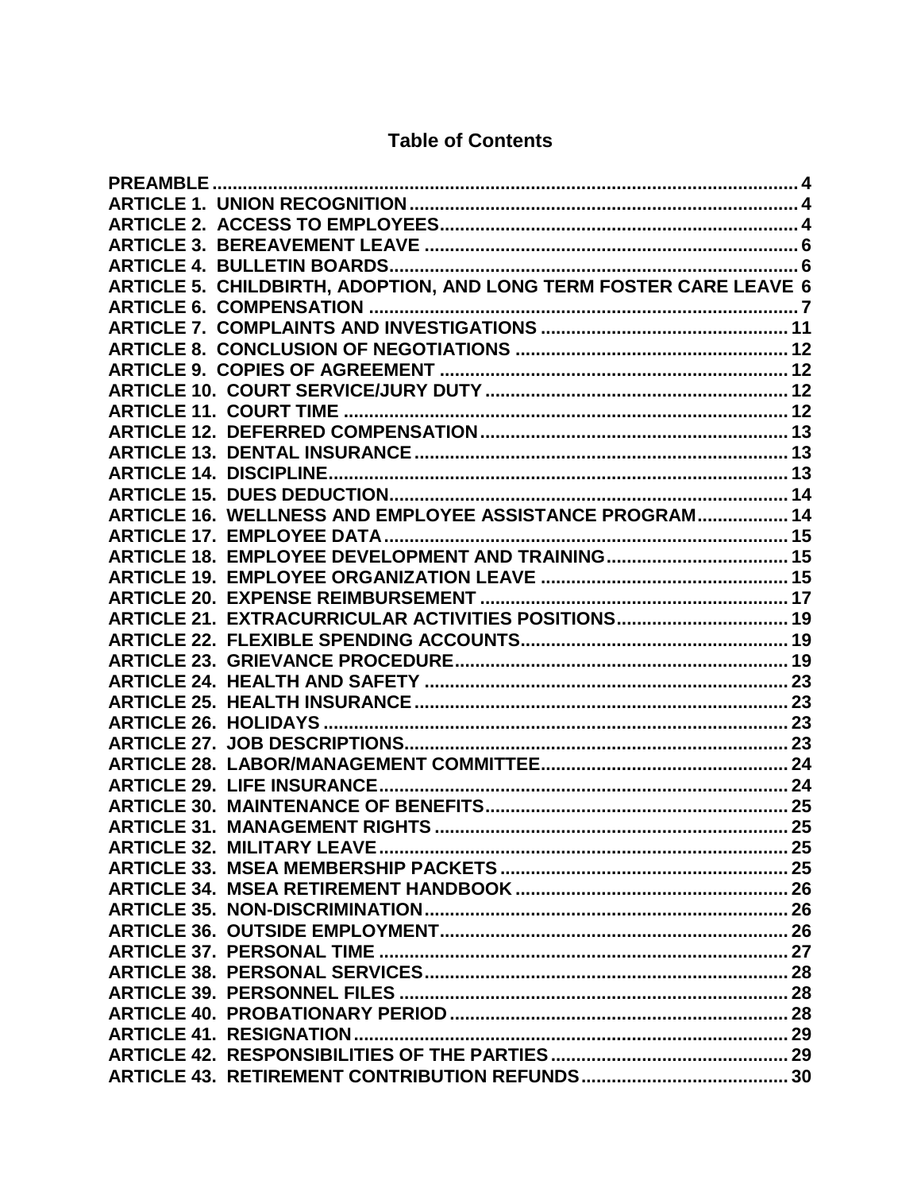# Table of Contents

| | |
|---|---|
| **PREAMBLE** | **4** |
| **ARTICLE 1. UNION RECOGNITION** | **4** |
| **ARTICLE 2. ACCESS TO EMPLOYEES** | **4** |
| **ARTICLE 3. BEREAVEMENT LEAVE** | **6** |
| **ARTICLE 4. BULLETIN BOARDS** | **6** |
| **ARTICLE 5. CHILDBIRTH, ADOPTION, AND LONG TERM FOSTER CARE LEAVE** | **6** |
| **ARTICLE 6. COMPENSATION** | **7** |
| **ARTICLE 7. COMPLAINTS AND INVESTIGATIONS** | **11** |
| **ARTICLE 8. CONCLUSION OF NEGOTIATIONS** | **12** |
| **ARTICLE 9. COPIES OF AGREEMENT** | **12** |
| **ARTICLE 10. COURT SERVICE/JURY DUTY** | **12** |
| **ARTICLE 11. COURT TIME** | **12** |
| **ARTICLE 12. DEFERRED COMPENSATION** | **13** |
| **ARTICLE 13. DENTAL INSURANCE** | **13** |
| **ARTICLE 14. DISCIPLINE** | **13** |
| **ARTICLE 15. DUES DEDUCTION** | **14** |
| **ARTICLE 16. WELLNESS AND EMPLOYEE ASSISTANCE PROGRAM** | **14** |
| **ARTICLE 17. EMPLOYEE DATA** | **15** |
| **ARTICLE 18. EMPLOYEE DEVELOPMENT AND TRAINING** | **15** |
| **ARTICLE 19. EMPLOYEE ORGANIZATION LEAVE** | **15** |
| **ARTICLE 20. EXPENSE REIMBURSEMENT** | **17** |
| **ARTICLE 21. EXTRACURRICULAR ACTIVITIES POSITIONS** | **19** |
| **ARTICLE 22. FLEXIBLE SPENDING ACCOUNTS** | **19** |
| **ARTICLE 23. GRIEVANCE PROCEDURE** | **19** |
| **ARTICLE 24. HEALTH AND SAFETY** | **23** |
| **ARTICLE 25. HEALTH INSURANCE** | **23** |
| **ARTICLE 26. HOLIDAYS** | **23** |
| **ARTICLE 27. JOB DESCRIPTIONS** | **23** |
| **ARTICLE 28. LABOR/MANAGEMENT COMMITTEE** | **24** |
| **ARTICLE 29. LIFE INSURANCE** | **24** |
| **ARTICLE 30. MAINTENANCE OF BENEFITS** | **25** |
| **ARTICLE 31. MANAGEMENT RIGHTS** | **25** |
| **ARTICLE 32. MILITARY LEAVE** | **25** |
| **ARTICLE 33. MSEA MEMBERSHIP PACKETS** | **25** |
| **ARTICLE 34. MSEA RETIREMENT HANDBOOK** | **26** |
| **ARTICLE 35. NON-DISCRIMINATION** | **26** |
| **ARTICLE 36. OUTSIDE EMPLOYMENT** | **26** |
| **ARTICLE 37. PERSONAL TIME** | **27** |
| **ARTICLE 38. PERSONAL SERVICES** | **28** |
| **ARTICLE 39. PERSONNEL FILES** | **28** |
| **ARTICLE 40. PROBATIONARY PERIOD** | **28** |
| **ARTICLE 41. RESIGNATION** | **29** |
| **ARTICLE 42. RESPONSIBILITIES OF THE PARTIES** | **29** |
| **ARTICLE 43. RETIREMENT CONTRIBUTION REFUNDS** | **30** |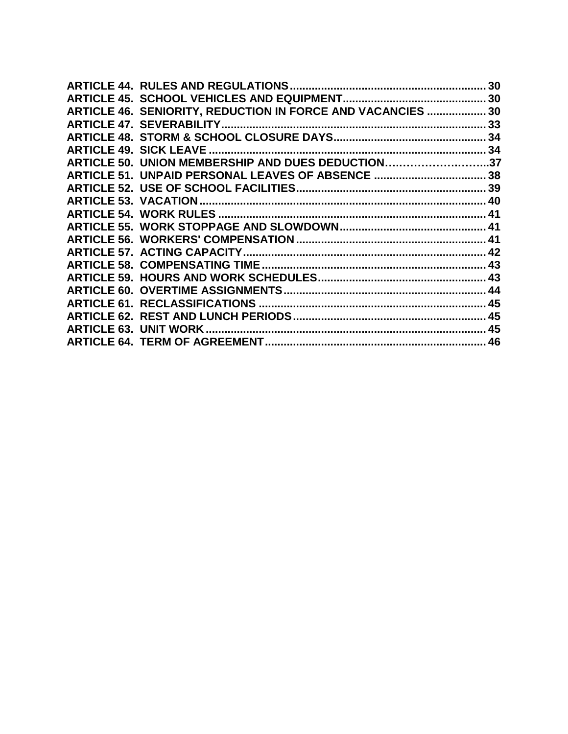**ARTICLE 44. RULES AND REGULATIONS.............................................................. 30**
**ARTICLE 45. SCHOOL VEHICLES AND EQUIPMENT.............................................. 30**
**ARTICLE 46. SENIORITY, REDUCTION IN FORCE AND VACANCIES ................... 30**
**ARTICLE 47. SEVERABILITY.................................................................................... 33**
**ARTICLE 48. STORM & SCHOOL CLOSURE DAYS................................................ 34**
**ARTICLE 49. SICK LEAVE ........................................................................................ 34**
**ARTICLE 50. UNION MEMBERSHIP AND DUES DEDUCTION……………………...37**
**ARTICLE 51. UNPAID PERSONAL LEAVES OF ABSENCE .................................... 38**
**ARTICLE 52. USE OF SCHOOL FACILITIES............................................................ 39**
**ARTICLE 53. VACATION ........................................................................................... 40**
**ARTICLE 54. WORK RULES ..................................................................................... 41**
**ARTICLE 55. WORK STOPPAGE AND SLOWDOWN.............................................. 41**
**ARTICLE 56. WORKERS' COMPENSATION ............................................................ 41**
**ARTICLE 57. ACTING CAPACITY............................................................................. 42**
**ARTICLE 58. COMPENSATING TIME ....................................................................... 43**
**ARTICLE 59. HOURS AND WORK SCHEDULES...................................................... 43**
**ARTICLE 60. OVERTIME ASSIGNMENTS................................................................ 44**
**ARTICLE 61. RECLASSIFICATIONS ........................................................................ 45**
**ARTICLE 62. REST AND LUNCH PERIODS............................................................. 45**
**ARTICLE 63. UNIT WORK ......................................................................................... 45**
**ARTICLE 64. TERM OF AGREEMENT...................................................................... 46**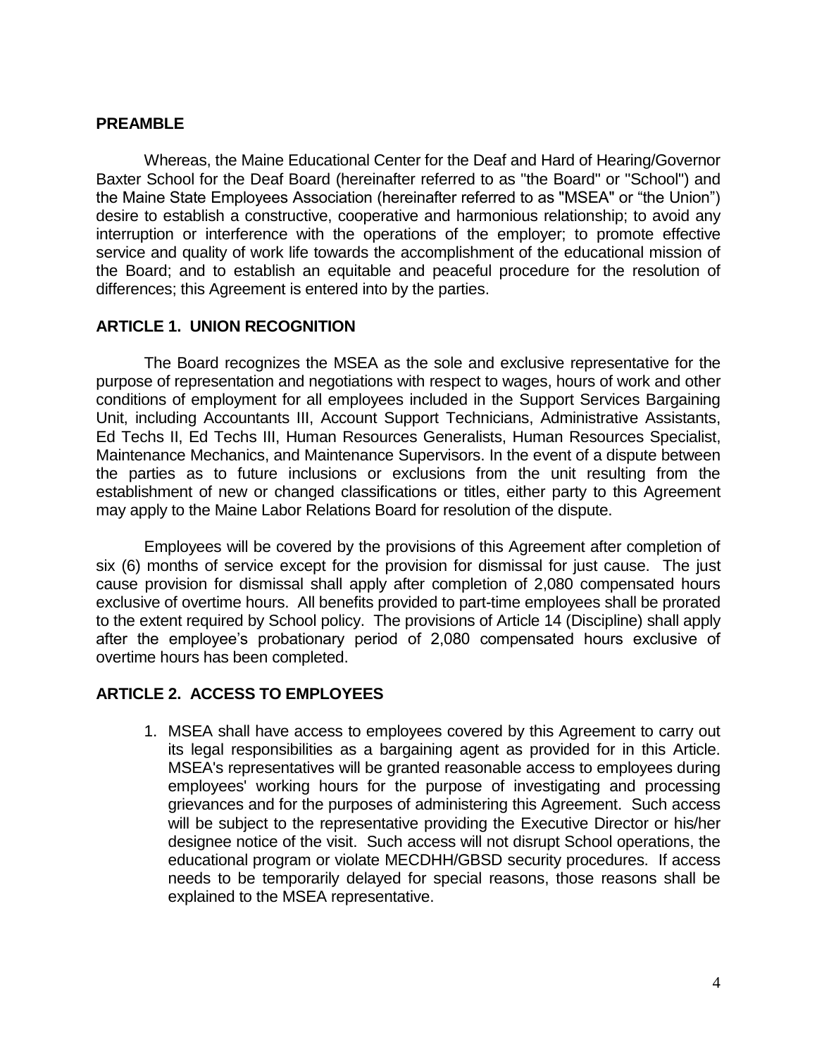## PREAMBLE

Whereas, the Maine Educational Center for the Deaf and Hard of Hearing/Governor Baxter School for the Deaf Board (hereinafter referred to as "the Board" or "School") and the Maine State Employees Association (hereinafter referred to as "MSEA" or "the Union") desire to establish a constructive, cooperative and harmonious relationship; to avoid any interruption or interference with the operations of the employer; to promote effective service and quality of work life towards the accomplishment of the educational mission of the Board; and to establish an equitable and peaceful procedure for the resolution of differences; this Agreement is entered into by the parties.

## ARTICLE 1. UNION RECOGNITION

The Board recognizes the MSEA as the sole and exclusive representative for the purpose of representation and negotiations with respect to wages, hours of work and other conditions of employment for all employees included in the Support Services Bargaining Unit, including Accountants III, Account Support Technicians, Administrative Assistants, Ed Techs II, Ed Techs III, Human Resources Generalists, Human Resources Specialist, Maintenance Mechanics, and Maintenance Supervisors. In the event of a dispute between the parties as to future inclusions or exclusions from the unit resulting from the establishment of new or changed classifications or titles, either party to this Agreement may apply to the Maine Labor Relations Board for resolution of the dispute.

Employees will be covered by the provisions of this Agreement after completion of six (6) months of service except for the provision for dismissal for just cause. The just cause provision for dismissal shall apply after completion of 2,080 compensated hours exclusive of overtime hours. All benefits provided to part-time employees shall be prorated to the extent required by School policy. The provisions of Article 14 (Discipline) shall apply after the employee's probationary period of 2,080 compensated hours exclusive of overtime hours has been completed.

## ARTICLE 2. ACCESS TO EMPLOYEES

1. MSEA shall have access to employees covered by this Agreement to carry out its legal responsibilities as a bargaining agent as provided for in this Article. MSEA's representatives will be granted reasonable access to employees during employees' working hours for the purpose of investigating and processing grievances and for the purposes of administering this Agreement. Such access will be subject to the representative providing the Executive Director or his/her designee notice of the visit. Such access will not disrupt School operations, the educational program or violate MECDHH/GBSD security procedures. If access needs to be temporarily delayed for special reasons, those reasons shall be explained to the MSEA representative.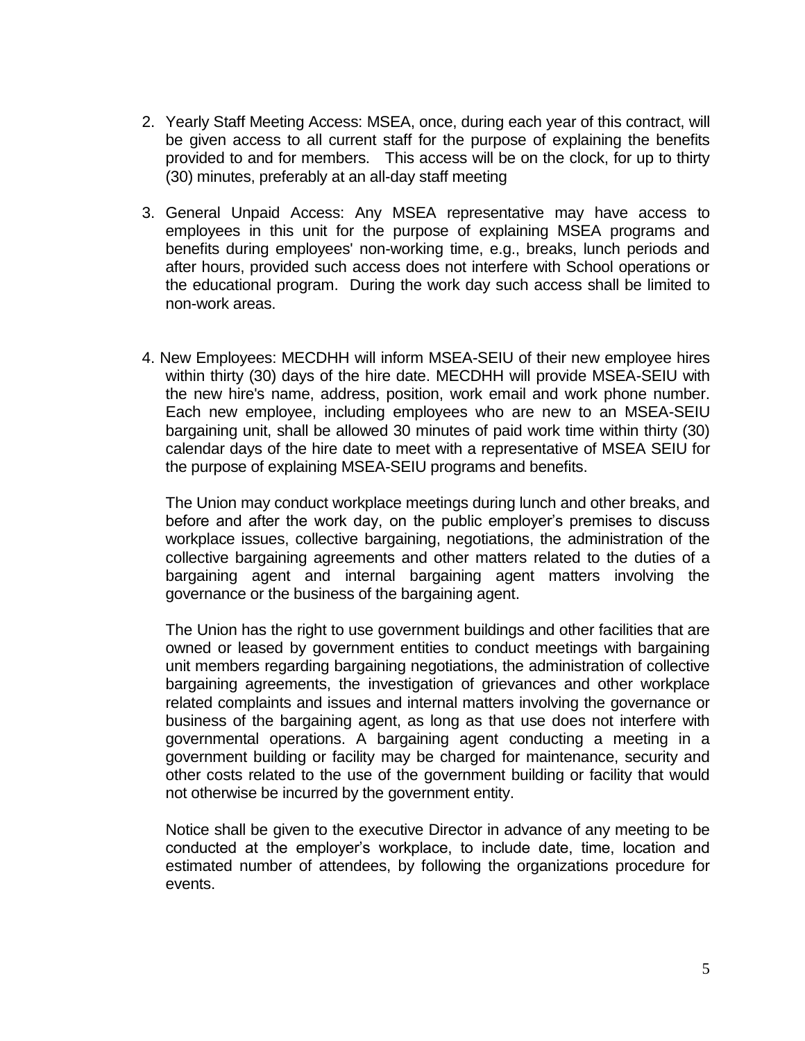2. Yearly Staff Meeting Access: MSEA, once, during each year of this contract, will be given access to all current staff for the purpose of explaining the benefits provided to and for members. This access will be on the clock, for up to thirty (30) minutes, preferably at an all-day staff meeting

3. General Unpaid Access: Any MSEA representative may have access to employees in this unit for the purpose of explaining MSEA programs and benefits during employees' non-working time, e.g., breaks, lunch periods and after hours, provided such access does not interfere with School operations or the educational program. During the work day such access shall be limited to non-work areas.

4. New Employees: MECDHH will inform MSEA-SEIU of their new employee hires within thirty (30) days of the hire date. MECDHH will provide MSEA-SEIU with the new hire's name, address, position, work email and work phone number. Each new employee, including employees who are new to an MSEA-SEIU bargaining unit, shall be allowed 30 minutes of paid work time within thirty (30) calendar days of the hire date to meet with a representative of MSEA SEIU for the purpose of explaining MSEA-SEIU programs and benefits.

   The Union may conduct workplace meetings during lunch and other breaks, and before and after the work day, on the public employer's premises to discuss workplace issues, collective bargaining, negotiations, the administration of the collective bargaining agreements and other matters related to the duties of a bargaining agent and internal bargaining agent matters involving the governance or the business of the bargaining agent.

   The Union has the right to use government buildings and other facilities that are owned or leased by government entities to conduct meetings with bargaining unit members regarding bargaining negotiations, the administration of collective bargaining agreements, the investigation of grievances and other workplace related complaints and issues and internal matters involving the governance or business of the bargaining agent, as long as that use does not interfere with governmental operations. A bargaining agent conducting a meeting in a government building or facility may be charged for maintenance, security and other costs related to the use of the government building or facility that would not otherwise be incurred by the government entity.

   Notice shall be given to the executive Director in advance of any meeting to be conducted at the employer's workplace, to include date, time, location and estimated number of attendees, by following the organizations procedure for events.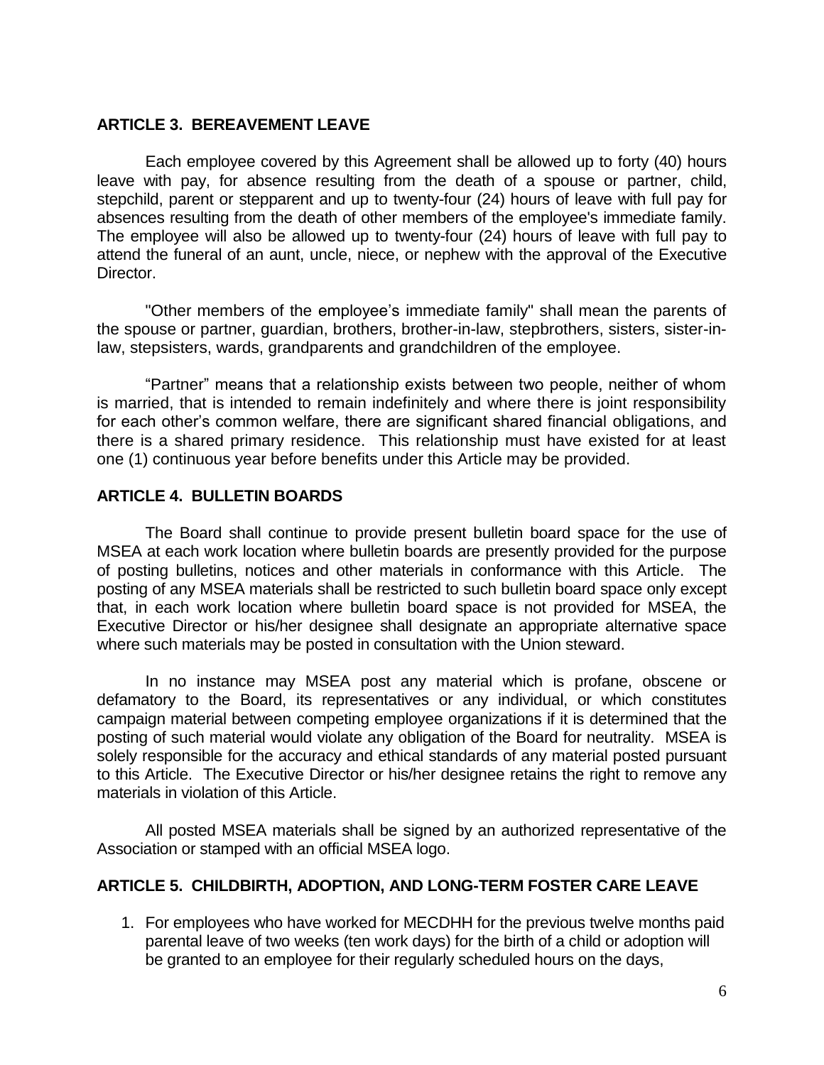## ARTICLE 3. BEREAVEMENT LEAVE

Each employee covered by this Agreement shall be allowed up to forty (40) hours leave with pay, for absence resulting from the death of a spouse or partner, child, stepchild, parent or stepparent and up to twenty-four (24) hours of leave with full pay for absences resulting from the death of other members of the employee's immediate family. The employee will also be allowed up to twenty-four (24) hours of leave with full pay to attend the funeral of an aunt, uncle, niece, or nephew with the approval of the Executive Director.

"Other members of the employee's immediate family" shall mean the parents of the spouse or partner, guardian, brothers, brother-in-law, stepbrothers, sisters, sister-in-law, stepsisters, wards, grandparents and grandchildren of the employee.

"Partner" means that a relationship exists between two people, neither of whom is married, that is intended to remain indefinitely and where there is joint responsibility for each other's common welfare, there are significant shared financial obligations, and there is a shared primary residence. This relationship must have existed for at least one (1) continuous year before benefits under this Article may be provided.

## ARTICLE 4. BULLETIN BOARDS

The Board shall continue to provide present bulletin board space for the use of MSEA at each work location where bulletin boards are presently provided for the purpose of posting bulletins, notices and other materials in conformance with this Article. The posting of any MSEA materials shall be restricted to such bulletin board space only except that, in each work location where bulletin board space is not provided for MSEA, the Executive Director or his/her designee shall designate an appropriate alternative space where such materials may be posted in consultation with the Union steward.

In no instance may MSEA post any material which is profane, obscene or defamatory to the Board, its representatives or any individual, or which constitutes campaign material between competing employee organizations if it is determined that the posting of such material would violate any obligation of the Board for neutrality. MSEA is solely responsible for the accuracy and ethical standards of any material posted pursuant to this Article. The Executive Director or his/her designee retains the right to remove any materials in violation of this Article.

All posted MSEA materials shall be signed by an authorized representative of the Association or stamped with an official MSEA logo.

## ARTICLE 5. CHILDBIRTH, ADOPTION, AND LONG-TERM FOSTER CARE LEAVE

1. For employees who have worked for MECDHH for the previous twelve months paid parental leave of two weeks (ten work days) for the birth of a child or adoption will be granted to an employee for their regularly scheduled hours on the days,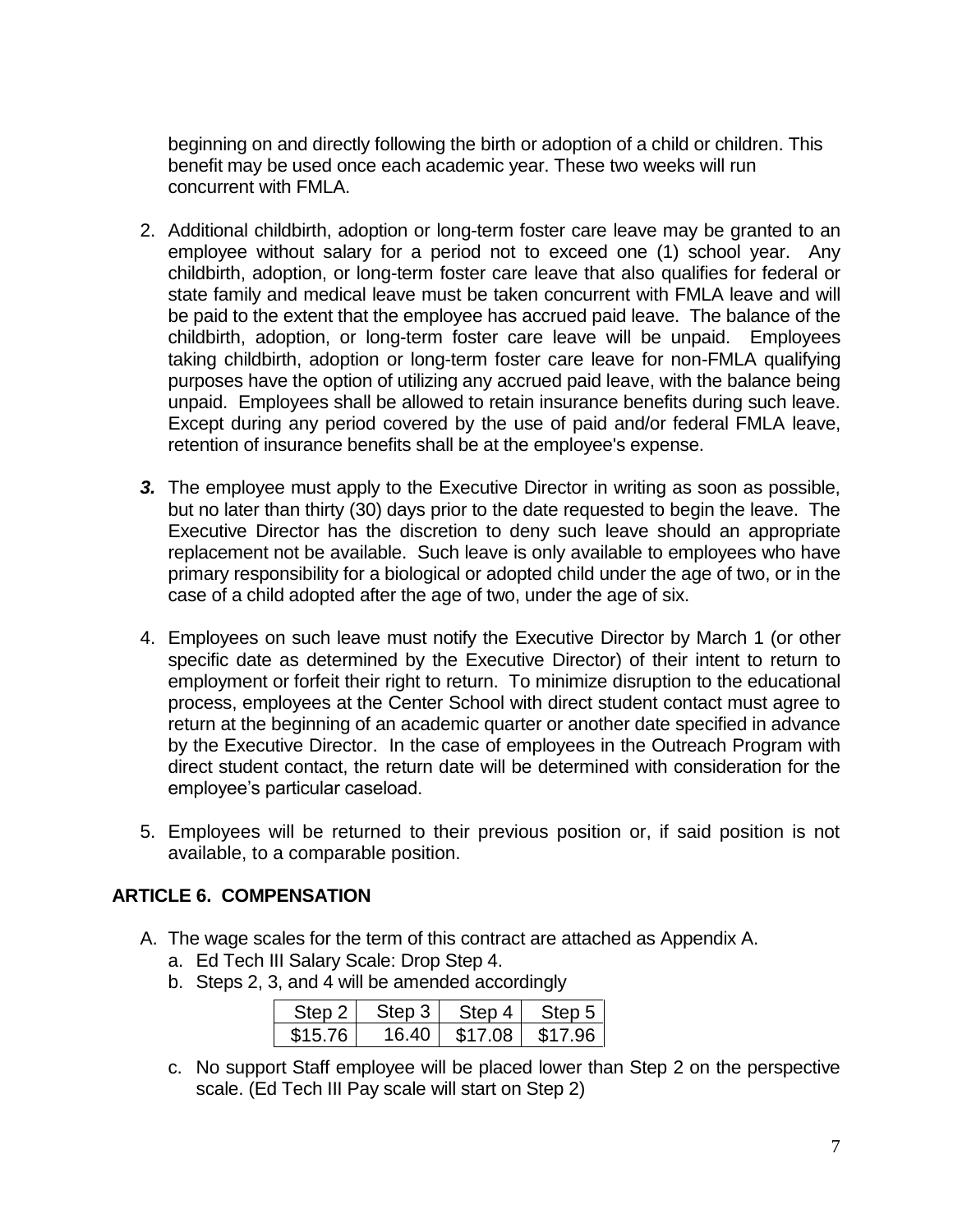beginning on and directly following the birth or adoption of a child or children. This benefit may be used once each academic year. These two weeks will run concurrent with FMLA.

2. Additional childbirth, adoption or long-term foster care leave may be granted to an employee without salary for a period not to exceed one (1) school year. Any childbirth, adoption, or long-term foster care leave that also qualifies for federal or state family and medical leave must be taken concurrent with FMLA leave and will be paid to the extent that the employee has accrued paid leave. The balance of the childbirth, adoption, or long-term foster care leave will be unpaid. Employees taking childbirth, adoption or long-term foster care leave for non-FMLA qualifying purposes have the option of utilizing any accrued paid leave, with the balance being unpaid. Employees shall be allowed to retain insurance benefits during such leave. Except during any period covered by the use of paid and/or federal FMLA leave, retention of insurance benefits shall be at the employee's expense.

***3.*** The employee must apply to the Executive Director in writing as soon as possible, but no later than thirty (30) days prior to the date requested to begin the leave. The Executive Director has the discretion to deny such leave should an appropriate replacement not be available. Such leave is only available to employees who have primary responsibility for a biological or adopted child under the age of two, or in the case of a child adopted after the age of two, under the age of six.

4. Employees on such leave must notify the Executive Director by March 1 (or other specific date as determined by the Executive Director) of their intent to return to employment or forfeit their right to return. To minimize disruption to the educational process, employees at the Center School with direct student contact must agree to return at the beginning of an academic quarter or another date specified in advance by the Executive Director. In the case of employees in the Outreach Program with direct student contact, the return date will be determined with consideration for the employee's particular caseload.

5. Employees will be returned to their previous position or, if said position is not available, to a comparable position.

## ARTICLE 6. COMPENSATION

A. The wage scales for the term of this contract are attached as Appendix A.
   a. Ed Tech III Salary Scale: Drop Step 4.
   b. Steps 2, 3, and 4 will be amended accordingly

| Step 2 | Step 3 | Step 4 | Step 5 |
|---|---|---|---|
| \$15.76 | 16.40 | \$17.08 | \$17.96 |

   c. No support Staff employee will be placed lower than Step 2 on the perspective scale. (Ed Tech III Pay scale will start on Step 2)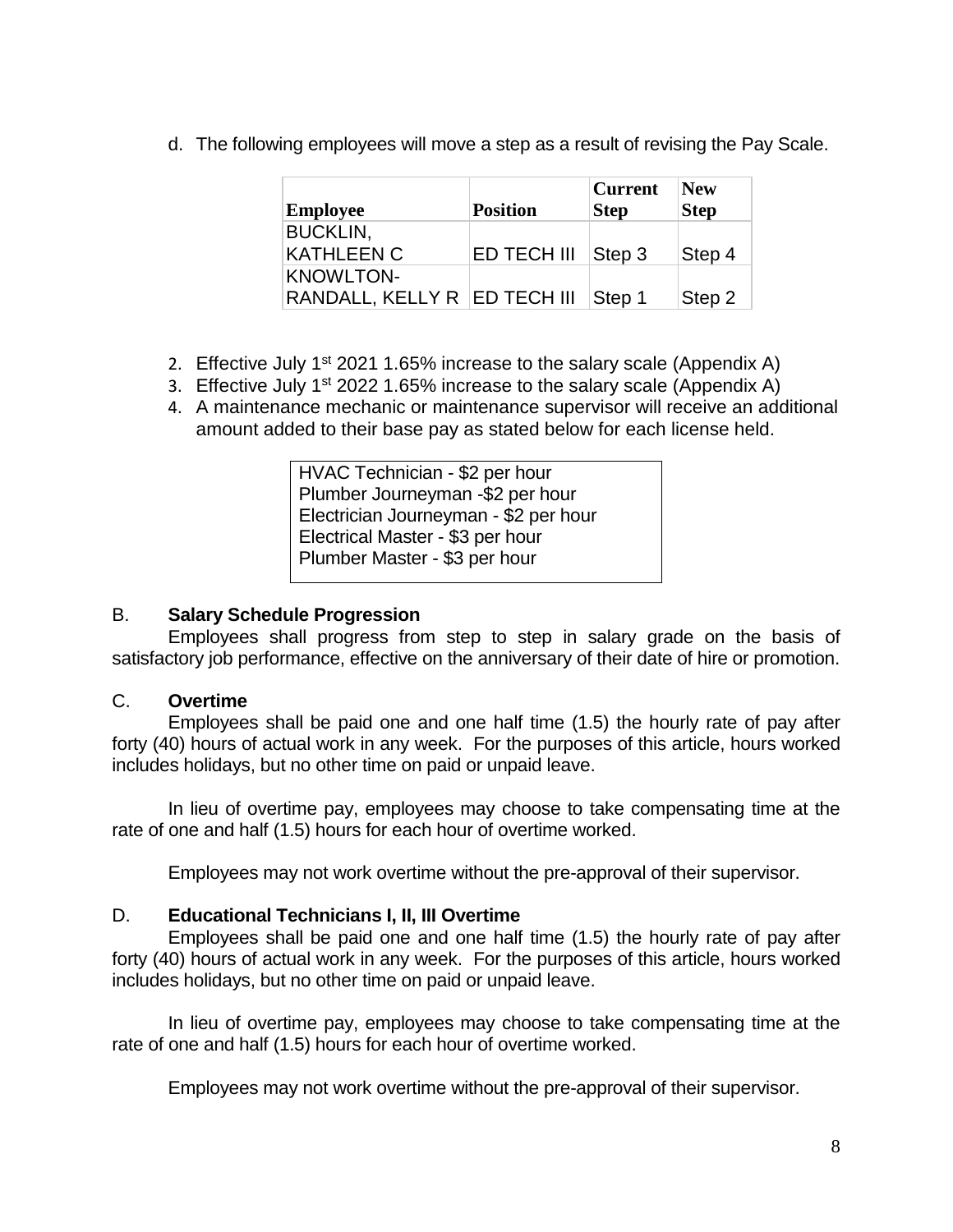d. The following employees will move a step as a result of revising the Pay Scale.

| Employee | Position | Current Step | New Step |
|---|---|---|---|
| BUCKLIN, KATHLEEN C | ED TECH III | Step 3 | Step 4 |
| KNOWLTON-RANDALL, KELLY R | ED TECH III | Step 1 | Step 2 |

2. Effective July 1st 2021 1.65% increase to the salary scale (Appendix A)
3. Effective July 1st 2022 1.65% increase to the salary scale (Appendix A)
4. A maintenance mechanic or maintenance supervisor will receive an additional amount added to their base pay as stated below for each license held.

| |
|---|
| HVAC Technician - $2 per hour |
| Plumber Journeyman -$2 per hour |
| Electrician Journeyman - $2 per hour |
| Electrical Master - $3 per hour |
| Plumber Master - $3 per hour |

B. **Salary Schedule Progression**

Employees shall progress from step to step in salary grade on the basis of satisfactory job performance, effective on the anniversary of their date of hire or promotion.

C. **Overtime**

Employees shall be paid one and one half time (1.5) the hourly rate of pay after forty (40) hours of actual work in any week. For the purposes of this article, hours worked includes holidays, but no other time on paid or unpaid leave.

In lieu of overtime pay, employees may choose to take compensating time at the rate of one and half (1.5) hours for each hour of overtime worked.

Employees may not work overtime without the pre-approval of their supervisor.

D. **Educational Technicians I, II, III Overtime**

Employees shall be paid one and one half time (1.5) the hourly rate of pay after forty (40) hours of actual work in any week. For the purposes of this article, hours worked includes holidays, but no other time on paid or unpaid leave.

In lieu of overtime pay, employees may choose to take compensating time at the rate of one and half (1.5) hours for each hour of overtime worked.

Employees may not work overtime without the pre-approval of their supervisor.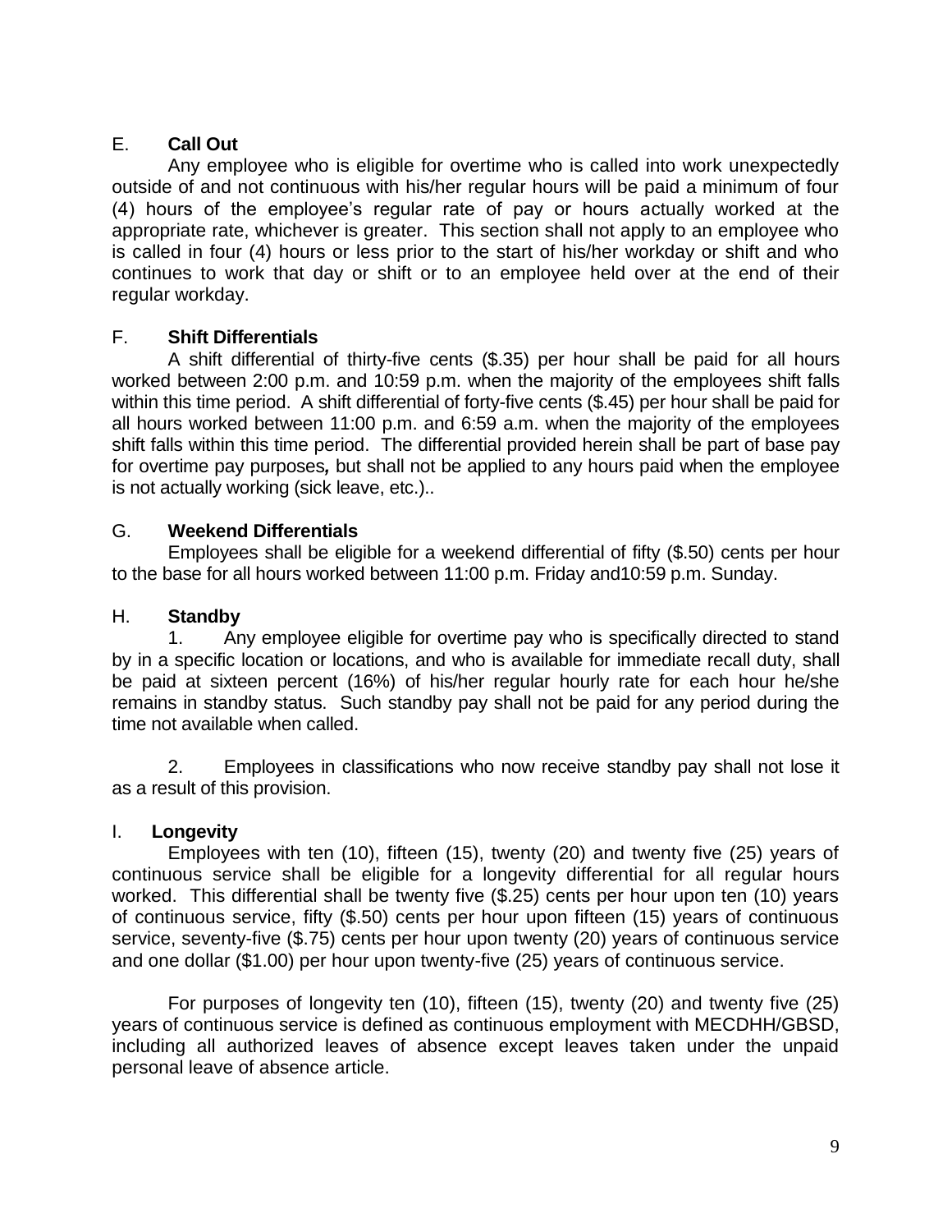E. **Call Out**

Any employee who is eligible for overtime who is called into work unexpectedly outside of and not continuous with his/her regular hours will be paid a minimum of four (4) hours of the employee's regular rate of pay or hours actually worked at the appropriate rate, whichever is greater. This section shall not apply to an employee who is called in four (4) hours or less prior to the start of his/her workday or shift and who continues to work that day or shift or to an employee held over at the end of their regular workday.

F. **Shift Differentials**

A shift differential of thirty-five cents ($.35) per hour shall be paid for all hours worked between 2:00 p.m. and 10:59 p.m. when the majority of the employees shift falls within this time period. A shift differential of forty-five cents ($.45) per hour shall be paid for all hours worked between 11:00 p.m. and 6:59 a.m. when the majority of the employees shift falls within this time period. The differential provided herein shall be part of base pay for overtime pay purposes***,*** but shall not be applied to any hours paid when the employee is not actually working (sick leave, etc.)..

G. **Weekend Differentials**

Employees shall be eligible for a weekend differential of fifty ($.50) cents per hour to the base for all hours worked between 11:00 p.m. Friday and10:59 p.m. Sunday.

H. **Standby**

1. Any employee eligible for overtime pay who is specifically directed to stand by in a specific location or locations, and who is available for immediate recall duty, shall be paid at sixteen percent (16%) of his/her regular hourly rate for each hour he/she remains in standby status. Such standby pay shall not be paid for any period during the time not available when called.

2. Employees in classifications who now receive standby pay shall not lose it as a result of this provision.

I. **Longevity**

Employees with ten (10), fifteen (15), twenty (20) and twenty five (25) years of continuous service shall be eligible for a longevity differential for all regular hours worked. This differential shall be twenty five ($.25) cents per hour upon ten (10) years of continuous service, fifty ($.50) cents per hour upon fifteen (15) years of continuous service, seventy-five ($.75) cents per hour upon twenty (20) years of continuous service and one dollar ($1.00) per hour upon twenty-five (25) years of continuous service.

For purposes of longevity ten (10), fifteen (15), twenty (20) and twenty five (25) years of continuous service is defined as continuous employment with MECDHH/GBSD, including all authorized leaves of absence except leaves taken under the unpaid personal leave of absence article.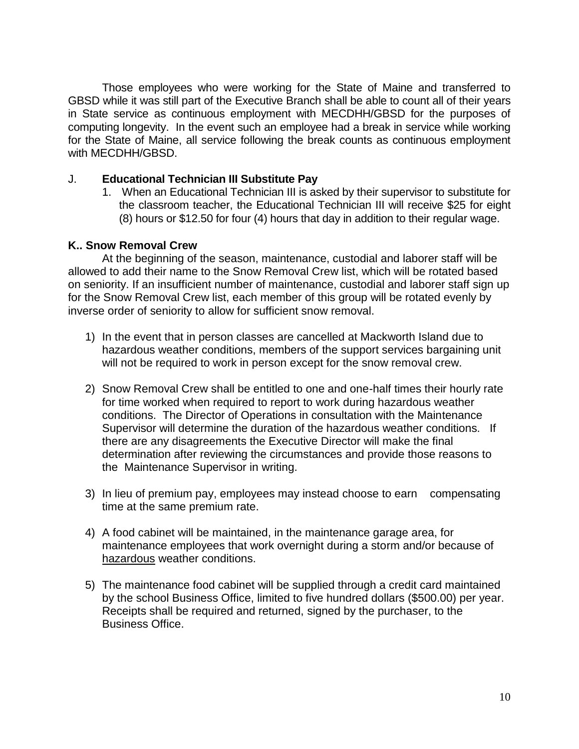Those employees who were working for the State of Maine and transferred to GBSD while it was still part of the Executive Branch shall be able to count all of their years in State service as continuous employment with MECDHH/GBSD for the purposes of computing longevity. In the event such an employee had a break in service while working for the State of Maine, all service following the break counts as continuous employment with MECDHH/GBSD.

J. **Educational Technician III Substitute Pay**

1. When an Educational Technician III is asked by their supervisor to substitute for the classroom teacher, the Educational Technician III will receive $25 for eight (8) hours or $12.50 for four (4) hours that day in addition to their regular wage.

**K.. Snow Removal Crew**

At the beginning of the season, maintenance, custodial and laborer staff will be allowed to add their name to the Snow Removal Crew list, which will be rotated based on seniority. If an insufficient number of maintenance, custodial and laborer staff sign up for the Snow Removal Crew list, each member of this group will be rotated evenly by inverse order of seniority to allow for sufficient snow removal.

1) In the event that in person classes are cancelled at Mackworth Island due to hazardous weather conditions, members of the support services bargaining unit will not be required to work in person except for the snow removal crew.

2) Snow Removal Crew shall be entitled to one and one-half times their hourly rate for time worked when required to report to work during hazardous weather conditions. The Director of Operations in consultation with the Maintenance Supervisor will determine the duration of the hazardous weather conditions. If there are any disagreements the Executive Director will make the final determination after reviewing the circumstances and provide those reasons to the Maintenance Supervisor in writing.

3) In lieu of premium pay, employees may instead choose to earn compensating time at the same premium rate.

4) A food cabinet will be maintained, in the maintenance garage area, for maintenance employees that work overnight during a storm and/or because of <u>hazardous</u> weather conditions.

5) The maintenance food cabinet will be supplied through a credit card maintained by the school Business Office, limited to five hundred dollars ($500.00) per year. Receipts shall be required and returned, signed by the purchaser, to the Business Office.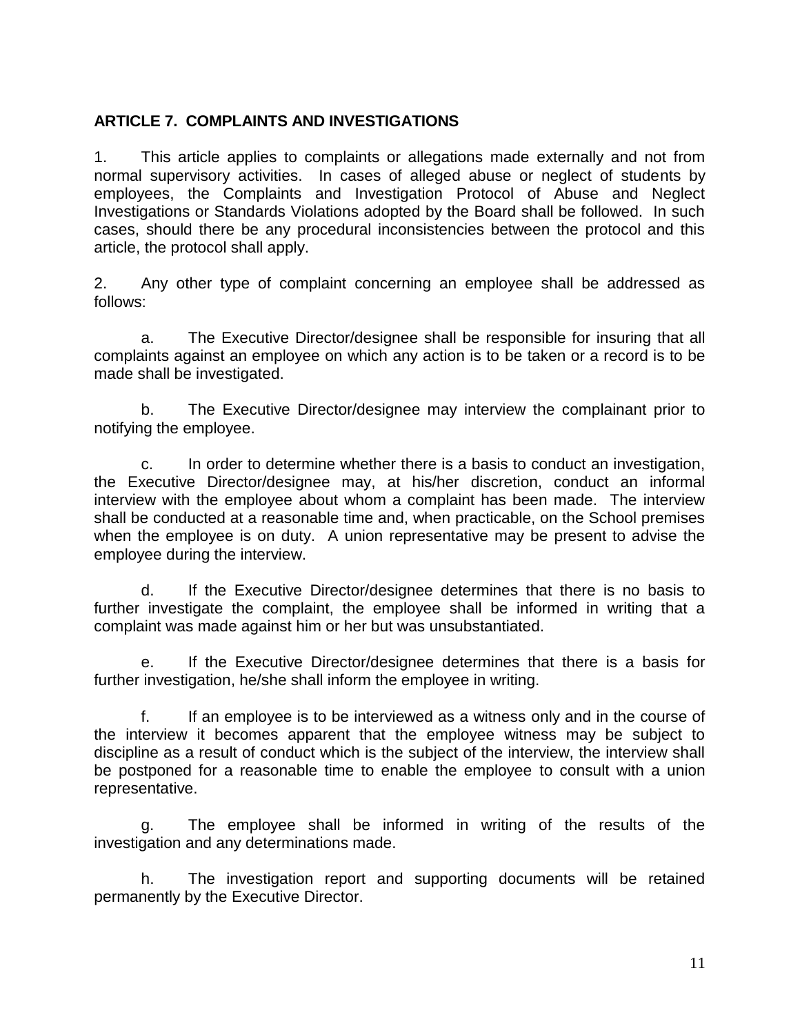## ARTICLE 7. COMPLAINTS AND INVESTIGATIONS

1. This article applies to complaints or allegations made externally and not from normal supervisory activities. In cases of alleged abuse or neglect of students by employees, the Complaints and Investigation Protocol of Abuse and Neglect Investigations or Standards Violations adopted by the Board shall be followed. In such cases, should there be any procedural inconsistencies between the protocol and this article, the protocol shall apply.

2. Any other type of complaint concerning an employee shall be addressed as follows:

   a. The Executive Director/designee shall be responsible for insuring that all complaints against an employee on which any action is to be taken or a record is to be made shall be investigated.

   b. The Executive Director/designee may interview the complainant prior to notifying the employee.

   c. In order to determine whether there is a basis to conduct an investigation, the Executive Director/designee may, at his/her discretion, conduct an informal interview with the employee about whom a complaint has been made. The interview shall be conducted at a reasonable time and, when practicable, on the School premises when the employee is on duty. A union representative may be present to advise the employee during the interview.

   d. If the Executive Director/designee determines that there is no basis to further investigate the complaint, the employee shall be informed in writing that a complaint was made against him or her but was unsubstantiated.

   e. If the Executive Director/designee determines that there is a basis for further investigation, he/she shall inform the employee in writing.

   f. If an employee is to be interviewed as a witness only and in the course of the interview it becomes apparent that the employee witness may be subject to discipline as a result of conduct which is the subject of the interview, the interview shall be postponed for a reasonable time to enable the employee to consult with a union representative.

   g. The employee shall be informed in writing of the results of the investigation and any determinations made.

   h. The investigation report and supporting documents will be retained permanently by the Executive Director.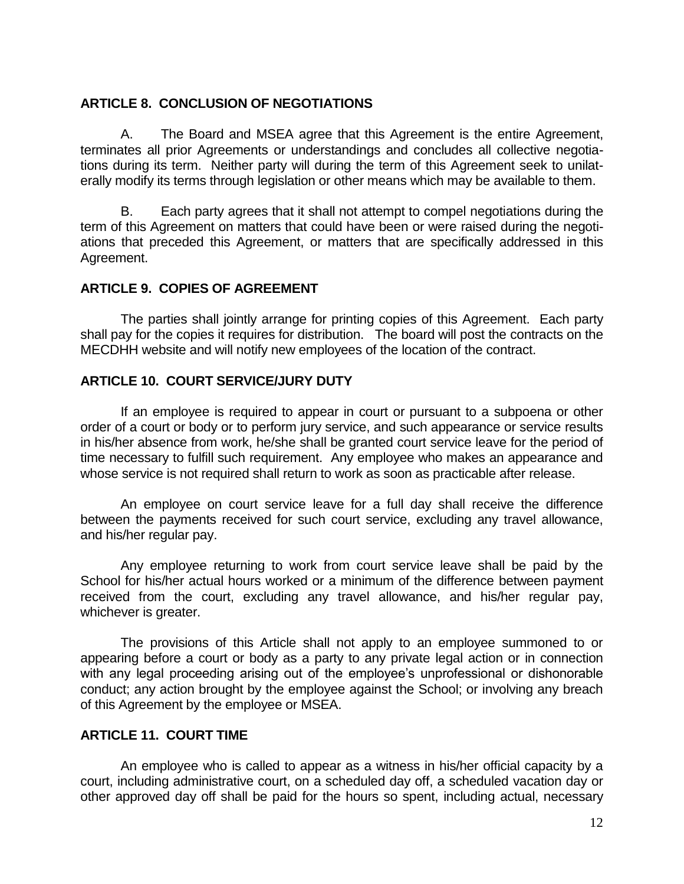## ARTICLE 8. CONCLUSION OF NEGOTIATIONS

A. The Board and MSEA agree that this Agreement is the entire Agreement, terminates all prior Agreements or understandings and concludes all collective negotiations during its term. Neither party will during the term of this Agreement seek to unilaterally modify its terms through legislation or other means which may be available to them.

B. Each party agrees that it shall not attempt to compel negotiations during the term of this Agreement on matters that could have been or were raised during the negotiations that preceded this Agreement, or matters that are specifically addressed in this Agreement.

## ARTICLE 9. COPIES OF AGREEMENT

The parties shall jointly arrange for printing copies of this Agreement. Each party shall pay for the copies it requires for distribution. The board will post the contracts on the MECDHH website and will notify new employees of the location of the contract.

## ARTICLE 10. COURT SERVICE/JURY DUTY

If an employee is required to appear in court or pursuant to a subpoena or other order of a court or body or to perform jury service, and such appearance or service results in his/her absence from work, he/she shall be granted court service leave for the period of time necessary to fulfill such requirement. Any employee who makes an appearance and whose service is not required shall return to work as soon as practicable after release.

An employee on court service leave for a full day shall receive the difference between the payments received for such court service, excluding any travel allowance, and his/her regular pay.

Any employee returning to work from court service leave shall be paid by the School for his/her actual hours worked or a minimum of the difference between payment received from the court, excluding any travel allowance, and his/her regular pay, whichever is greater.

The provisions of this Article shall not apply to an employee summoned to or appearing before a court or body as a party to any private legal action or in connection with any legal proceeding arising out of the employee's unprofessional or dishonorable conduct; any action brought by the employee against the School; or involving any breach of this Agreement by the employee or MSEA.

## ARTICLE 11. COURT TIME

An employee who is called to appear as a witness in his/her official capacity by a court, including administrative court, on a scheduled day off, a scheduled vacation day or other approved day off shall be paid for the hours so spent, including actual, necessary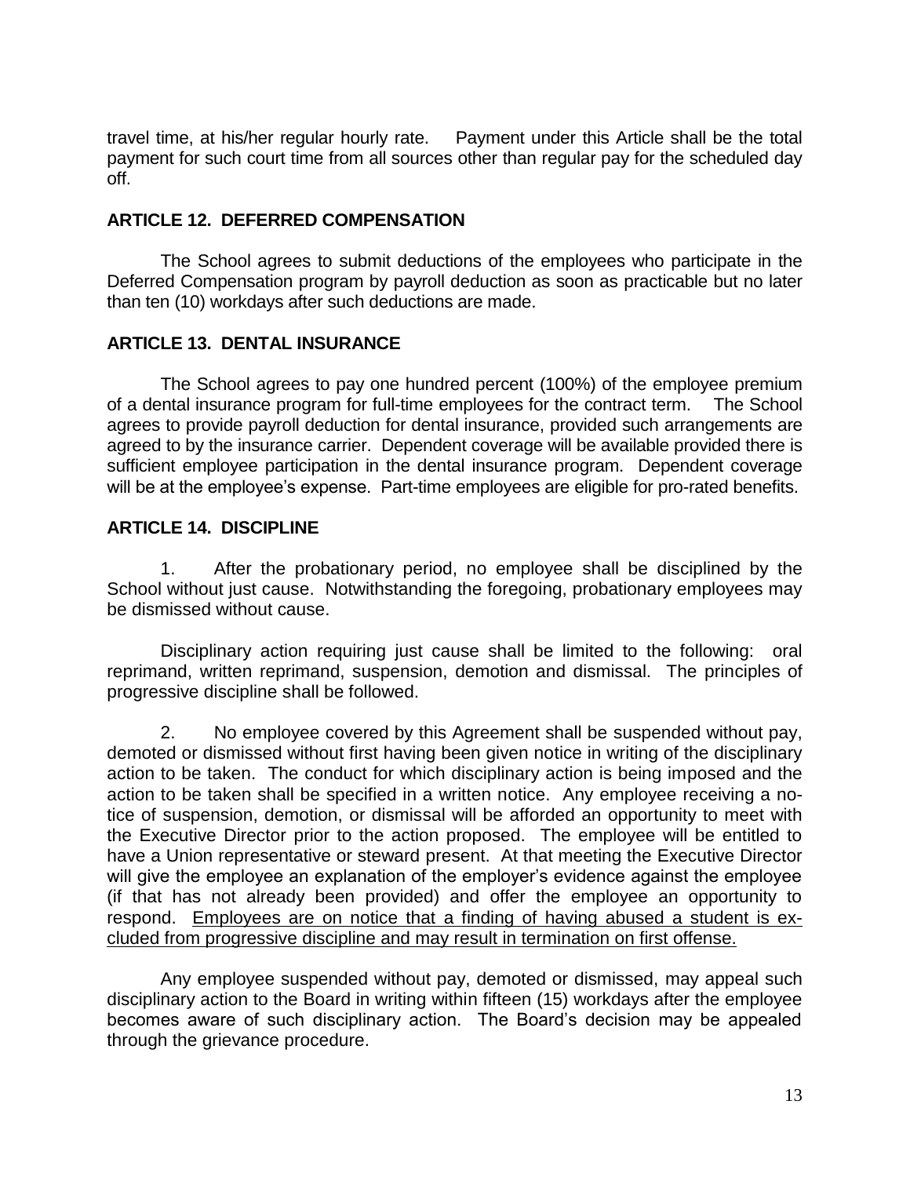travel time, at his/her regular hourly rate. Payment under this Article shall be the total payment for such court time from all sources other than regular pay for the scheduled day off.

## ARTICLE 12. DEFERRED COMPENSATION

The School agrees to submit deductions of the employees who participate in the Deferred Compensation program by payroll deduction as soon as practicable but no later than ten (10) workdays after such deductions are made.

## ARTICLE 13. DENTAL INSURANCE

The School agrees to pay one hundred percent (100%) of the employee premium of a dental insurance program for full-time employees for the contract term. The School agrees to provide payroll deduction for dental insurance, provided such arrangements are agreed to by the insurance carrier. Dependent coverage will be available provided there is sufficient employee participation in the dental insurance program. Dependent coverage will be at the employee's expense. Part-time employees are eligible for pro-rated benefits.

## ARTICLE 14. DISCIPLINE

1. After the probationary period, no employee shall be disciplined by the School without just cause. Notwithstanding the foregoing, probationary employees may be dismissed without cause.

Disciplinary action requiring just cause shall be limited to the following: oral reprimand, written reprimand, suspension, demotion and dismissal. The principles of progressive discipline shall be followed.

2. No employee covered by this Agreement shall be suspended without pay, demoted or dismissed without first having been given notice in writing of the disciplinary action to be taken. The conduct for which disciplinary action is being imposed and the action to be taken shall be specified in a written notice. Any employee receiving a notice of suspension, demotion, or dismissal will be afforded an opportunity to meet with the Executive Director prior to the action proposed. The employee will be entitled to have a Union representative or steward present. At that meeting the Executive Director will give the employee an explanation of the employer's evidence against the employee (if that has not already been provided) and offer the employee an opportunity to respond. <u>Employees are on notice that a finding of having abused a student is excluded from progressive discipline and may result in termination on first offense.</u>

Any employee suspended without pay, demoted or dismissed, may appeal such disciplinary action to the Board in writing within fifteen (15) workdays after the employee becomes aware of such disciplinary action. The Board's decision may be appealed through the grievance procedure.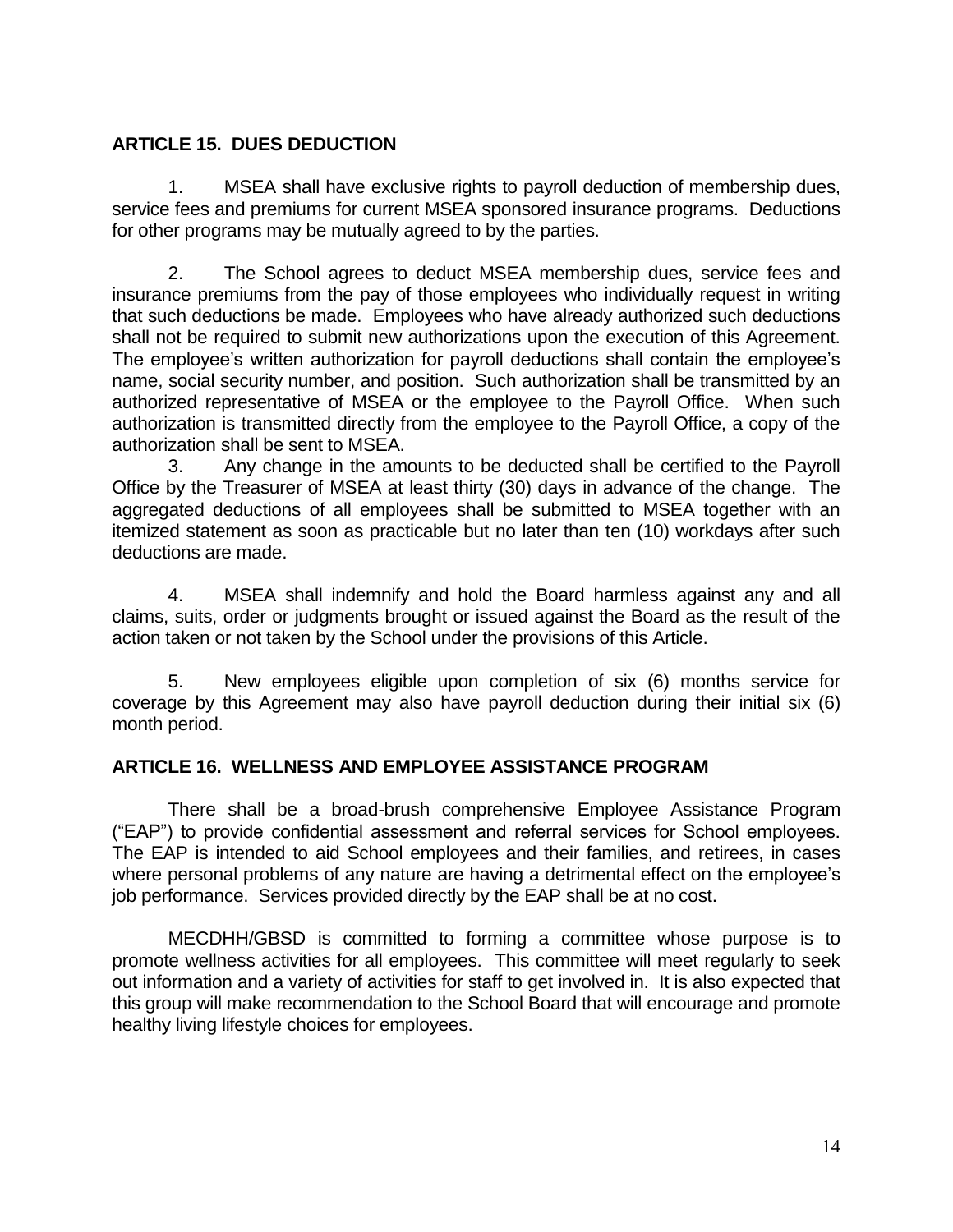## ARTICLE 15. DUES DEDUCTION

1. MSEA shall have exclusive rights to payroll deduction of membership dues, service fees and premiums for current MSEA sponsored insurance programs. Deductions for other programs may be mutually agreed to by the parties.

2. The School agrees to deduct MSEA membership dues, service fees and insurance premiums from the pay of those employees who individually request in writing that such deductions be made. Employees who have already authorized such deductions shall not be required to submit new authorizations upon the execution of this Agreement. The employee's written authorization for payroll deductions shall contain the employee's name, social security number, and position. Such authorization shall be transmitted by an authorized representative of MSEA or the employee to the Payroll Office. When such authorization is transmitted directly from the employee to the Payroll Office, a copy of the authorization shall be sent to MSEA.

3. Any change in the amounts to be deducted shall be certified to the Payroll Office by the Treasurer of MSEA at least thirty (30) days in advance of the change. The aggregated deductions of all employees shall be submitted to MSEA together with an itemized statement as soon as practicable but no later than ten (10) workdays after such deductions are made.

4. MSEA shall indemnify and hold the Board harmless against any and all claims, suits, order or judgments brought or issued against the Board as the result of the action taken or not taken by the School under the provisions of this Article.

5. New employees eligible upon completion of six (6) months service for coverage by this Agreement may also have payroll deduction during their initial six (6) month period.

## ARTICLE 16. WELLNESS AND EMPLOYEE ASSISTANCE PROGRAM

There shall be a broad-brush comprehensive Employee Assistance Program ("EAP") to provide confidential assessment and referral services for School employees. The EAP is intended to aid School employees and their families, and retirees, in cases where personal problems of any nature are having a detrimental effect on the employee's job performance. Services provided directly by the EAP shall be at no cost.

MECDHH/GBSD is committed to forming a committee whose purpose is to promote wellness activities for all employees. This committee will meet regularly to seek out information and a variety of activities for staff to get involved in. It is also expected that this group will make recommendation to the School Board that will encourage and promote healthy living lifestyle choices for employees.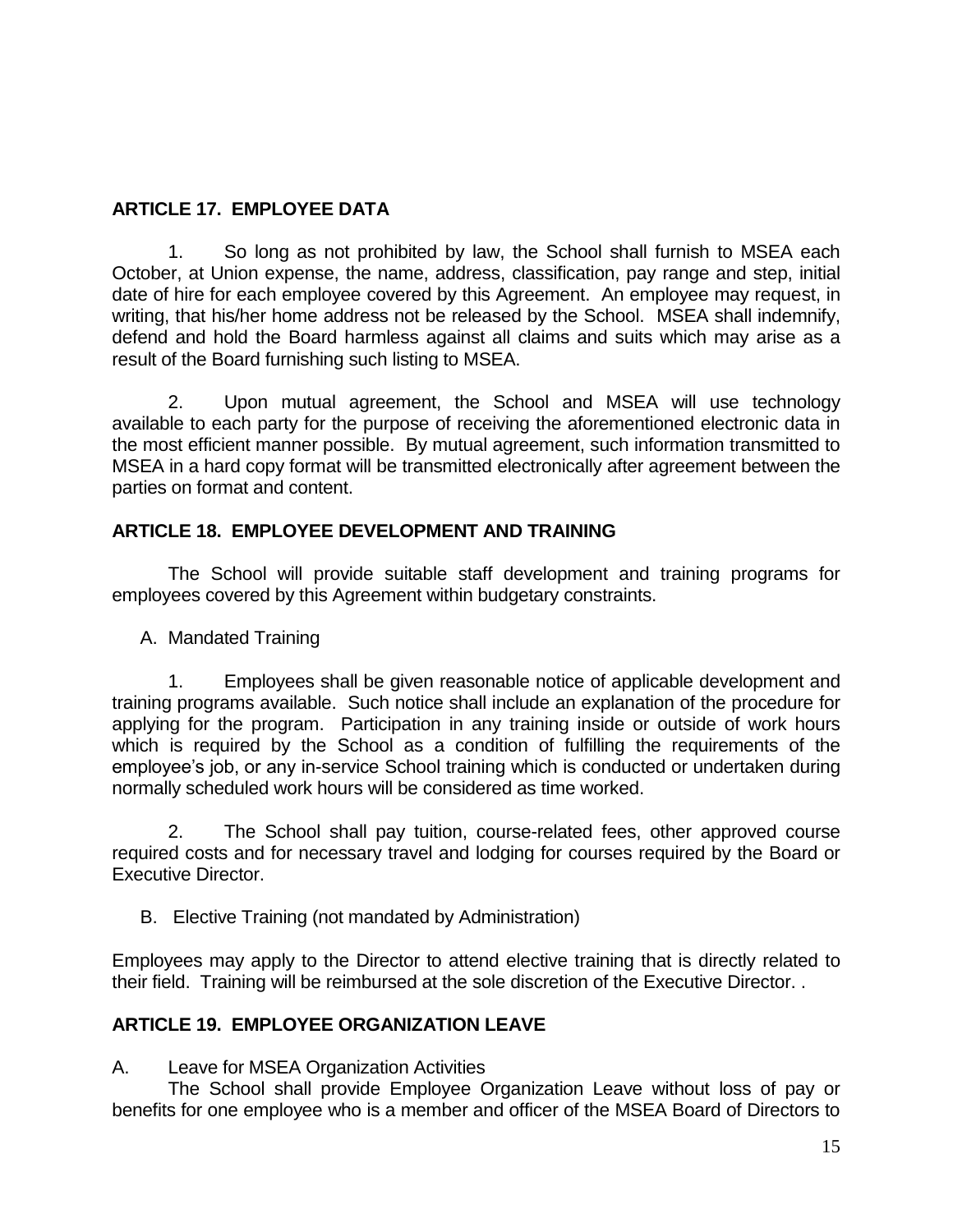## ARTICLE 17. EMPLOYEE DATA

1. So long as not prohibited by law, the School shall furnish to MSEA each October, at Union expense, the name, address, classification, pay range and step, initial date of hire for each employee covered by this Agreement. An employee may request, in writing, that his/her home address not be released by the School. MSEA shall indemnify, defend and hold the Board harmless against all claims and suits which may arise as a result of the Board furnishing such listing to MSEA.

2. Upon mutual agreement, the School and MSEA will use technology available to each party for the purpose of receiving the aforementioned electronic data in the most efficient manner possible. By mutual agreement, such information transmitted to MSEA in a hard copy format will be transmitted electronically after agreement between the parties on format and content.

## ARTICLE 18. EMPLOYEE DEVELOPMENT AND TRAINING

The School will provide suitable staff development and training programs for employees covered by this Agreement within budgetary constraints.

A. Mandated Training

1. Employees shall be given reasonable notice of applicable development and training programs available. Such notice shall include an explanation of the procedure for applying for the program. Participation in any training inside or outside of work hours which is required by the School as a condition of fulfilling the requirements of the employee's job, or any in-service School training which is conducted or undertaken during normally scheduled work hours will be considered as time worked.

2. The School shall pay tuition, course-related fees, other approved course required costs and for necessary travel and lodging for courses required by the Board or Executive Director.

B. Elective Training (not mandated by Administration)

Employees may apply to the Director to attend elective training that is directly related to their field. Training will be reimbursed at the sole discretion of the Executive Director. .

## ARTICLE 19. EMPLOYEE ORGANIZATION LEAVE

A. Leave for MSEA Organization Activities

The School shall provide Employee Organization Leave without loss of pay or benefits for one employee who is a member and officer of the MSEA Board of Directors to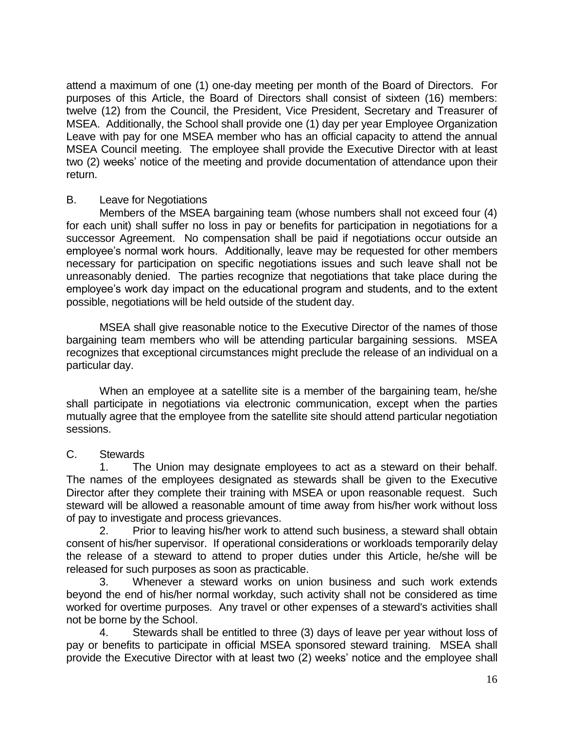attend a maximum of one (1) one-day meeting per month of the Board of Directors. For purposes of this Article, the Board of Directors shall consist of sixteen (16) members: twelve (12) from the Council, the President, Vice President, Secretary and Treasurer of MSEA. Additionally, the School shall provide one (1) day per year Employee Organization Leave with pay for one MSEA member who has an official capacity to attend the annual MSEA Council meeting. The employee shall provide the Executive Director with at least two (2) weeks' notice of the meeting and provide documentation of attendance upon their return.

B. Leave for Negotiations

Members of the MSEA bargaining team (whose numbers shall not exceed four (4) for each unit) shall suffer no loss in pay or benefits for participation in negotiations for a successor Agreement. No compensation shall be paid if negotiations occur outside an employee's normal work hours. Additionally, leave may be requested for other members necessary for participation on specific negotiations issues and such leave shall not be unreasonably denied. The parties recognize that negotiations that take place during the employee's work day impact on the educational program and students, and to the extent possible, negotiations will be held outside of the student day.

MSEA shall give reasonable notice to the Executive Director of the names of those bargaining team members who will be attending particular bargaining sessions. MSEA recognizes that exceptional circumstances might preclude the release of an individual on a particular day.

When an employee at a satellite site is a member of the bargaining team, he/she shall participate in negotiations via electronic communication, except when the parties mutually agree that the employee from the satellite site should attend particular negotiation sessions.

C. Stewards

1. The Union may designate employees to act as a steward on their behalf. The names of the employees designated as stewards shall be given to the Executive Director after they complete their training with MSEA or upon reasonable request. Such steward will be allowed a reasonable amount of time away from his/her work without loss of pay to investigate and process grievances.

2. Prior to leaving his/her work to attend such business, a steward shall obtain consent of his/her supervisor. If operational considerations or workloads temporarily delay the release of a steward to attend to proper duties under this Article, he/she will be released for such purposes as soon as practicable.

3. Whenever a steward works on union business and such work extends beyond the end of his/her normal workday, such activity shall not be considered as time worked for overtime purposes. Any travel or other expenses of a steward's activities shall not be borne by the School.

4. Stewards shall be entitled to three (3) days of leave per year without loss of pay or benefits to participate in official MSEA sponsored steward training. MSEA shall provide the Executive Director with at least two (2) weeks' notice and the employee shall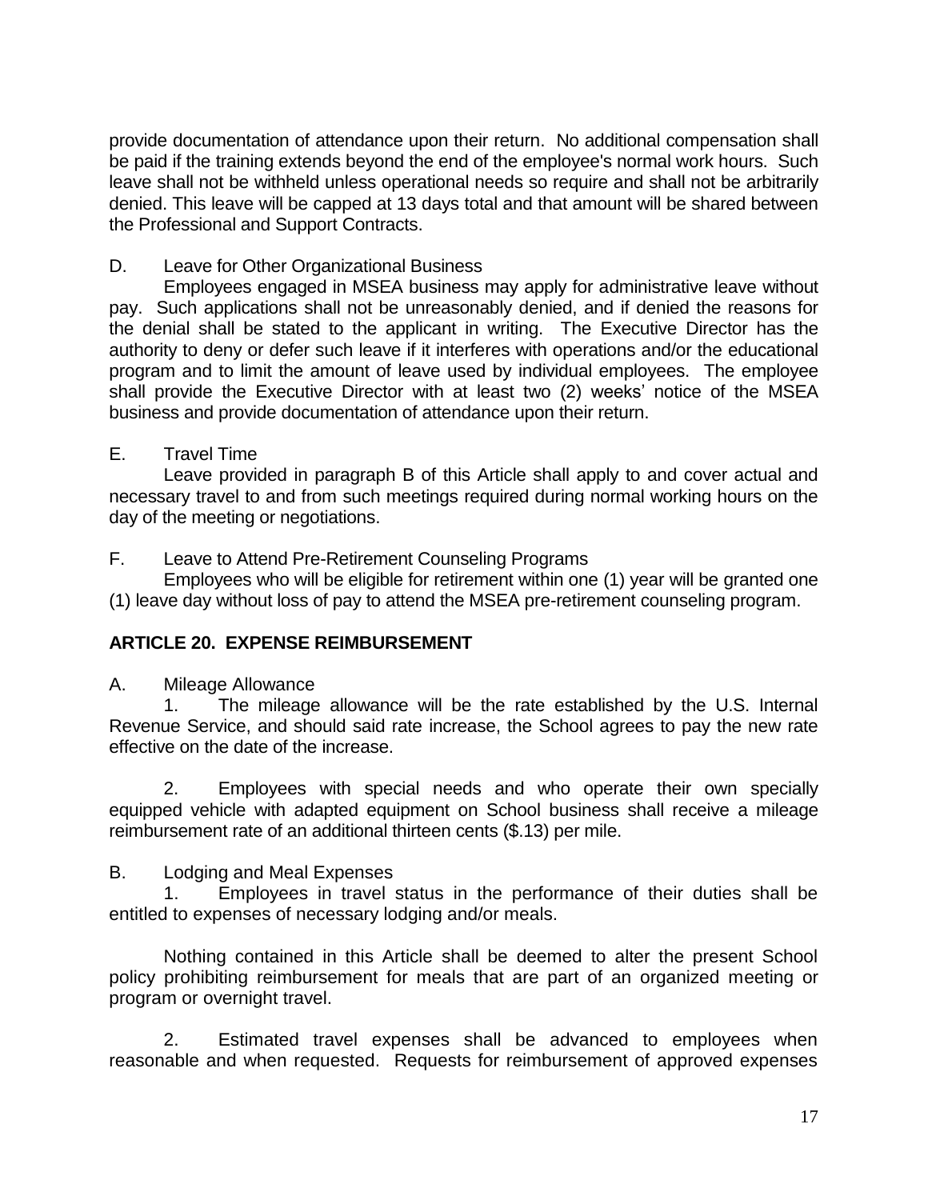provide documentation of attendance upon their return. No additional compensation shall be paid if the training extends beyond the end of the employee's normal work hours. Such leave shall not be withheld unless operational needs so require and shall not be arbitrarily denied. This leave will be capped at 13 days total and that amount will be shared between the Professional and Support Contracts.

D. Leave for Other Organizational Business

Employees engaged in MSEA business may apply for administrative leave without pay. Such applications shall not be unreasonably denied, and if denied the reasons for the denial shall be stated to the applicant in writing. The Executive Director has the authority to deny or defer such leave if it interferes with operations and/or the educational program and to limit the amount of leave used by individual employees. The employee shall provide the Executive Director with at least two (2) weeks' notice of the MSEA business and provide documentation of attendance upon their return.

E. Travel Time

Leave provided in paragraph B of this Article shall apply to and cover actual and necessary travel to and from such meetings required during normal working hours on the day of the meeting or negotiations.

F. Leave to Attend Pre-Retirement Counseling Programs

Employees who will be eligible for retirement within one (1) year will be granted one (1) leave day without loss of pay to attend the MSEA pre-retirement counseling program.

## ARTICLE 20. EXPENSE REIMBURSEMENT

A. Mileage Allowance

1. The mileage allowance will be the rate established by the U.S. Internal Revenue Service, and should said rate increase, the School agrees to pay the new rate effective on the date of the increase.

2. Employees with special needs and who operate their own specially equipped vehicle with adapted equipment on School business shall receive a mileage reimbursement rate of an additional thirteen cents ($.13) per mile.

B. Lodging and Meal Expenses

1. Employees in travel status in the performance of their duties shall be entitled to expenses of necessary lodging and/or meals.

Nothing contained in this Article shall be deemed to alter the present School policy prohibiting reimbursement for meals that are part of an organized meeting or program or overnight travel.

2. Estimated travel expenses shall be advanced to employees when reasonable and when requested. Requests for reimbursement of approved expenses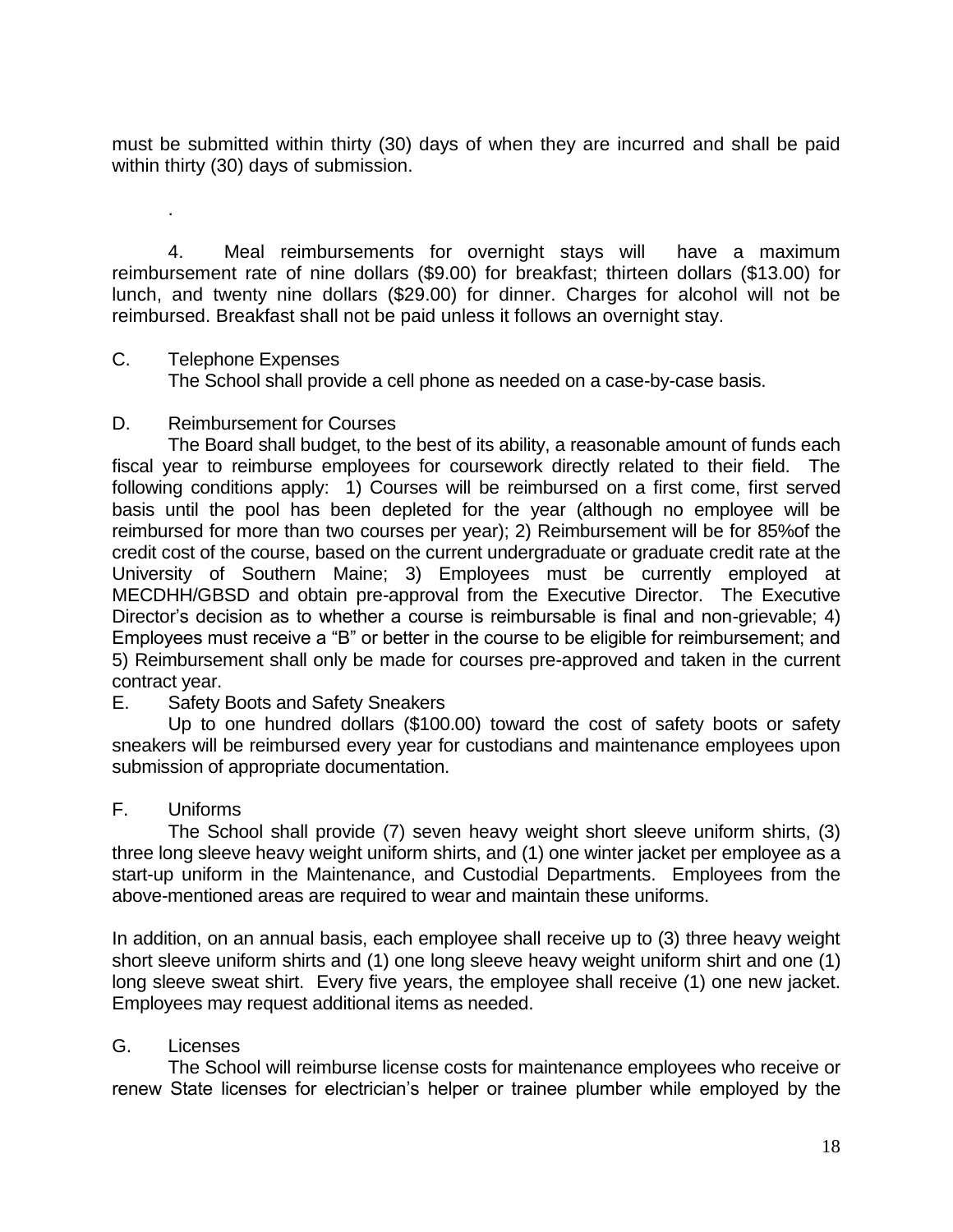must be submitted within thirty (30) days of when they are incurred and shall be paid within thirty (30) days of submission.

.

4. Meal reimbursements for overnight stays will have a maximum reimbursement rate of nine dollars ($9.00) for breakfast; thirteen dollars ($13.00) for lunch, and twenty nine dollars ($29.00) for dinner. Charges for alcohol will not be reimbursed. Breakfast shall not be paid unless it follows an overnight stay.

C. Telephone Expenses

The School shall provide a cell phone as needed on a case-by-case basis.

D. Reimbursement for Courses

The Board shall budget, to the best of its ability, a reasonable amount of funds each fiscal year to reimburse employees for coursework directly related to their field. The following conditions apply: 1) Courses will be reimbursed on a first come, first served basis until the pool has been depleted for the year (although no employee will be reimbursed for more than two courses per year); 2) Reimbursement will be for 85%of the credit cost of the course, based on the current undergraduate or graduate credit rate at the University of Southern Maine; 3) Employees must be currently employed at MECDHH/GBSD and obtain pre-approval from the Executive Director. The Executive Director's decision as to whether a course is reimbursable is final and non-grievable; 4) Employees must receive a "B" or better in the course to be eligible for reimbursement; and 5) Reimbursement shall only be made for courses pre-approved and taken in the current contract year.

E. Safety Boots and Safety Sneakers

Up to one hundred dollars ($100.00) toward the cost of safety boots or safety sneakers will be reimbursed every year for custodians and maintenance employees upon submission of appropriate documentation.

F. Uniforms

The School shall provide (7) seven heavy weight short sleeve uniform shirts, (3) three long sleeve heavy weight uniform shirts, and (1) one winter jacket per employee as a start-up uniform in the Maintenance, and Custodial Departments. Employees from the above-mentioned areas are required to wear and maintain these uniforms.

In addition, on an annual basis, each employee shall receive up to (3) three heavy weight short sleeve uniform shirts and (1) one long sleeve heavy weight uniform shirt and one (1) long sleeve sweat shirt. Every five years, the employee shall receive (1) one new jacket. Employees may request additional items as needed.

G. Licenses

The School will reimburse license costs for maintenance employees who receive or renew State licenses for electrician's helper or trainee plumber while employed by the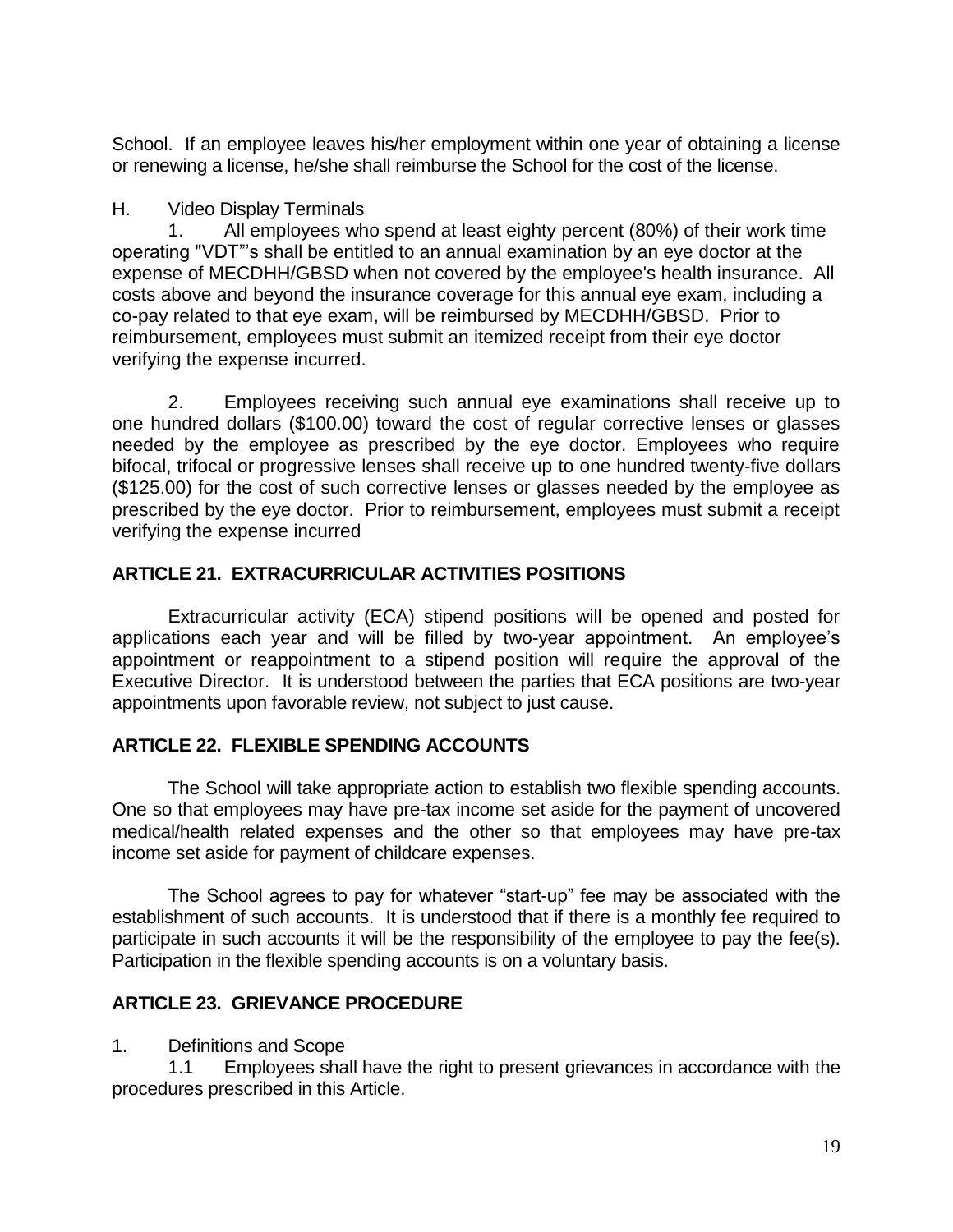School. If an employee leaves his/her employment within one year of obtaining a license or renewing a license, he/she shall reimburse the School for the cost of the license.

H. Video Display Terminals

1. All employees who spend at least eighty percent (80%) of their work time operating "VDT"'s shall be entitled to an annual examination by an eye doctor at the expense of MECDHH/GBSD when not covered by the employee's health insurance. All costs above and beyond the insurance coverage for this annual eye exam, including a co-pay related to that eye exam, will be reimbursed by MECDHH/GBSD. Prior to reimbursement, employees must submit an itemized receipt from their eye doctor verifying the expense incurred.

2. Employees receiving such annual eye examinations shall receive up to one hundred dollars ($100.00) toward the cost of regular corrective lenses or glasses needed by the employee as prescribed by the eye doctor. Employees who require bifocal, trifocal or progressive lenses shall receive up to one hundred twenty-five dollars ($125.00) for the cost of such corrective lenses or glasses needed by the employee as prescribed by the eye doctor. Prior to reimbursement, employees must submit a receipt verifying the expense incurred

## ARTICLE 21. EXTRACURRICULAR ACTIVITIES POSITIONS

Extracurricular activity (ECA) stipend positions will be opened and posted for applications each year and will be filled by two-year appointment. An employee's appointment or reappointment to a stipend position will require the approval of the Executive Director. It is understood between the parties that ECA positions are two-year appointments upon favorable review, not subject to just cause.

## ARTICLE 22. FLEXIBLE SPENDING ACCOUNTS

The School will take appropriate action to establish two flexible spending accounts. One so that employees may have pre-tax income set aside for the payment of uncovered medical/health related expenses and the other so that employees may have pre-tax income set aside for payment of childcare expenses.

The School agrees to pay for whatever "start-up" fee may be associated with the establishment of such accounts. It is understood that if there is a monthly fee required to participate in such accounts it will be the responsibility of the employee to pay the fee(s). Participation in the flexible spending accounts is on a voluntary basis.

## ARTICLE 23. GRIEVANCE PROCEDURE

1. Definitions and Scope

1.1 Employees shall have the right to present grievances in accordance with the procedures prescribed in this Article.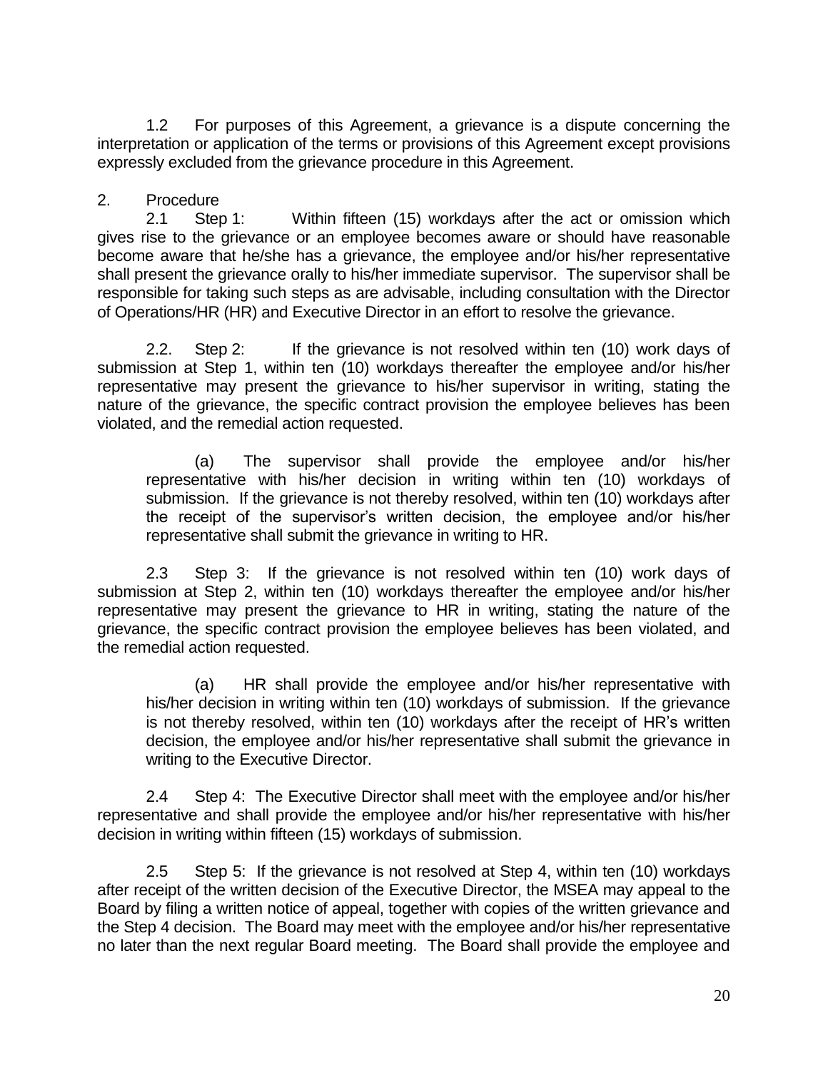1.2 For purposes of this Agreement, a grievance is a dispute concerning the interpretation or application of the terms or provisions of this Agreement except provisions expressly excluded from the grievance procedure in this Agreement.

2. Procedure

2.1 Step 1: Within fifteen (15) workdays after the act or omission which gives rise to the grievance or an employee becomes aware or should have reasonable become aware that he/she has a grievance, the employee and/or his/her representative shall present the grievance orally to his/her immediate supervisor. The supervisor shall be responsible for taking such steps as are advisable, including consultation with the Director of Operations/HR (HR) and Executive Director in an effort to resolve the grievance.

2.2. Step 2: If the grievance is not resolved within ten (10) work days of submission at Step 1, within ten (10) workdays thereafter the employee and/or his/her representative may present the grievance to his/her supervisor in writing, stating the nature of the grievance, the specific contract provision the employee believes has been violated, and the remedial action requested.

(a) The supervisor shall provide the employee and/or his/her representative with his/her decision in writing within ten (10) workdays of submission. If the grievance is not thereby resolved, within ten (10) workdays after the receipt of the supervisor's written decision, the employee and/or his/her representative shall submit the grievance in writing to HR.

2.3 Step 3: If the grievance is not resolved within ten (10) work days of submission at Step 2, within ten (10) workdays thereafter the employee and/or his/her representative may present the grievance to HR in writing, stating the nature of the grievance, the specific contract provision the employee believes has been violated, and the remedial action requested.

(a) HR shall provide the employee and/or his/her representative with his/her decision in writing within ten (10) workdays of submission. If the grievance is not thereby resolved, within ten (10) workdays after the receipt of HR's written decision, the employee and/or his/her representative shall submit the grievance in writing to the Executive Director.

2.4 Step 4: The Executive Director shall meet with the employee and/or his/her representative and shall provide the employee and/or his/her representative with his/her decision in writing within fifteen (15) workdays of submission.

2.5 Step 5: If the grievance is not resolved at Step 4, within ten (10) workdays after receipt of the written decision of the Executive Director, the MSEA may appeal to the Board by filing a written notice of appeal, together with copies of the written grievance and the Step 4 decision. The Board may meet with the employee and/or his/her representative no later than the next regular Board meeting. The Board shall provide the employee and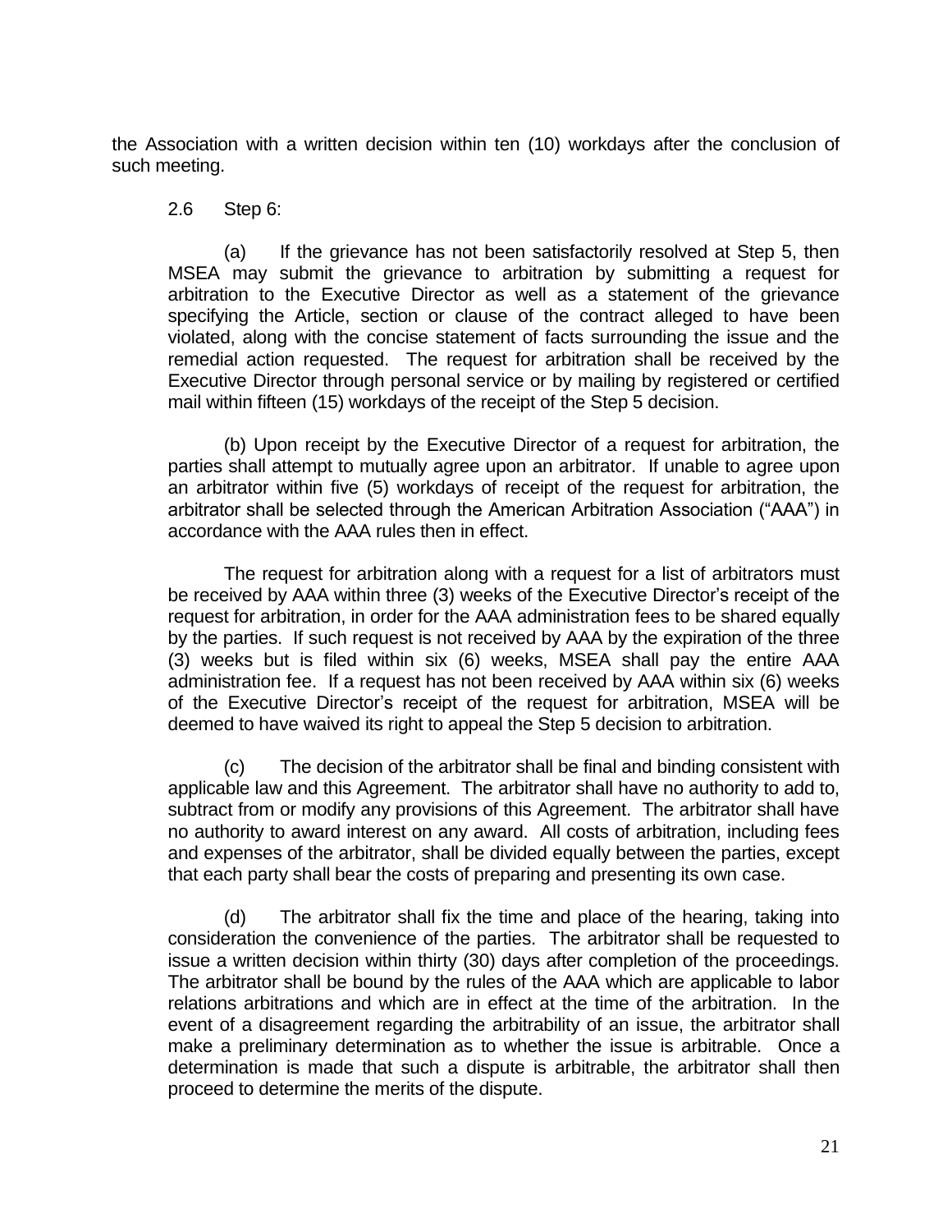the Association with a written decision within ten (10) workdays after the conclusion of such meeting.

2.6 Step 6:

(a) If the grievance has not been satisfactorily resolved at Step 5, then MSEA may submit the grievance to arbitration by submitting a request for arbitration to the Executive Director as well as a statement of the grievance specifying the Article, section or clause of the contract alleged to have been violated, along with the concise statement of facts surrounding the issue and the remedial action requested. The request for arbitration shall be received by the Executive Director through personal service or by mailing by registered or certified mail within fifteen (15) workdays of the receipt of the Step 5 decision.

(b) Upon receipt by the Executive Director of a request for arbitration, the parties shall attempt to mutually agree upon an arbitrator. If unable to agree upon an arbitrator within five (5) workdays of receipt of the request for arbitration, the arbitrator shall be selected through the American Arbitration Association ("AAA") in accordance with the AAA rules then in effect.

The request for arbitration along with a request for a list of arbitrators must be received by AAA within three (3) weeks of the Executive Director's receipt of the request for arbitration, in order for the AAA administration fees to be shared equally by the parties. If such request is not received by AAA by the expiration of the three (3) weeks but is filed within six (6) weeks, MSEA shall pay the entire AAA administration fee. If a request has not been received by AAA within six (6) weeks of the Executive Director's receipt of the request for arbitration, MSEA will be deemed to have waived its right to appeal the Step 5 decision to arbitration.

(c) The decision of the arbitrator shall be final and binding consistent with applicable law and this Agreement. The arbitrator shall have no authority to add to, subtract from or modify any provisions of this Agreement. The arbitrator shall have no authority to award interest on any award. All costs of arbitration, including fees and expenses of the arbitrator, shall be divided equally between the parties, except that each party shall bear the costs of preparing and presenting its own case.

(d) The arbitrator shall fix the time and place of the hearing, taking into consideration the convenience of the parties. The arbitrator shall be requested to issue a written decision within thirty (30) days after completion of the proceedings. The arbitrator shall be bound by the rules of the AAA which are applicable to labor relations arbitrations and which are in effect at the time of the arbitration. In the event of a disagreement regarding the arbitrability of an issue, the arbitrator shall make a preliminary determination as to whether the issue is arbitrable. Once a determination is made that such a dispute is arbitrable, the arbitrator shall then proceed to determine the merits of the dispute.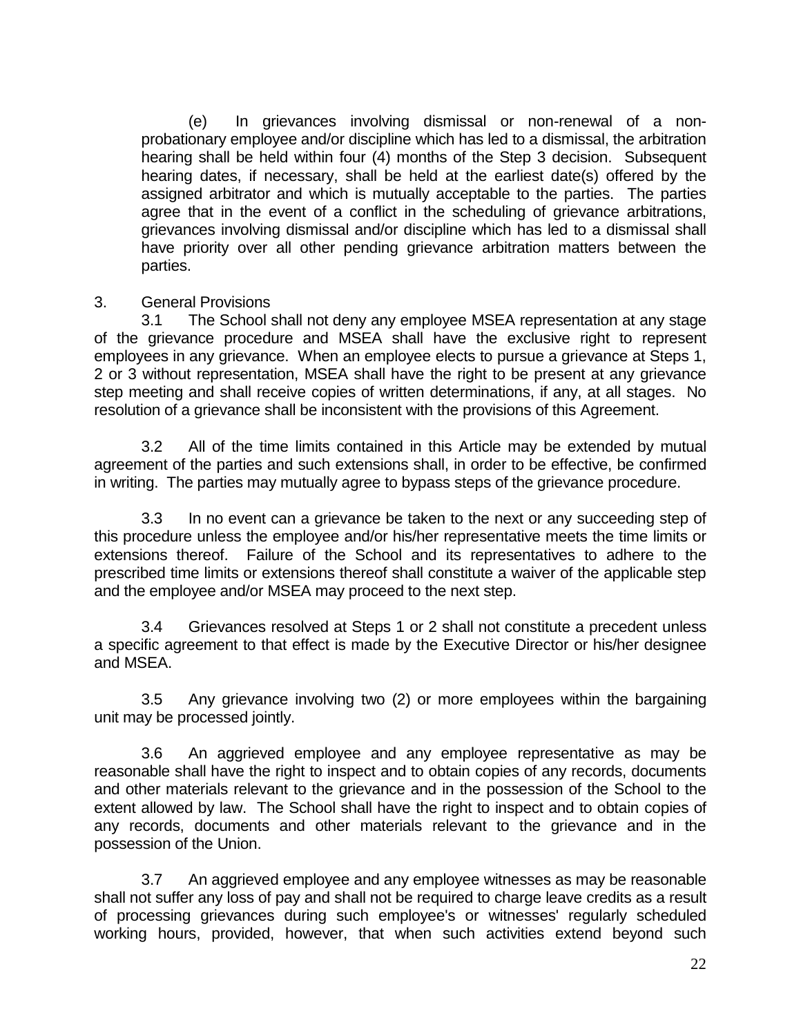(e) In grievances involving dismissal or non-renewal of a non-probationary employee and/or discipline which has led to a dismissal, the arbitration hearing shall be held within four (4) months of the Step 3 decision. Subsequent hearing dates, if necessary, shall be held at the earliest date(s) offered by the assigned arbitrator and which is mutually acceptable to the parties. The parties agree that in the event of a conflict in the scheduling of grievance arbitrations, grievances involving dismissal and/or discipline which has led to a dismissal shall have priority over all other pending grievance arbitration matters between the parties.

3. General Provisions

3.1 The School shall not deny any employee MSEA representation at any stage of the grievance procedure and MSEA shall have the exclusive right to represent employees in any grievance. When an employee elects to pursue a grievance at Steps 1, 2 or 3 without representation, MSEA shall have the right to be present at any grievance step meeting and shall receive copies of written determinations, if any, at all stages. No resolution of a grievance shall be inconsistent with the provisions of this Agreement.

3.2 All of the time limits contained in this Article may be extended by mutual agreement of the parties and such extensions shall, in order to be effective, be confirmed in writing. The parties may mutually agree to bypass steps of the grievance procedure.

3.3 In no event can a grievance be taken to the next or any succeeding step of this procedure unless the employee and/or his/her representative meets the time limits or extensions thereof. Failure of the School and its representatives to adhere to the prescribed time limits or extensions thereof shall constitute a waiver of the applicable step and the employee and/or MSEA may proceed to the next step.

3.4 Grievances resolved at Steps 1 or 2 shall not constitute a precedent unless a specific agreement to that effect is made by the Executive Director or his/her designee and MSEA.

3.5 Any grievance involving two (2) or more employees within the bargaining unit may be processed jointly.

3.6 An aggrieved employee and any employee representative as may be reasonable shall have the right to inspect and to obtain copies of any records, documents and other materials relevant to the grievance and in the possession of the School to the extent allowed by law. The School shall have the right to inspect and to obtain copies of any records, documents and other materials relevant to the grievance and in the possession of the Union.

3.7 An aggrieved employee and any employee witnesses as may be reasonable shall not suffer any loss of pay and shall not be required to charge leave credits as a result of processing grievances during such employee's or witnesses' regularly scheduled working hours, provided, however, that when such activities extend beyond such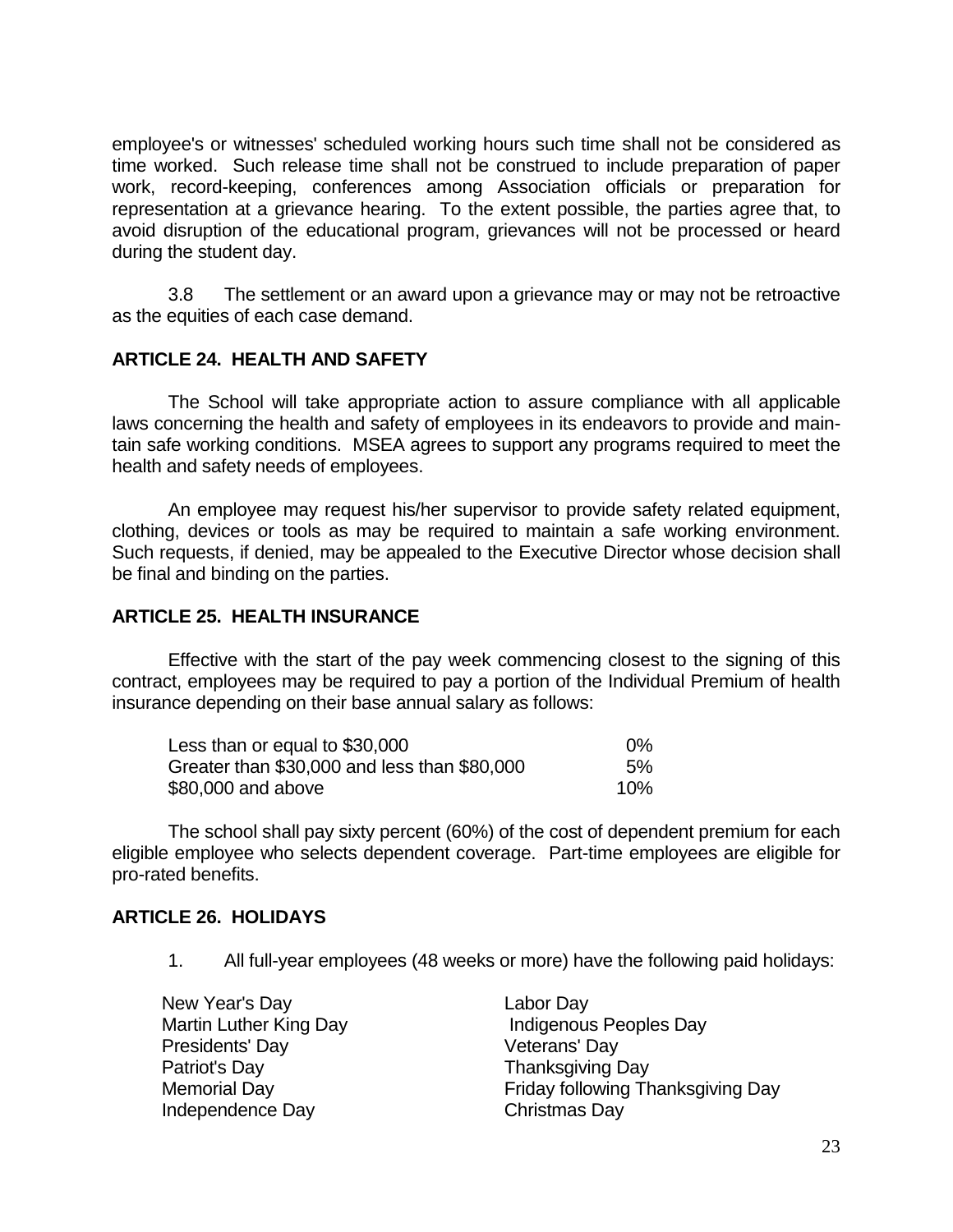employee's or witnesses' scheduled working hours such time shall not be considered as time worked. Such release time shall not be construed to include preparation of paper work, record-keeping, conferences among Association officials or preparation for representation at a grievance hearing. To the extent possible, the parties agree that, to avoid disruption of the educational program, grievances will not be processed or heard during the student day.

3.8 The settlement or an award upon a grievance may or may not be retroactive as the equities of each case demand.

## ARTICLE 24. HEALTH AND SAFETY

The School will take appropriate action to assure compliance with all applicable laws concerning the health and safety of employees in its endeavors to provide and maintain safe working conditions. MSEA agrees to support any programs required to meet the health and safety needs of employees.

An employee may request his/her supervisor to provide safety related equipment, clothing, devices or tools as may be required to maintain a safe working environment. Such requests, if denied, may be appealed to the Executive Director whose decision shall be final and binding on the parties.

## ARTICLE 25. HEALTH INSURANCE

Effective with the start of the pay week commencing closest to the signing of this contract, employees may be required to pay a portion of the Individual Premium of health insurance depending on their base annual salary as follows:

| | |
|---|---|
| Less than or equal to $30,000 | 0% |
| Greater than $30,000 and less than $80,000 | 5% |
| $80,000 and above | 10% |

The school shall pay sixty percent (60%) of the cost of dependent premium for each eligible employee who selects dependent coverage. Part-time employees are eligible for pro-rated benefits.

## ARTICLE 26. HOLIDAYS

1. All full-year employees (48 weeks or more) have the following paid holidays:

| | |
|---|---|
| New Year's Day | Labor Day |
| Martin Luther King Day | Indigenous Peoples Day |
| Presidents' Day | Veterans' Day |
| Patriot's Day | Thanksgiving Day |
| Memorial Day | Friday following Thanksgiving Day |
| Independence Day | Christmas Day |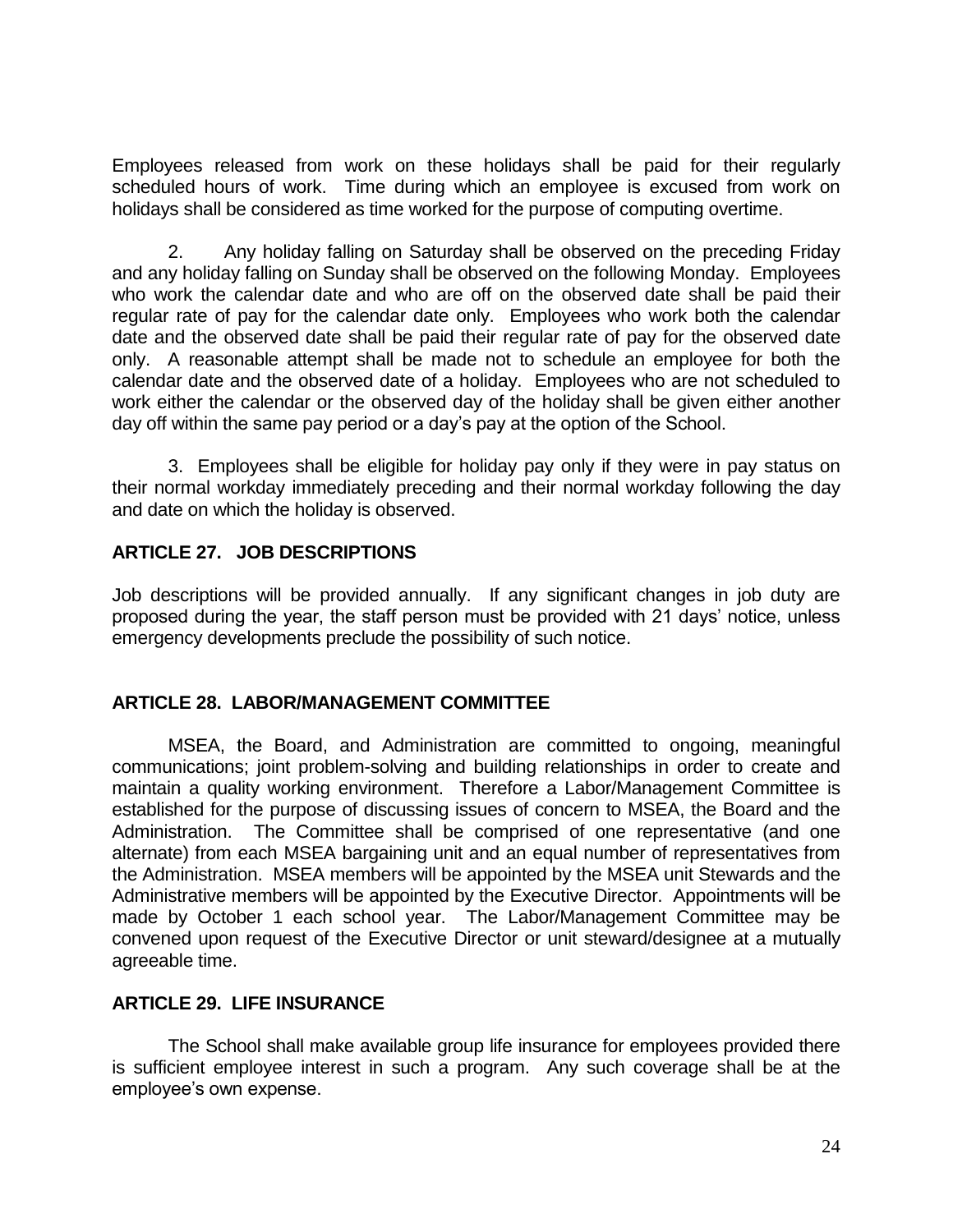Employees released from work on these holidays shall be paid for their regularly scheduled hours of work. Time during which an employee is excused from work on holidays shall be considered as time worked for the purpose of computing overtime.

2. Any holiday falling on Saturday shall be observed on the preceding Friday and any holiday falling on Sunday shall be observed on the following Monday. Employees who work the calendar date and who are off on the observed date shall be paid their regular rate of pay for the calendar date only. Employees who work both the calendar date and the observed date shall be paid their regular rate of pay for the observed date only. A reasonable attempt shall be made not to schedule an employee for both the calendar date and the observed date of a holiday. Employees who are not scheduled to work either the calendar or the observed day of the holiday shall be given either another day off within the same pay period or a day's pay at the option of the School.

3. Employees shall be eligible for holiday pay only if they were in pay status on their normal workday immediately preceding and their normal workday following the day and date on which the holiday is observed.

## ARTICLE 27. JOB DESCRIPTIONS

Job descriptions will be provided annually. If any significant changes in job duty are proposed during the year, the staff person must be provided with 21 days' notice, unless emergency developments preclude the possibility of such notice.

## ARTICLE 28. LABOR/MANAGEMENT COMMITTEE

MSEA, the Board, and Administration are committed to ongoing, meaningful communications; joint problem-solving and building relationships in order to create and maintain a quality working environment. Therefore a Labor/Management Committee is established for the purpose of discussing issues of concern to MSEA, the Board and the Administration. The Committee shall be comprised of one representative (and one alternate) from each MSEA bargaining unit and an equal number of representatives from the Administration. MSEA members will be appointed by the MSEA unit Stewards and the Administrative members will be appointed by the Executive Director. Appointments will be made by October 1 each school year. The Labor/Management Committee may be convened upon request of the Executive Director or unit steward/designee at a mutually agreeable time.

## ARTICLE 29. LIFE INSURANCE

The School shall make available group life insurance for employees provided there is sufficient employee interest in such a program. Any such coverage shall be at the employee's own expense.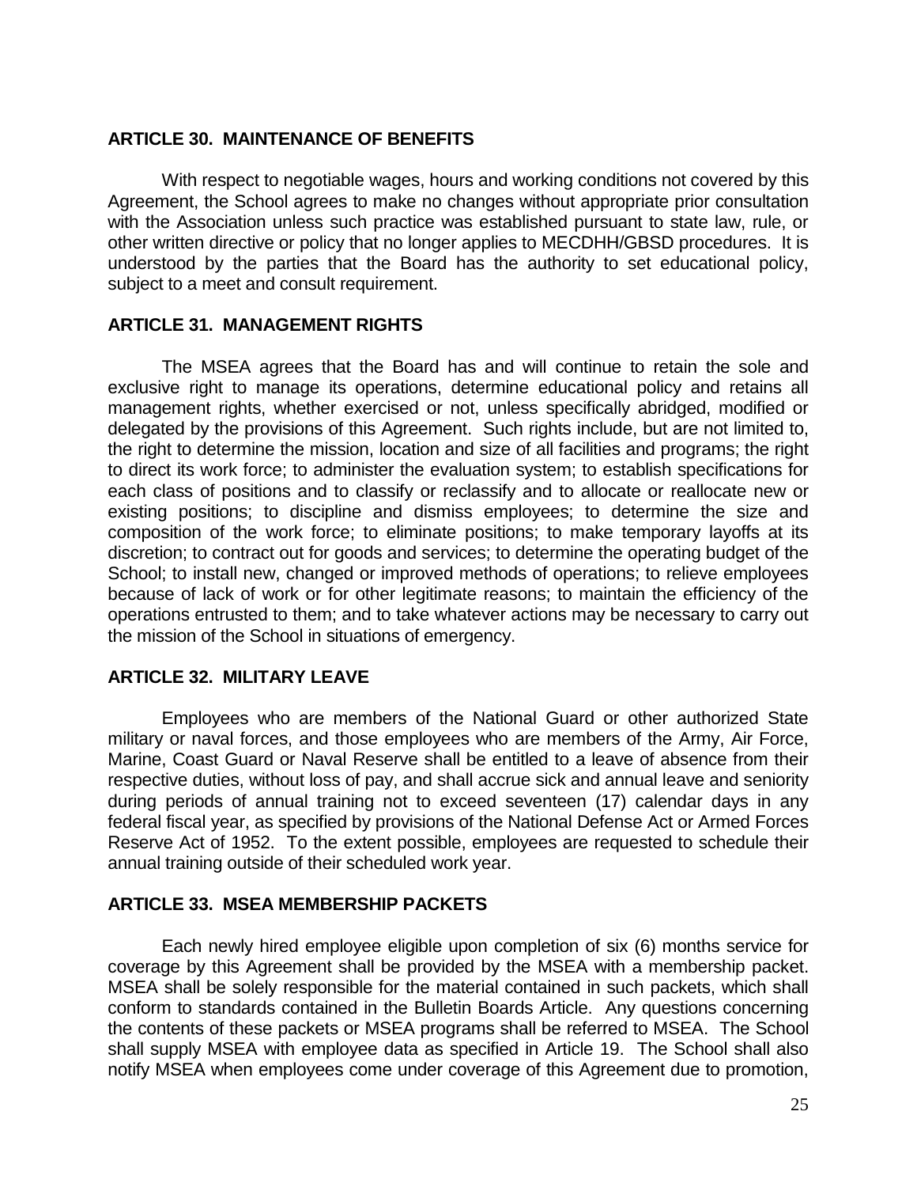## ARTICLE 30. MAINTENANCE OF BENEFITS

With respect to negotiable wages, hours and working conditions not covered by this Agreement, the School agrees to make no changes without appropriate prior consultation with the Association unless such practice was established pursuant to state law, rule, or other written directive or policy that no longer applies to MECDHH/GBSD procedures. It is understood by the parties that the Board has the authority to set educational policy, subject to a meet and consult requirement.

## ARTICLE 31. MANAGEMENT RIGHTS

The MSEA agrees that the Board has and will continue to retain the sole and exclusive right to manage its operations, determine educational policy and retains all management rights, whether exercised or not, unless specifically abridged, modified or delegated by the provisions of this Agreement. Such rights include, but are not limited to, the right to determine the mission, location and size of all facilities and programs; the right to direct its work force; to administer the evaluation system; to establish specifications for each class of positions and to classify or reclassify and to allocate or reallocate new or existing positions; to discipline and dismiss employees; to determine the size and composition of the work force; to eliminate positions; to make temporary layoffs at its discretion; to contract out for goods and services; to determine the operating budget of the School; to install new, changed or improved methods of operations; to relieve employees because of lack of work or for other legitimate reasons; to maintain the efficiency of the operations entrusted to them; and to take whatever actions may be necessary to carry out the mission of the School in situations of emergency.

## ARTICLE 32. MILITARY LEAVE

Employees who are members of the National Guard or other authorized State military or naval forces, and those employees who are members of the Army, Air Force, Marine, Coast Guard or Naval Reserve shall be entitled to a leave of absence from their respective duties, without loss of pay, and shall accrue sick and annual leave and seniority during periods of annual training not to exceed seventeen (17) calendar days in any federal fiscal year, as specified by provisions of the National Defense Act or Armed Forces Reserve Act of 1952. To the extent possible, employees are requested to schedule their annual training outside of their scheduled work year.

## ARTICLE 33. MSEA MEMBERSHIP PACKETS

Each newly hired employee eligible upon completion of six (6) months service for coverage by this Agreement shall be provided by the MSEA with a membership packet. MSEA shall be solely responsible for the material contained in such packets, which shall conform to standards contained in the Bulletin Boards Article. Any questions concerning the contents of these packets or MSEA programs shall be referred to MSEA. The School shall supply MSEA with employee data as specified in Article 19. The School shall also notify MSEA when employees come under coverage of this Agreement due to promotion,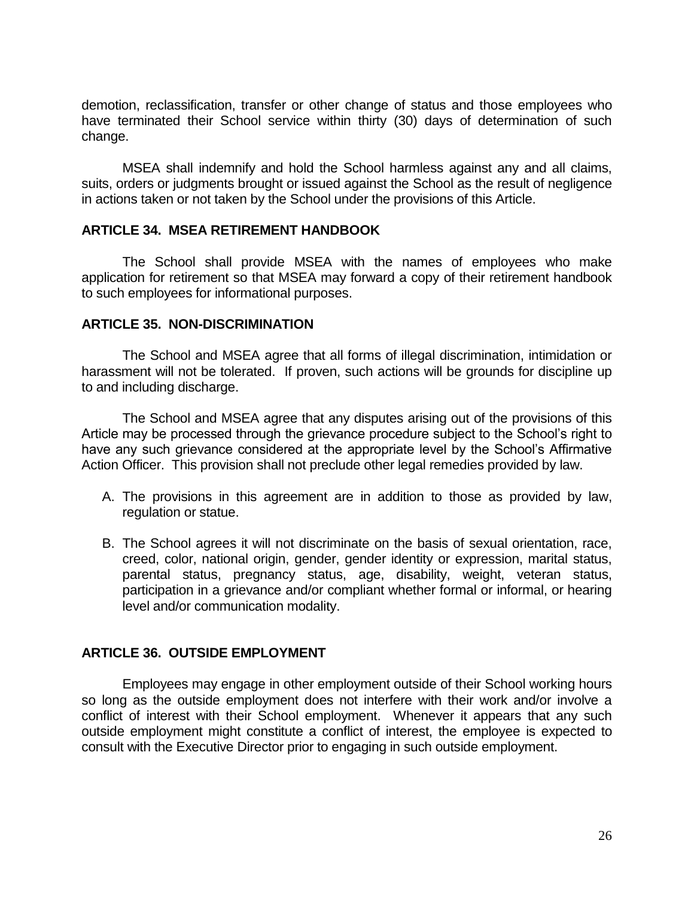demotion, reclassification, transfer or other change of status and those employees who have terminated their School service within thirty (30) days of determination of such change.

MSEA shall indemnify and hold the School harmless against any and all claims, suits, orders or judgments brought or issued against the School as the result of negligence in actions taken or not taken by the School under the provisions of this Article.

### ARTICLE 34. MSEA RETIREMENT HANDBOOK

The School shall provide MSEA with the names of employees who make application for retirement so that MSEA may forward a copy of their retirement handbook to such employees for informational purposes.

### ARTICLE 35. NON-DISCRIMINATION

The School and MSEA agree that all forms of illegal discrimination, intimidation or harassment will not be tolerated. If proven, such actions will be grounds for discipline up to and including discharge.

The School and MSEA agree that any disputes arising out of the provisions of this Article may be processed through the grievance procedure subject to the School's right to have any such grievance considered at the appropriate level by the School's Affirmative Action Officer. This provision shall not preclude other legal remedies provided by law.

A. The provisions in this agreement are in addition to those as provided by law, regulation or statue.

B. The School agrees it will not discriminate on the basis of sexual orientation, race, creed, color, national origin, gender, gender identity or expression, marital status, parental status, pregnancy status, age, disability, weight, veteran status, participation in a grievance and/or compliant whether formal or informal, or hearing level and/or communication modality.

### ARTICLE 36. OUTSIDE EMPLOYMENT

Employees may engage in other employment outside of their School working hours so long as the outside employment does not interfere with their work and/or involve a conflict of interest with their School employment. Whenever it appears that any such outside employment might constitute a conflict of interest, the employee is expected to consult with the Executive Director prior to engaging in such outside employment.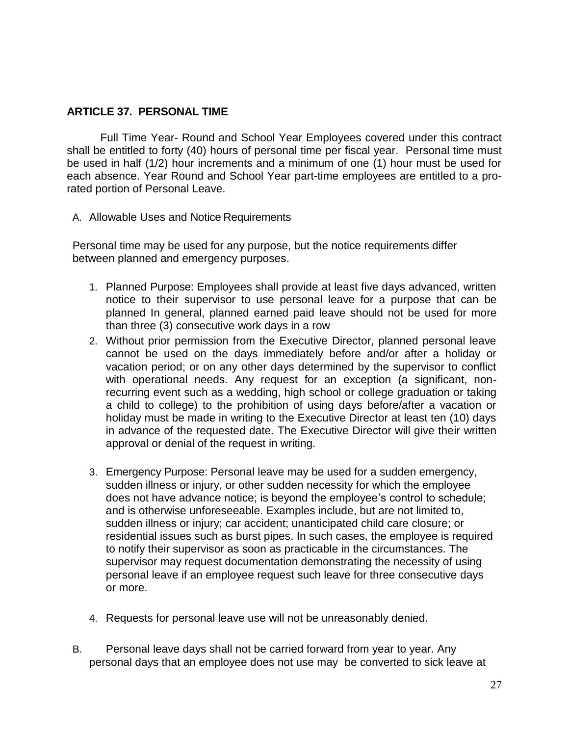## ARTICLE 37. PERSONAL TIME

Full Time Year- Round and School Year Employees covered under this contract shall be entitled to forty (40) hours of personal time per fiscal year. Personal time must be used in half (1/2) hour increments and a minimum of one (1) hour must be used for each absence. Year Round and School Year part-time employees are entitled to a pro-rated portion of Personal Leave.

A. Allowable Uses and Notice Requirements

Personal time may be used for any purpose, but the notice requirements differ between planned and emergency purposes.

1. Planned Purpose: Employees shall provide at least five days advanced, written notice to their supervisor to use personal leave for a purpose that can be planned In general, planned earned paid leave should not be used for more than three (3) consecutive work days in a row
2. Without prior permission from the Executive Director, planned personal leave cannot be used on the days immediately before and/or after a holiday or vacation period; or on any other days determined by the supervisor to conflict with operational needs. Any request for an exception (a significant, non-recurring event such as a wedding, high school or college graduation or taking a child to college) to the prohibition of using days before/after a vacation or holiday must be made in writing to the Executive Director at least ten (10) days in advance of the requested date. The Executive Director will give their written approval or denial of the request in writing.
3. Emergency Purpose: Personal leave may be used for a sudden emergency, sudden illness or injury, or other sudden necessity for which the employee does not have advance notice; is beyond the employee's control to schedule; and is otherwise unforeseeable. Examples include, but are not limited to, sudden illness or injury; car accident; unanticipated child care closure; or residential issues such as burst pipes. In such cases, the employee is required to notify their supervisor as soon as practicable in the circumstances. The supervisor may request documentation demonstrating the necessity of using personal leave if an employee request such leave for three consecutive days or more.
4. Requests for personal leave use will not be unreasonably denied.

B. Personal leave days shall not be carried forward from year to year. Any personal days that an employee does not use may be converted to sick leave at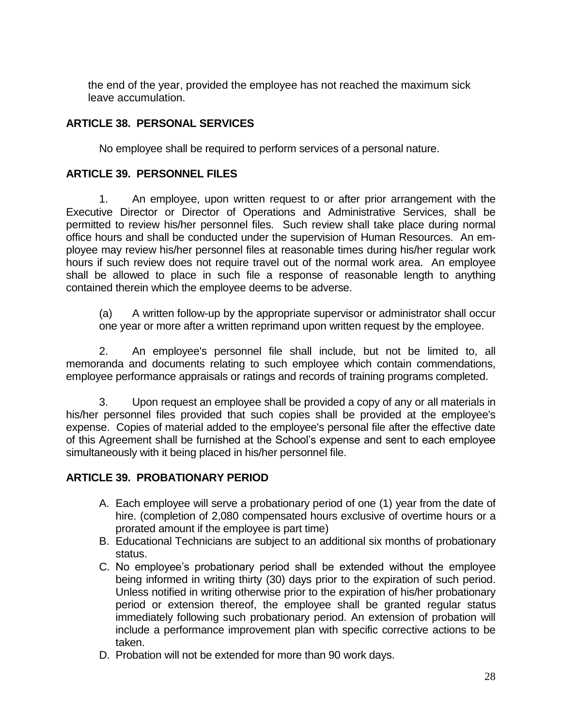the end of the year, provided the employee has not reached the maximum sick leave accumulation.

## ARTICLE 38. PERSONAL SERVICES

No employee shall be required to perform services of a personal nature.

## ARTICLE 39. PERSONNEL FILES

1. An employee, upon written request to or after prior arrangement with the Executive Director or Director of Operations and Administrative Services, shall be permitted to review his/her personnel files. Such review shall take place during normal office hours and shall be conducted under the supervision of Human Resources. An employee may review his/her personnel files at reasonable times during his/her regular work hours if such review does not require travel out of the normal work area. An employee shall be allowed to place in such file a response of reasonable length to anything contained therein which the employee deems to be adverse.

(a) A written follow-up by the appropriate supervisor or administrator shall occur one year or more after a written reprimand upon written request by the employee.

2. An employee's personnel file shall include, but not be limited to, all memoranda and documents relating to such employee which contain commendations, employee performance appraisals or ratings and records of training programs completed.

3. Upon request an employee shall be provided a copy of any or all materials in his/her personnel files provided that such copies shall be provided at the employee's expense. Copies of material added to the employee's personal file after the effective date of this Agreement shall be furnished at the School's expense and sent to each employee simultaneously with it being placed in his/her personnel file.

## ARTICLE 39. PROBATIONARY PERIOD

A. Each employee will serve a probationary period of one (1) year from the date of hire. (completion of 2,080 compensated hours exclusive of overtime hours or a prorated amount if the employee is part time)

B. Educational Technicians are subject to an additional six months of probationary status.

C. No employee's probationary period shall be extended without the employee being informed in writing thirty (30) days prior to the expiration of such period. Unless notified in writing otherwise prior to the expiration of his/her probationary period or extension thereof, the employee shall be granted regular status immediately following such probationary period. An extension of probation will include a performance improvement plan with specific corrective actions to be taken.

D. Probation will not be extended for more than 90 work days.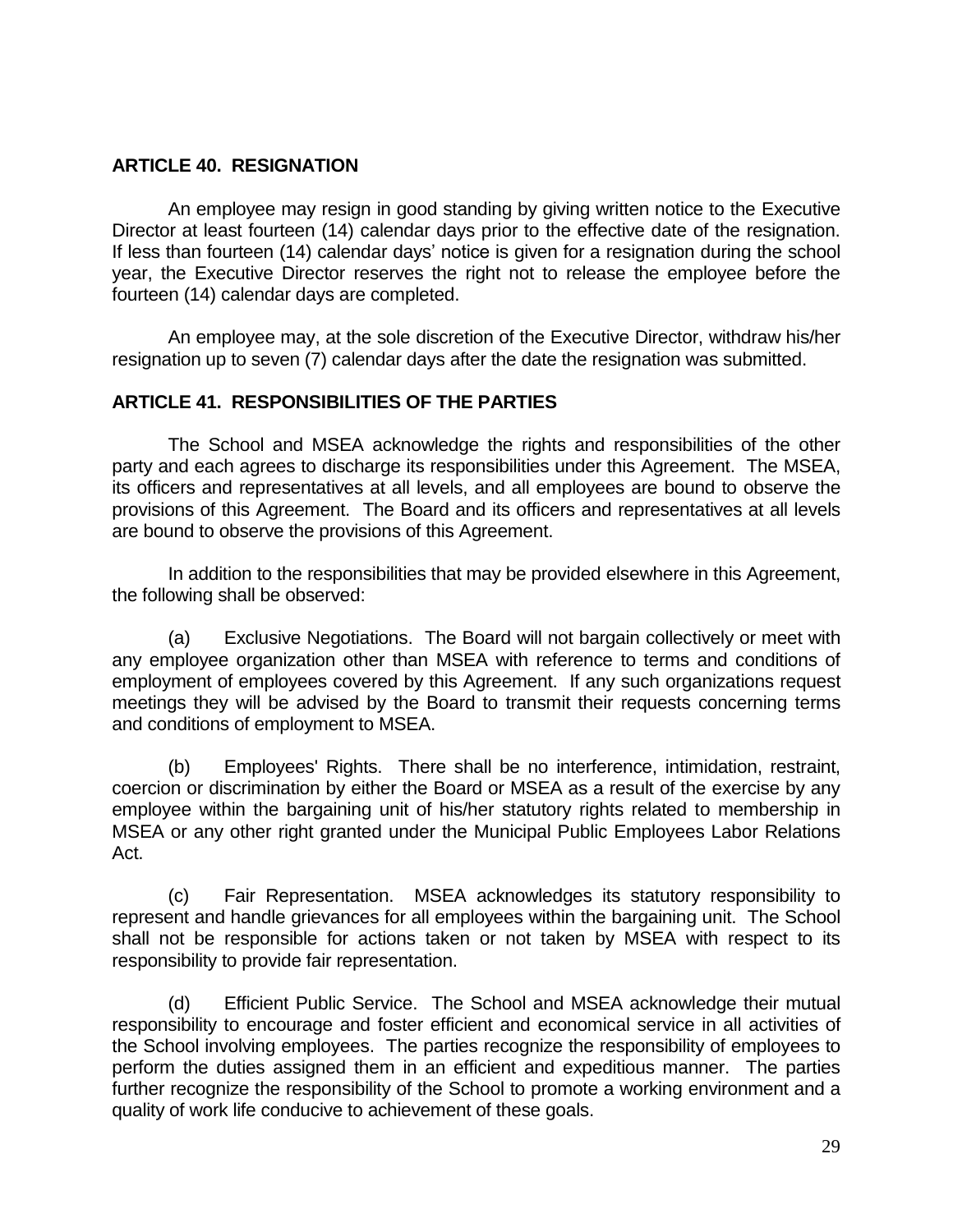## ARTICLE 40. RESIGNATION

An employee may resign in good standing by giving written notice to the Executive Director at least fourteen (14) calendar days prior to the effective date of the resignation. If less than fourteen (14) calendar days' notice is given for a resignation during the school year, the Executive Director reserves the right not to release the employee before the fourteen (14) calendar days are completed.

An employee may, at the sole discretion of the Executive Director, withdraw his/her resignation up to seven (7) calendar days after the date the resignation was submitted.

## ARTICLE 41. RESPONSIBILITIES OF THE PARTIES

The School and MSEA acknowledge the rights and responsibilities of the other party and each agrees to discharge its responsibilities under this Agreement. The MSEA, its officers and representatives at all levels, and all employees are bound to observe the provisions of this Agreement. The Board and its officers and representatives at all levels are bound to observe the provisions of this Agreement.

In addition to the responsibilities that may be provided elsewhere in this Agreement, the following shall be observed:

(a) Exclusive Negotiations. The Board will not bargain collectively or meet with any employee organization other than MSEA with reference to terms and conditions of employment of employees covered by this Agreement. If any such organizations request meetings they will be advised by the Board to transmit their requests concerning terms and conditions of employment to MSEA.

(b) Employees' Rights. There shall be no interference, intimidation, restraint, coercion or discrimination by either the Board or MSEA as a result of the exercise by any employee within the bargaining unit of his/her statutory rights related to membership in MSEA or any other right granted under the Municipal Public Employees Labor Relations Act.

(c) Fair Representation. MSEA acknowledges its statutory responsibility to represent and handle grievances for all employees within the bargaining unit. The School shall not be responsible for actions taken or not taken by MSEA with respect to its responsibility to provide fair representation.

(d) Efficient Public Service. The School and MSEA acknowledge their mutual responsibility to encourage and foster efficient and economical service in all activities of the School involving employees. The parties recognize the responsibility of employees to perform the duties assigned them in an efficient and expeditious manner. The parties further recognize the responsibility of the School to promote a working environment and a quality of work life conducive to achievement of these goals.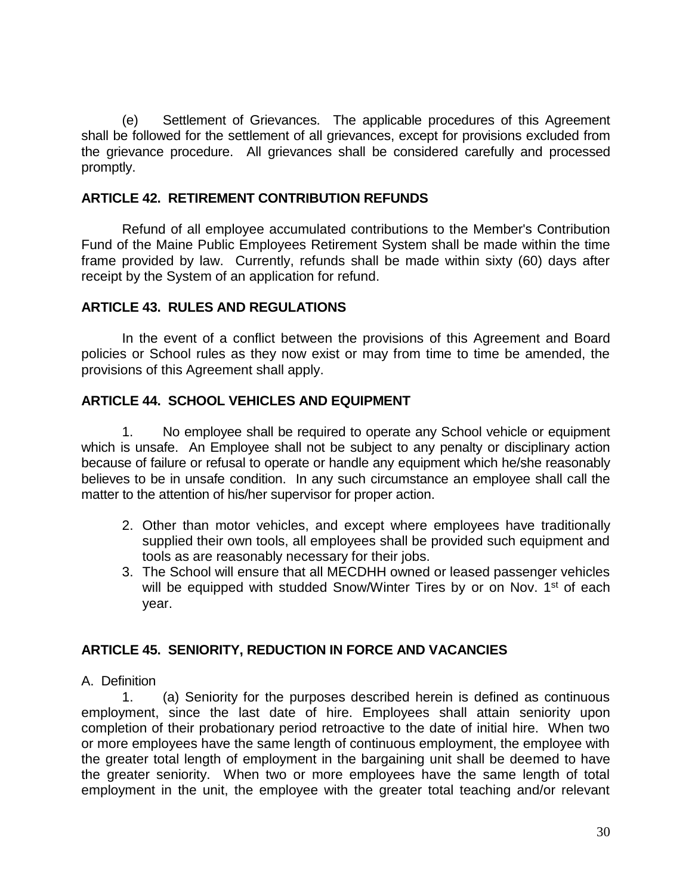(e) Settlement of Grievances. The applicable procedures of this Agreement shall be followed for the settlement of all grievances, except for provisions excluded from the grievance procedure. All grievances shall be considered carefully and processed promptly.

## ARTICLE 42. RETIREMENT CONTRIBUTION REFUNDS

Refund of all employee accumulated contributions to the Member's Contribution Fund of the Maine Public Employees Retirement System shall be made within the time frame provided by law. Currently, refunds shall be made within sixty (60) days after receipt by the System of an application for refund.

## ARTICLE 43. RULES AND REGULATIONS

In the event of a conflict between the provisions of this Agreement and Board policies or School rules as they now exist or may from time to time be amended, the provisions of this Agreement shall apply.

## ARTICLE 44. SCHOOL VEHICLES AND EQUIPMENT

1. No employee shall be required to operate any School vehicle or equipment which is unsafe. An Employee shall not be subject to any penalty or disciplinary action because of failure or refusal to operate or handle any equipment which he/she reasonably believes to be in unsafe condition. In any such circumstance an employee shall call the matter to the attention of his/her supervisor for proper action.

2. Other than motor vehicles, and except where employees have traditionally supplied their own tools, all employees shall be provided such equipment and tools as are reasonably necessary for their jobs.
3. The School will ensure that all MECDHH owned or leased passenger vehicles will be equipped with studded Snow/Winter Tires by or on Nov. 1st of each year.

## ARTICLE 45. SENIORITY, REDUCTION IN FORCE AND VACANCIES

A. Definition

1. (a) Seniority for the purposes described herein is defined as continuous employment, since the last date of hire. Employees shall attain seniority upon completion of their probationary period retroactive to the date of initial hire. When two or more employees have the same length of continuous employment, the employee with the greater total length of employment in the bargaining unit shall be deemed to have the greater seniority. When two or more employees have the same length of total employment in the unit, the employee with the greater total teaching and/or relevant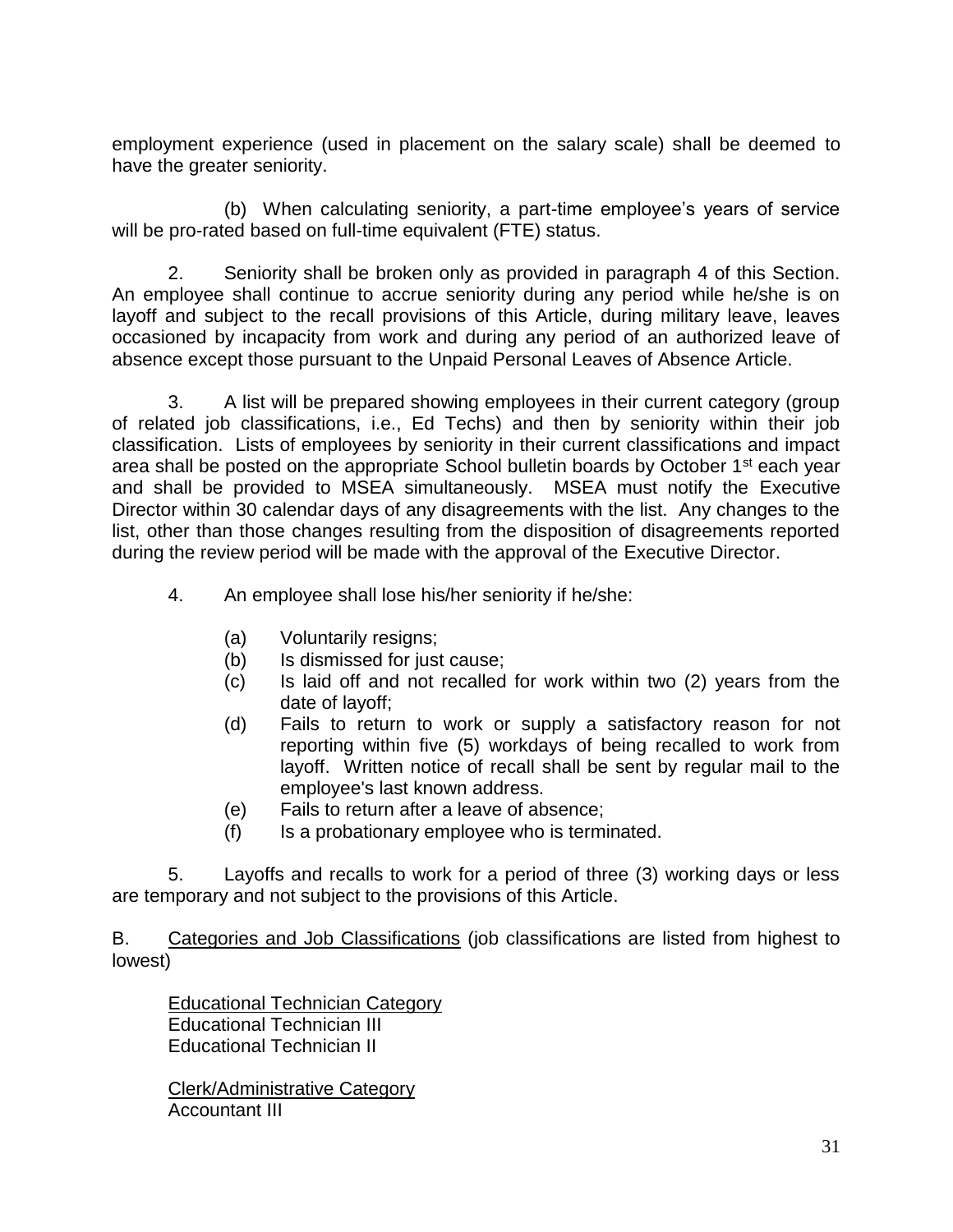employment experience (used in placement on the salary scale) shall be deemed to have the greater seniority.

(b) When calculating seniority, a part-time employee's years of service will be pro-rated based on full-time equivalent (FTE) status.

2. Seniority shall be broken only as provided in paragraph 4 of this Section. An employee shall continue to accrue seniority during any period while he/she is on layoff and subject to the recall provisions of this Article, during military leave, leaves occasioned by incapacity from work and during any period of an authorized leave of absence except those pursuant to the Unpaid Personal Leaves of Absence Article.

3. A list will be prepared showing employees in their current category (group of related job classifications, i.e., Ed Techs) and then by seniority within their job classification. Lists of employees by seniority in their current classifications and impact area shall be posted on the appropriate School bulletin boards by October 1st each year and shall be provided to MSEA simultaneously. MSEA must notify the Executive Director within 30 calendar days of any disagreements with the list. Any changes to the list, other than those changes resulting from the disposition of disagreements reported during the review period will be made with the approval of the Executive Director.

4. An employee shall lose his/her seniority if he/she:

(a) Voluntarily resigns;
(b) Is dismissed for just cause;
(c) Is laid off and not recalled for work within two (2) years from the date of layoff;
(d) Fails to return to work or supply a satisfactory reason for not reporting within five (5) workdays of being recalled to work from layoff. Written notice of recall shall be sent by regular mail to the employee's last known address.
(e) Fails to return after a leave of absence;
(f) Is a probationary employee who is terminated.

5. Layoffs and recalls to work for a period of three (3) working days or less are temporary and not subject to the provisions of this Article.

B. <u>Categories and Job Classifications</u> (job classifications are listed from highest to lowest)

<u>Educational Technician Category</u>
Educational Technician III
Educational Technician II

<u>Clerk/Administrative Category</u>
Accountant III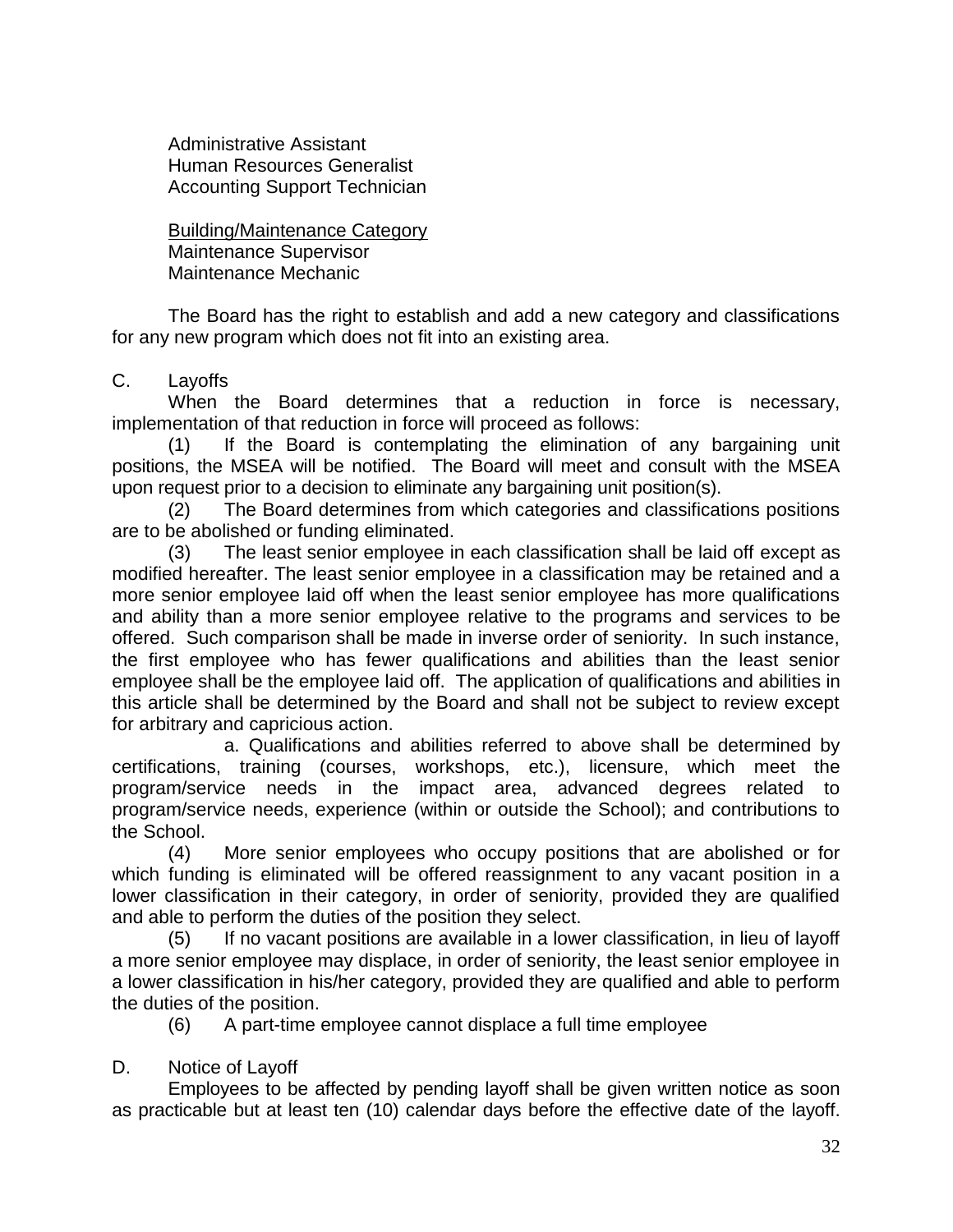Administrative Assistant
Human Resources Generalist
Accounting Support Technician

<u>Building/Maintenance Category</u>
Maintenance Supervisor
Maintenance Mechanic

The Board has the right to establish and add a new category and classifications for any new program which does not fit into an existing area.

C. Layoffs

When the Board determines that a reduction in force is necessary, implementation of that reduction in force will proceed as follows:

(1) If the Board is contemplating the elimination of any bargaining unit positions, the MSEA will be notified. The Board will meet and consult with the MSEA upon request prior to a decision to eliminate any bargaining unit position(s).

(2) The Board determines from which categories and classifications positions are to be abolished or funding eliminated.

(3) The least senior employee in each classification shall be laid off except as modified hereafter. The least senior employee in a classification may be retained and a more senior employee laid off when the least senior employee has more qualifications and ability than a more senior employee relative to the programs and services to be offered. Such comparison shall be made in inverse order of seniority. In such instance, the first employee who has fewer qualifications and abilities than the least senior employee shall be the employee laid off. The application of qualifications and abilities in this article shall be determined by the Board and shall not be subject to review except for arbitrary and capricious action.

a. Qualifications and abilities referred to above shall be determined by certifications, training (courses, workshops, etc.), licensure, which meet the program/service needs in the impact area, advanced degrees related to program/service needs, experience (within or outside the School); and contributions to the School.

(4) More senior employees who occupy positions that are abolished or for which funding is eliminated will be offered reassignment to any vacant position in a lower classification in their category, in order of seniority, provided they are qualified and able to perform the duties of the position they select.

(5) If no vacant positions are available in a lower classification, in lieu of layoff a more senior employee may displace, in order of seniority, the least senior employee in a lower classification in his/her category, provided they are qualified and able to perform the duties of the position.

(6) A part-time employee cannot displace a full time employee

D. Notice of Layoff

Employees to be affected by pending layoff shall be given written notice as soon as practicable but at least ten (10) calendar days before the effective date of the layoff.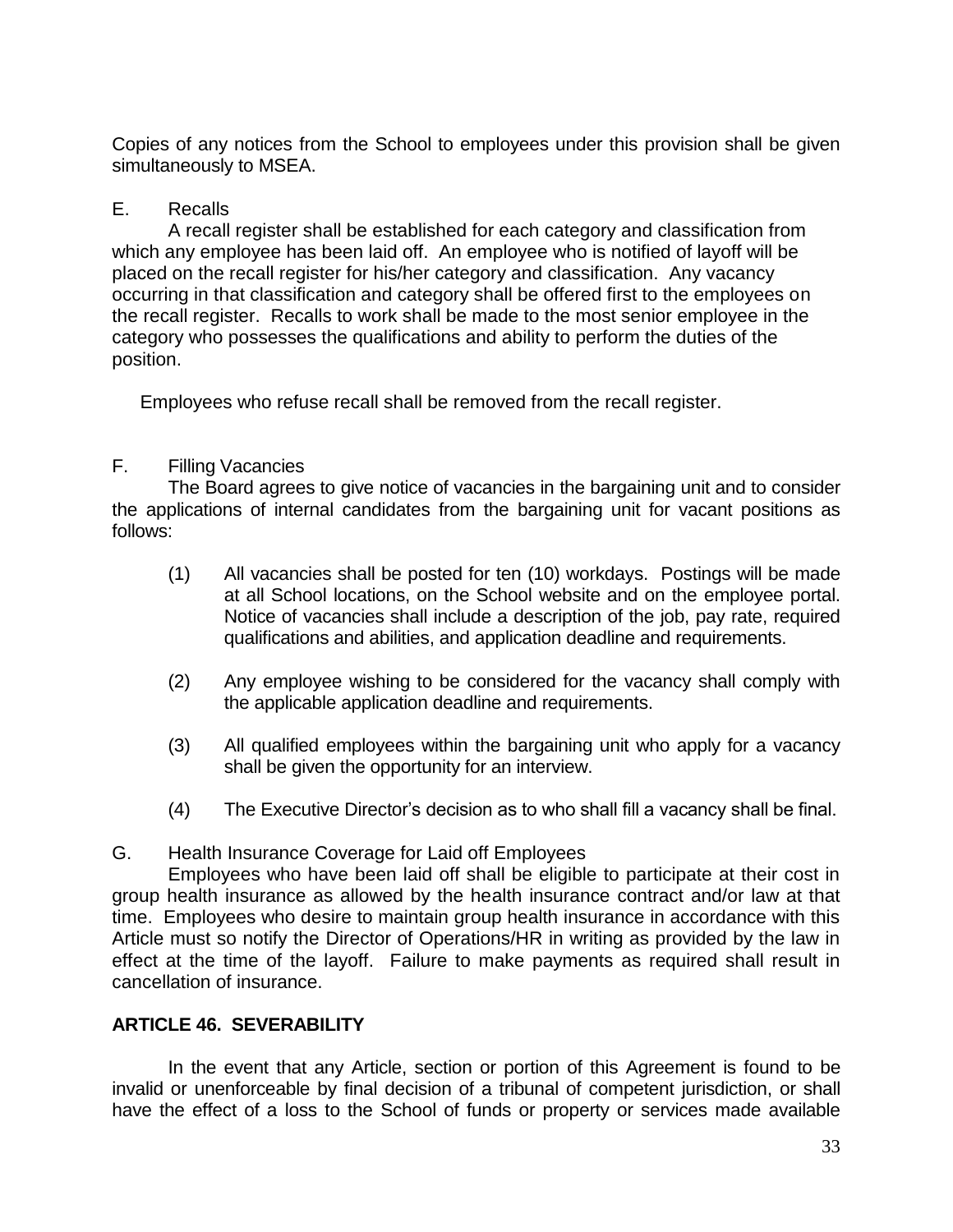Copies of any notices from the School to employees under this provision shall be given simultaneously to MSEA.

E. Recalls

A recall register shall be established for each category and classification from which any employee has been laid off. An employee who is notified of layoff will be placed on the recall register for his/her category and classification. Any vacancy occurring in that classification and category shall be offered first to the employees on the recall register. Recalls to work shall be made to the most senior employee in the category who possesses the qualifications and ability to perform the duties of the position.

Employees who refuse recall shall be removed from the recall register.

F. Filling Vacancies

The Board agrees to give notice of vacancies in the bargaining unit and to consider the applications of internal candidates from the bargaining unit for vacant positions as follows:

(1) All vacancies shall be posted for ten (10) workdays. Postings will be made at all School locations, on the School website and on the employee portal. Notice of vacancies shall include a description of the job, pay rate, required qualifications and abilities, and application deadline and requirements.

(2) Any employee wishing to be considered for the vacancy shall comply with the applicable application deadline and requirements.

(3) All qualified employees within the bargaining unit who apply for a vacancy shall be given the opportunity for an interview.

(4) The Executive Director's decision as to who shall fill a vacancy shall be final.

G. Health Insurance Coverage for Laid off Employees

Employees who have been laid off shall be eligible to participate at their cost in group health insurance as allowed by the health insurance contract and/or law at that time. Employees who desire to maintain group health insurance in accordance with this Article must so notify the Director of Operations/HR in writing as provided by the law in effect at the time of the layoff. Failure to make payments as required shall result in cancellation of insurance.

## ARTICLE 46. SEVERABILITY

In the event that any Article, section or portion of this Agreement is found to be invalid or unenforceable by final decision of a tribunal of competent jurisdiction, or shall have the effect of a loss to the School of funds or property or services made available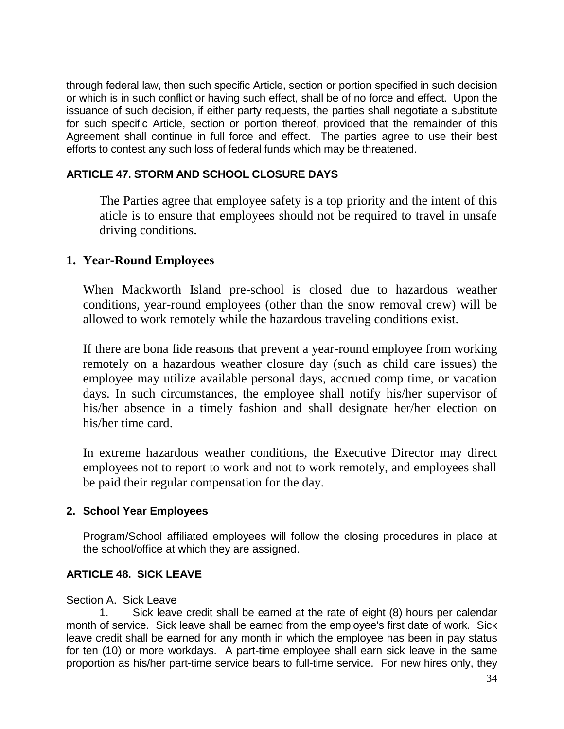through federal law, then such specific Article, section or portion specified in such decision or which is in such conflict or having such effect, shall be of no force and effect. Upon the issuance of such decision, if either party requests, the parties shall negotiate a substitute for such specific Article, section or portion thereof, provided that the remainder of this Agreement shall continue in full force and effect. The parties agree to use their best efforts to contest any such loss of federal funds which may be threatened.

## ARTICLE 47. STORM AND SCHOOL CLOSURE DAYS

The Parties agree that employee safety is a top priority and the intent of this aticle is to ensure that employees should not be required to travel in unsafe driving conditions.

### 1. Year-Round Employees

When Mackworth Island pre-school is closed due to hazardous weather conditions, year-round employees (other than the snow removal crew) will be allowed to work remotely while the hazardous traveling conditions exist.

If there are bona fide reasons that prevent a year-round employee from working remotely on a hazardous weather closure day (such as child care issues) the employee may utilize available personal days, accrued comp time, or vacation days. In such circumstances, the employee shall notify his/her supervisor of his/her absence in a timely fashion and shall designate her/her election on his/her time card.

In extreme hazardous weather conditions, the Executive Director may direct employees not to report to work and not to work remotely, and employees shall be paid their regular compensation for the day.

### 2. School Year Employees

Program/School affiliated employees will follow the closing procedures in place at the school/office at which they are assigned.

## ARTICLE 48. SICK LEAVE

Section A. Sick Leave

1. Sick leave credit shall be earned at the rate of eight (8) hours per calendar month of service. Sick leave shall be earned from the employee's first date of work. Sick leave credit shall be earned for any month in which the employee has been in pay status for ten (10) or more workdays. A part-time employee shall earn sick leave in the same proportion as his/her part-time service bears to full-time service. For new hires only, they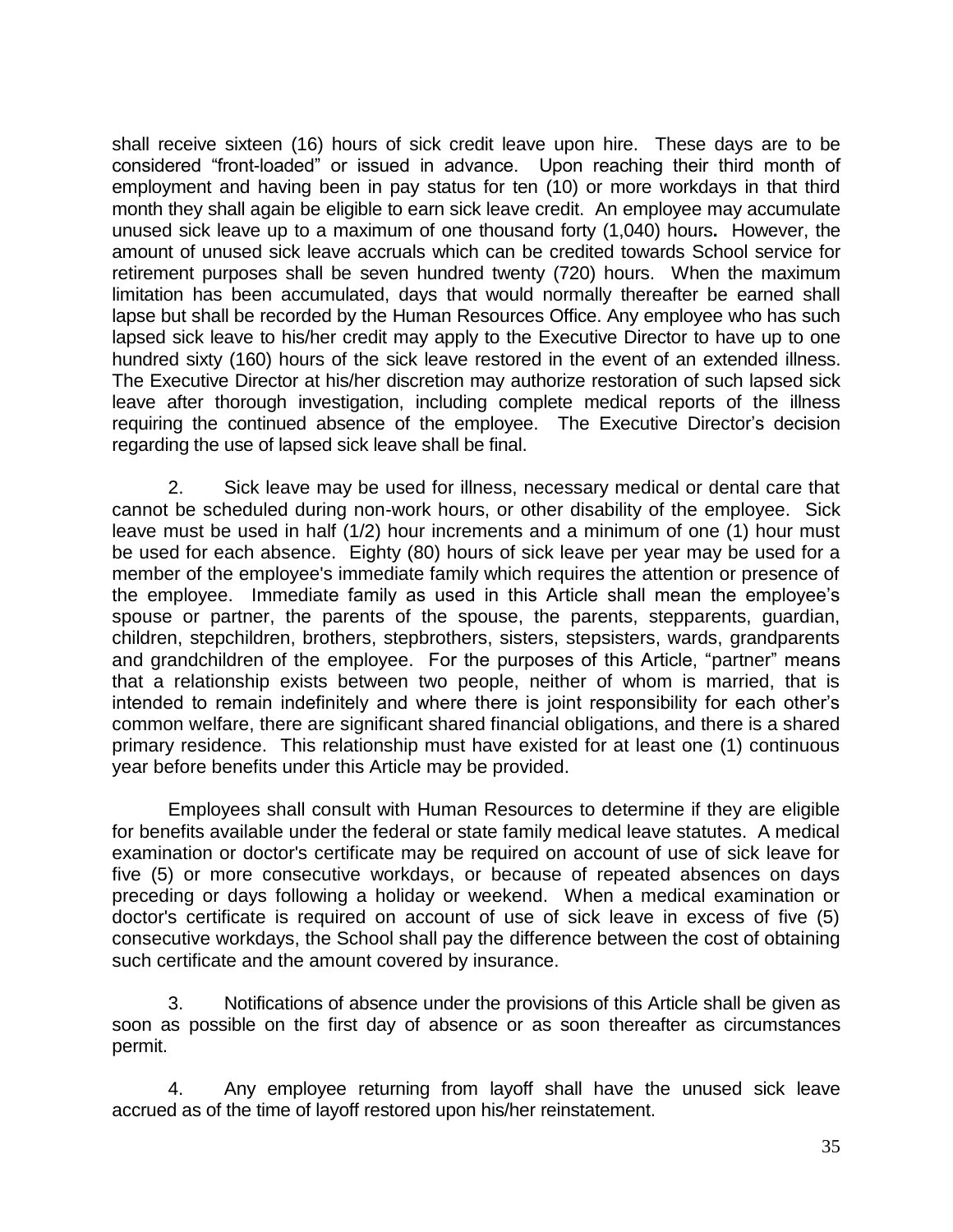shall receive sixteen (16) hours of sick credit leave upon hire. These days are to be considered "front-loaded" or issued in advance. Upon reaching their third month of employment and having been in pay status for ten (10) or more workdays in that third month they shall again be eligible to earn sick leave credit. An employee may accumulate unused sick leave up to a maximum of one thousand forty (1,040) hours**.** However, the amount of unused sick leave accruals which can be credited towards School service for retirement purposes shall be seven hundred twenty (720) hours. When the maximum limitation has been accumulated, days that would normally thereafter be earned shall lapse but shall be recorded by the Human Resources Office. Any employee who has such lapsed sick leave to his/her credit may apply to the Executive Director to have up to one hundred sixty (160) hours of the sick leave restored in the event of an extended illness. The Executive Director at his/her discretion may authorize restoration of such lapsed sick leave after thorough investigation, including complete medical reports of the illness requiring the continued absence of the employee. The Executive Director's decision regarding the use of lapsed sick leave shall be final.

2. Sick leave may be used for illness, necessary medical or dental care that cannot be scheduled during non-work hours, or other disability of the employee. Sick leave must be used in half (1/2) hour increments and a minimum of one (1) hour must be used for each absence. Eighty (80) hours of sick leave per year may be used for a member of the employee's immediate family which requires the attention or presence of the employee. Immediate family as used in this Article shall mean the employee's spouse or partner, the parents of the spouse, the parents, stepparents, guardian, children, stepchildren, brothers, stepbrothers, sisters, stepsisters, wards, grandparents and grandchildren of the employee. For the purposes of this Article, "partner" means that a relationship exists between two people, neither of whom is married, that is intended to remain indefinitely and where there is joint responsibility for each other's common welfare, there are significant shared financial obligations, and there is a shared primary residence. This relationship must have existed for at least one (1) continuous year before benefits under this Article may be provided.

Employees shall consult with Human Resources to determine if they are eligible for benefits available under the federal or state family medical leave statutes. A medical examination or doctor's certificate may be required on account of use of sick leave for five (5) or more consecutive workdays, or because of repeated absences on days preceding or days following a holiday or weekend. When a medical examination or doctor's certificate is required on account of use of sick leave in excess of five (5) consecutive workdays, the School shall pay the difference between the cost of obtaining such certificate and the amount covered by insurance.

3. Notifications of absence under the provisions of this Article shall be given as soon as possible on the first day of absence or as soon thereafter as circumstances permit.

4. Any employee returning from layoff shall have the unused sick leave accrued as of the time of layoff restored upon his/her reinstatement.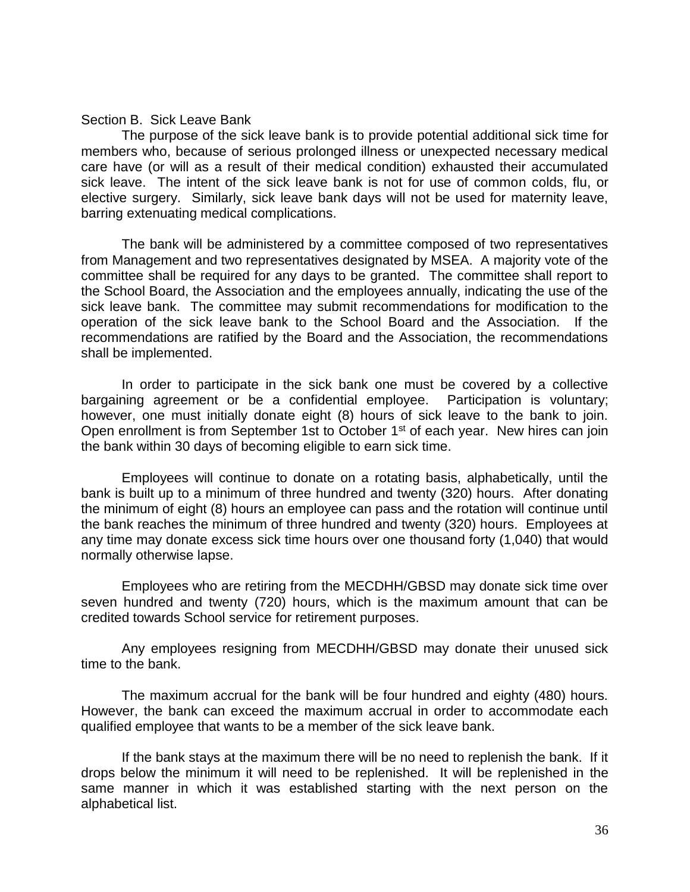### Section B. Sick Leave Bank

The purpose of the sick leave bank is to provide potential additional sick time for members who, because of serious prolonged illness or unexpected necessary medical care have (or will as a result of their medical condition) exhausted their accumulated sick leave. The intent of the sick leave bank is not for use of common colds, flu, or elective surgery. Similarly, sick leave bank days will not be used for maternity leave, barring extenuating medical complications.

The bank will be administered by a committee composed of two representatives from Management and two representatives designated by MSEA. A majority vote of the committee shall be required for any days to be granted. The committee shall report to the School Board, the Association and the employees annually, indicating the use of the sick leave bank. The committee may submit recommendations for modification to the operation of the sick leave bank to the School Board and the Association. If the recommendations are ratified by the Board and the Association, the recommendations shall be implemented.

In order to participate in the sick bank one must be covered by a collective bargaining agreement or be a confidential employee. Participation is voluntary; however, one must initially donate eight (8) hours of sick leave to the bank to join. Open enrollment is from September 1st to October 1st of each year. New hires can join the bank within 30 days of becoming eligible to earn sick time.

Employees will continue to donate on a rotating basis, alphabetically, until the bank is built up to a minimum of three hundred and twenty (320) hours. After donating the minimum of eight (8) hours an employee can pass and the rotation will continue until the bank reaches the minimum of three hundred and twenty (320) hours. Employees at any time may donate excess sick time hours over one thousand forty (1,040) that would normally otherwise lapse.

Employees who are retiring from the MECDHH/GBSD may donate sick time over seven hundred and twenty (720) hours, which is the maximum amount that can be credited towards School service for retirement purposes.

Any employees resigning from MECDHH/GBSD may donate their unused sick time to the bank.

The maximum accrual for the bank will be four hundred and eighty (480) hours. However, the bank can exceed the maximum accrual in order to accommodate each qualified employee that wants to be a member of the sick leave bank.

If the bank stays at the maximum there will be no need to replenish the bank. If it drops below the minimum it will need to be replenished. It will be replenished in the same manner in which it was established starting with the next person on the alphabetical list.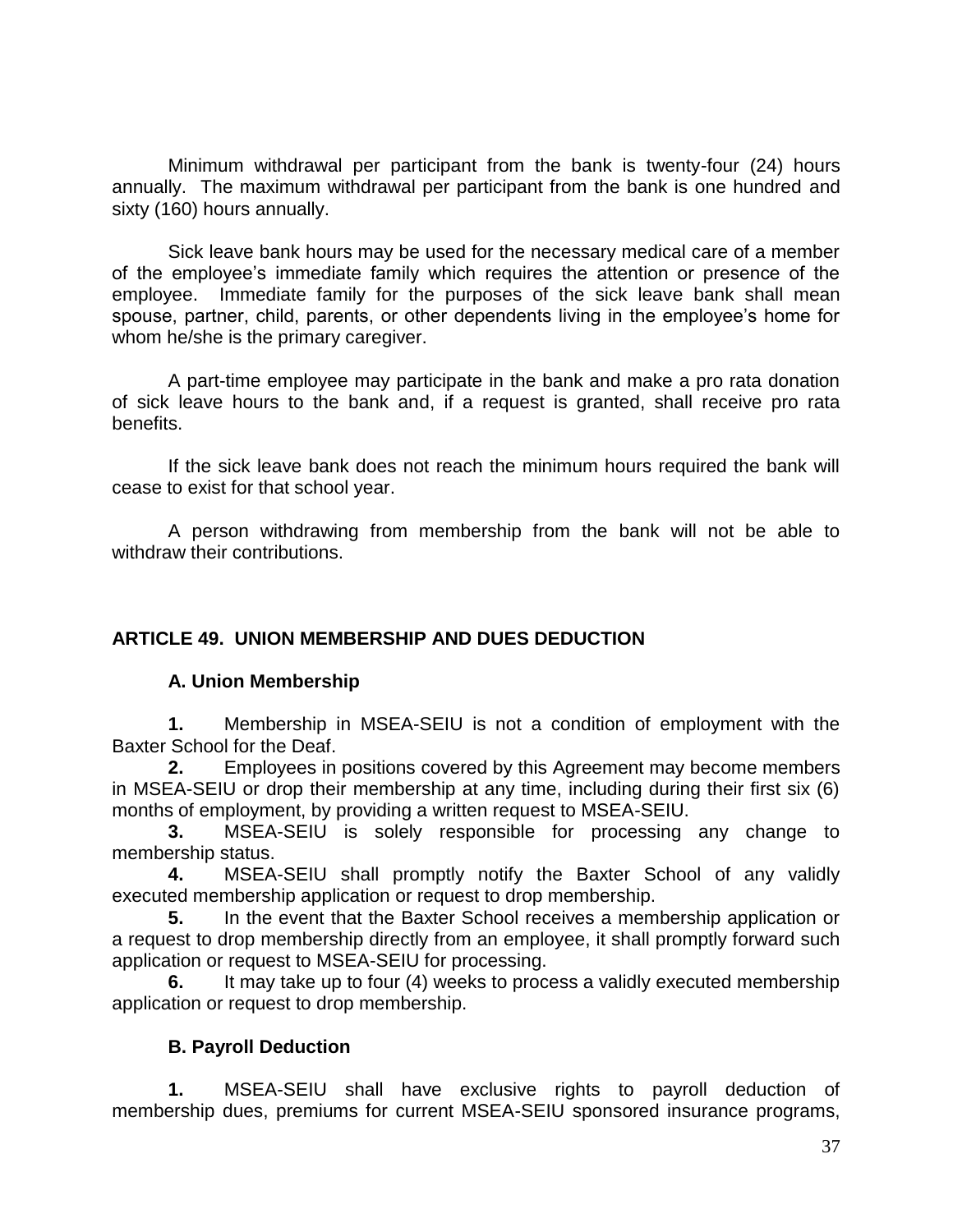Minimum withdrawal per participant from the bank is twenty-four (24) hours annually. The maximum withdrawal per participant from the bank is one hundred and sixty (160) hours annually.

Sick leave bank hours may be used for the necessary medical care of a member of the employee's immediate family which requires the attention or presence of the employee. Immediate family for the purposes of the sick leave bank shall mean spouse, partner, child, parents, or other dependents living in the employee's home for whom he/she is the primary caregiver.

A part-time employee may participate in the bank and make a pro rata donation of sick leave hours to the bank and, if a request is granted, shall receive pro rata benefits.

If the sick leave bank does not reach the minimum hours required the bank will cease to exist for that school year.

A person withdrawing from membership from the bank will not be able to withdraw their contributions.

## ARTICLE 49. UNION MEMBERSHIP AND DUES DEDUCTION

### A. Union Membership

**1.** Membership in MSEA-SEIU is not a condition of employment with the Baxter School for the Deaf.

**2.** Employees in positions covered by this Agreement may become members in MSEA-SEIU or drop their membership at any time, including during their first six (6) months of employment, by providing a written request to MSEA-SEIU.

**3.** MSEA-SEIU is solely responsible for processing any change to membership status.

**4.** MSEA-SEIU shall promptly notify the Baxter School of any validly executed membership application or request to drop membership.

**5.** In the event that the Baxter School receives a membership application or a request to drop membership directly from an employee, it shall promptly forward such application or request to MSEA-SEIU for processing.

**6.** It may take up to four (4) weeks to process a validly executed membership application or request to drop membership.

### B. Payroll Deduction

**1.** MSEA-SEIU shall have exclusive rights to payroll deduction of membership dues, premiums for current MSEA-SEIU sponsored insurance programs,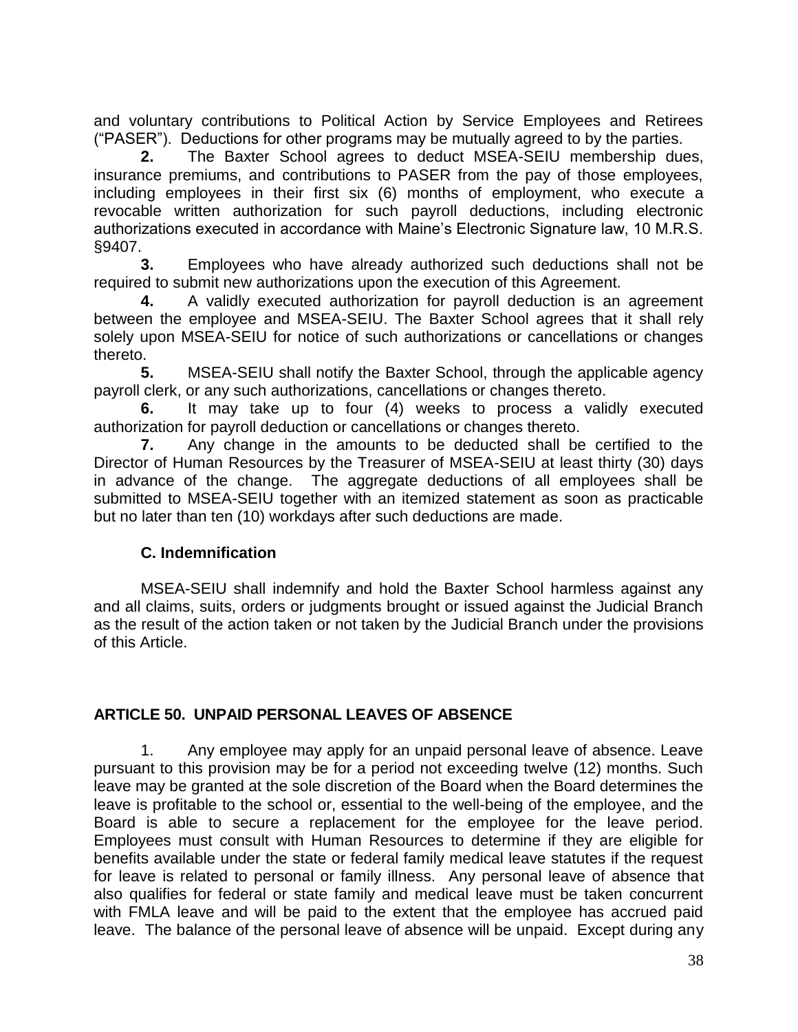and voluntary contributions to Political Action by Service Employees and Retirees ("PASER"). Deductions for other programs may be mutually agreed to by the parties.

**2.** The Baxter School agrees to deduct MSEA-SEIU membership dues, insurance premiums, and contributions to PASER from the pay of those employees, including employees in their first six (6) months of employment, who execute a revocable written authorization for such payroll deductions, including electronic authorizations executed in accordance with Maine's Electronic Signature law, 10 M.R.S. §9407.

**3.** Employees who have already authorized such deductions shall not be required to submit new authorizations upon the execution of this Agreement.

**4.** A validly executed authorization for payroll deduction is an agreement between the employee and MSEA-SEIU. The Baxter School agrees that it shall rely solely upon MSEA-SEIU for notice of such authorizations or cancellations or changes thereto.

**5.** MSEA-SEIU shall notify the Baxter School, through the applicable agency payroll clerk, or any such authorizations, cancellations or changes thereto.

**6.** It may take up to four (4) weeks to process a validly executed authorization for payroll deduction or cancellations or changes thereto.

**7.** Any change in the amounts to be deducted shall be certified to the Director of Human Resources by the Treasurer of MSEA-SEIU at least thirty (30) days in advance of the change. The aggregate deductions of all employees shall be submitted to MSEA-SEIU together with an itemized statement as soon as practicable but no later than ten (10) workdays after such deductions are made.

### C. Indemnification

MSEA-SEIU shall indemnify and hold the Baxter School harmless against any and all claims, suits, orders or judgments brought or issued against the Judicial Branch as the result of the action taken or not taken by the Judicial Branch under the provisions of this Article.

## ARTICLE 50. UNPAID PERSONAL LEAVES OF ABSENCE

1. Any employee may apply for an unpaid personal leave of absence. Leave pursuant to this provision may be for a period not exceeding twelve (12) months. Such leave may be granted at the sole discretion of the Board when the Board determines the leave is profitable to the school or, essential to the well-being of the employee, and the Board is able to secure a replacement for the employee for the leave period. Employees must consult with Human Resources to determine if they are eligible for benefits available under the state or federal family medical leave statutes if the request for leave is related to personal or family illness. Any personal leave of absence that also qualifies for federal or state family and medical leave must be taken concurrent with FMLA leave and will be paid to the extent that the employee has accrued paid leave. The balance of the personal leave of absence will be unpaid. Except during any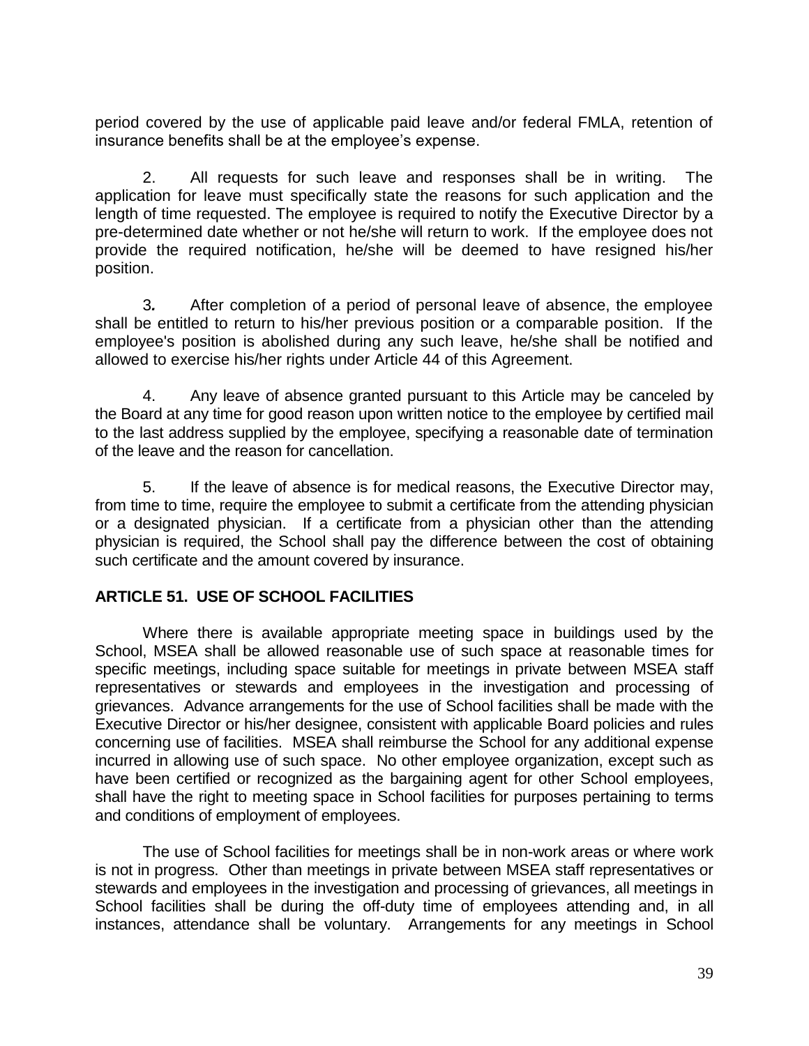period covered by the use of applicable paid leave and/or federal FMLA, retention of insurance benefits shall be at the employee's expense.

2. All requests for such leave and responses shall be in writing. The application for leave must specifically state the reasons for such application and the length of time requested. The employee is required to notify the Executive Director by a pre-determined date whether or not he/she will return to work. If the employee does not provide the required notification, he/she will be deemed to have resigned his/her position.

3. After completion of a period of personal leave of absence, the employee shall be entitled to return to his/her previous position or a comparable position. If the employee's position is abolished during any such leave, he/she shall be notified and allowed to exercise his/her rights under Article 44 of this Agreement.

4. Any leave of absence granted pursuant to this Article may be canceled by the Board at any time for good reason upon written notice to the employee by certified mail to the last address supplied by the employee, specifying a reasonable date of termination of the leave and the reason for cancellation.

5. If the leave of absence is for medical reasons, the Executive Director may, from time to time, require the employee to submit a certificate from the attending physician or a designated physician. If a certificate from a physician other than the attending physician is required, the School shall pay the difference between the cost of obtaining such certificate and the amount covered by insurance.

## ARTICLE 51. USE OF SCHOOL FACILITIES

Where there is available appropriate meeting space in buildings used by the School, MSEA shall be allowed reasonable use of such space at reasonable times for specific meetings, including space suitable for meetings in private between MSEA staff representatives or stewards and employees in the investigation and processing of grievances. Advance arrangements for the use of School facilities shall be made with the Executive Director or his/her designee, consistent with applicable Board policies and rules concerning use of facilities. MSEA shall reimburse the School for any additional expense incurred in allowing use of such space. No other employee organization, except such as have been certified or recognized as the bargaining agent for other School employees, shall have the right to meeting space in School facilities for purposes pertaining to terms and conditions of employment of employees.

The use of School facilities for meetings shall be in non-work areas or where work is not in progress. Other than meetings in private between MSEA staff representatives or stewards and employees in the investigation and processing of grievances, all meetings in School facilities shall be during the off-duty time of employees attending and, in all instances, attendance shall be voluntary. Arrangements for any meetings in School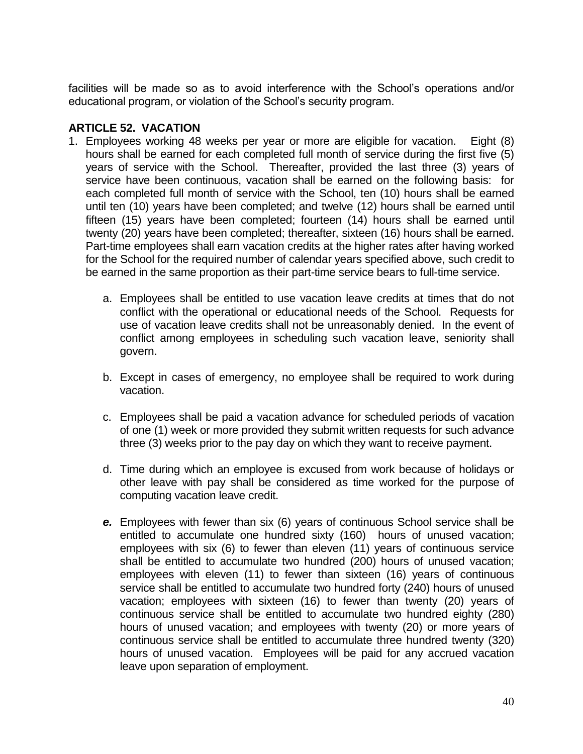facilities will be made so as to avoid interference with the School's operations and/or educational program, or violation of the School's security program.

## ARTICLE 52. VACATION

1. Employees working 48 weeks per year or more are eligible for vacation. Eight (8) hours shall be earned for each completed full month of service during the first five (5) years of service with the School. Thereafter, provided the last three (3) years of service have been continuous, vacation shall be earned on the following basis: for each completed full month of service with the School, ten (10) hours shall be earned until ten (10) years have been completed; and twelve (12) hours shall be earned until fifteen (15) years have been completed; fourteen (14) hours shall be earned until twenty (20) years have been completed; thereafter, sixteen (16) hours shall be earned. Part-time employees shall earn vacation credits at the higher rates after having worked for the School for the required number of calendar years specified above, such credit to be earned in the same proportion as their part-time service bears to full-time service.

    a. Employees shall be entitled to use vacation leave credits at times that do not conflict with the operational or educational needs of the School. Requests for use of vacation leave credits shall not be unreasonably denied. In the event of conflict among employees in scheduling such vacation leave, seniority shall govern.

    b. Except in cases of emergency, no employee shall be required to work during vacation.

    c. Employees shall be paid a vacation advance for scheduled periods of vacation of one (1) week or more provided they submit written requests for such advance three (3) weeks prior to the pay day on which they want to receive payment.

    d. Time during which an employee is excused from work because of holidays or other leave with pay shall be considered as time worked for the purpose of computing vacation leave credit.

    ***e.*** Employees with fewer than six (6) years of continuous School service shall be entitled to accumulate one hundred sixty (160) hours of unused vacation; employees with six (6) to fewer than eleven (11) years of continuous service shall be entitled to accumulate two hundred (200) hours of unused vacation; employees with eleven (11) to fewer than sixteen (16) years of continuous service shall be entitled to accumulate two hundred forty (240) hours of unused vacation; employees with sixteen (16) to fewer than twenty (20) years of continuous service shall be entitled to accumulate two hundred eighty (280) hours of unused vacation; and employees with twenty (20) or more years of continuous service shall be entitled to accumulate three hundred twenty (320) hours of unused vacation. Employees will be paid for any accrued vacation leave upon separation of employment.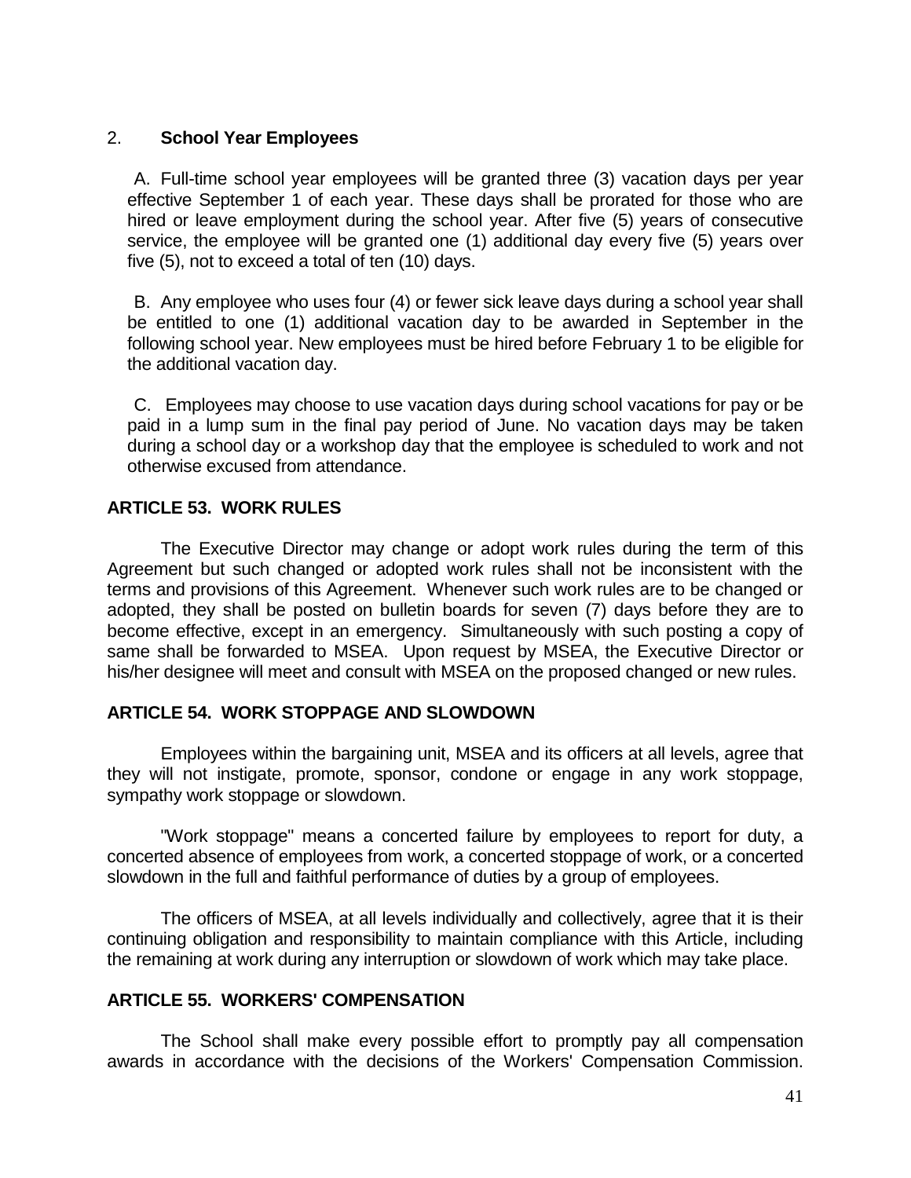2. **School Year Employees**

A. Full-time school year employees will be granted three (3) vacation days per year effective September 1 of each year. These days shall be prorated for those who are hired or leave employment during the school year. After five (5) years of consecutive service, the employee will be granted one (1) additional day every five (5) years over five (5), not to exceed a total of ten (10) days.

B. Any employee who uses four (4) or fewer sick leave days during a school year shall be entitled to one (1) additional vacation day to be awarded in September in the following school year. New employees must be hired before February 1 to be eligible for the additional vacation day.

C. Employees may choose to use vacation days during school vacations for pay or be paid in a lump sum in the final pay period of June. No vacation days may be taken during a school day or a workshop day that the employee is scheduled to work and not otherwise excused from attendance.

## ARTICLE 53. WORK RULES

The Executive Director may change or adopt work rules during the term of this Agreement but such changed or adopted work rules shall not be inconsistent with the terms and provisions of this Agreement. Whenever such work rules are to be changed or adopted, they shall be posted on bulletin boards for seven (7) days before they are to become effective, except in an emergency. Simultaneously with such posting a copy of same shall be forwarded to MSEA. Upon request by MSEA, the Executive Director or his/her designee will meet and consult with MSEA on the proposed changed or new rules.

## ARTICLE 54. WORK STOPPAGE AND SLOWDOWN

Employees within the bargaining unit, MSEA and its officers at all levels, agree that they will not instigate, promote, sponsor, condone or engage in any work stoppage, sympathy work stoppage or slowdown.

"Work stoppage" means a concerted failure by employees to report for duty, a concerted absence of employees from work, a concerted stoppage of work, or a concerted slowdown in the full and faithful performance of duties by a group of employees.

The officers of MSEA, at all levels individually and collectively, agree that it is their continuing obligation and responsibility to maintain compliance with this Article, including the remaining at work during any interruption or slowdown of work which may take place.

## ARTICLE 55. WORKERS' COMPENSATION

The School shall make every possible effort to promptly pay all compensation awards in accordance with the decisions of the Workers' Compensation Commission.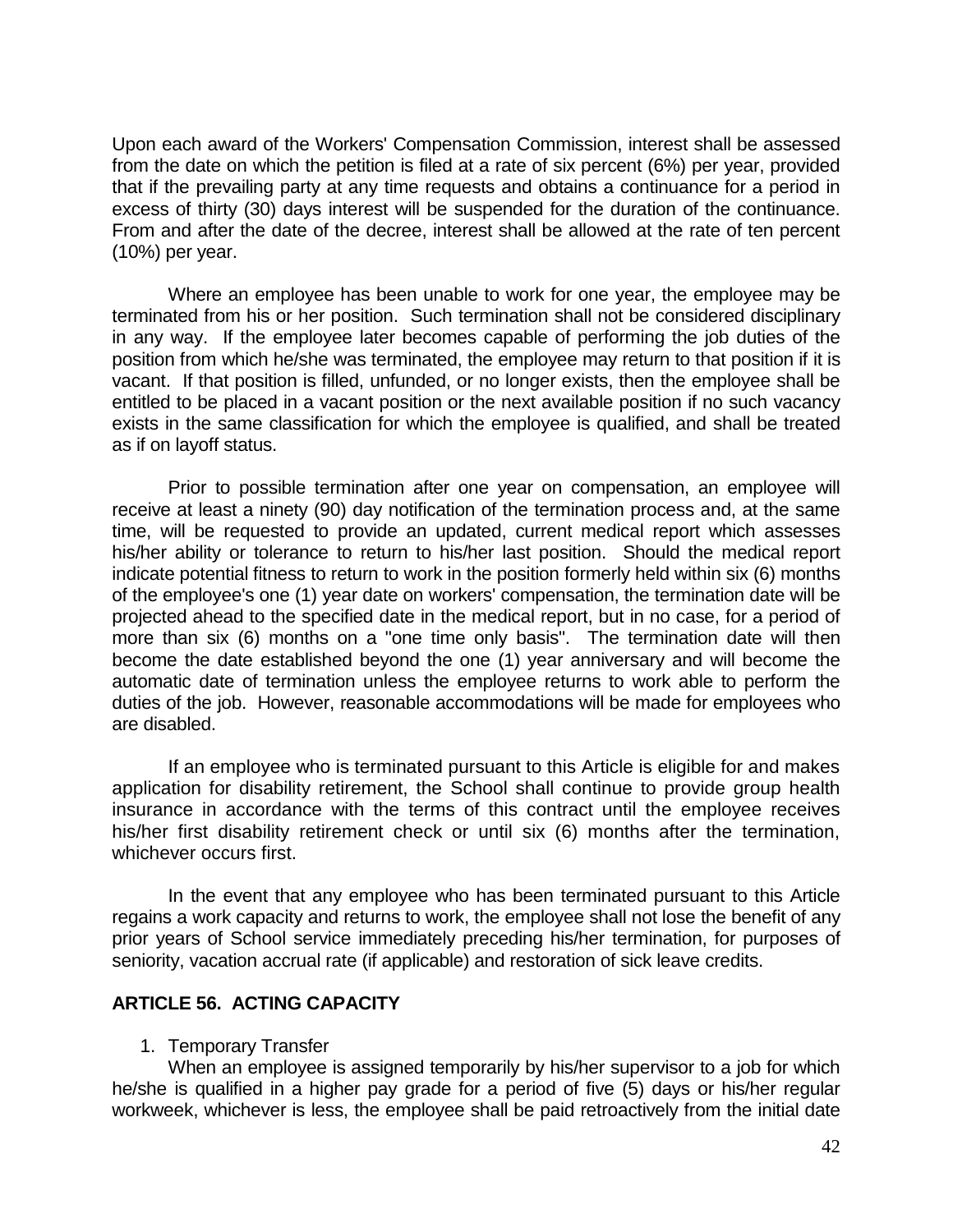Upon each award of the Workers' Compensation Commission, interest shall be assessed from the date on which the petition is filed at a rate of six percent (6%) per year, provided that if the prevailing party at any time requests and obtains a continuance for a period in excess of thirty (30) days interest will be suspended for the duration of the continuance. From and after the date of the decree, interest shall be allowed at the rate of ten percent (10%) per year.

Where an employee has been unable to work for one year, the employee may be terminated from his or her position. Such termination shall not be considered disciplinary in any way. If the employee later becomes capable of performing the job duties of the position from which he/she was terminated, the employee may return to that position if it is vacant. If that position is filled, unfunded, or no longer exists, then the employee shall be entitled to be placed in a vacant position or the next available position if no such vacancy exists in the same classification for which the employee is qualified, and shall be treated as if on layoff status.

Prior to possible termination after one year on compensation, an employee will receive at least a ninety (90) day notification of the termination process and, at the same time, will be requested to provide an updated, current medical report which assesses his/her ability or tolerance to return to his/her last position. Should the medical report indicate potential fitness to return to work in the position formerly held within six (6) months of the employee's one (1) year date on workers' compensation, the termination date will be projected ahead to the specified date in the medical report, but in no case, for a period of more than six (6) months on a "one time only basis". The termination date will then become the date established beyond the one (1) year anniversary and will become the automatic date of termination unless the employee returns to work able to perform the duties of the job. However, reasonable accommodations will be made for employees who are disabled.

If an employee who is terminated pursuant to this Article is eligible for and makes application for disability retirement, the School shall continue to provide group health insurance in accordance with the terms of this contract until the employee receives his/her first disability retirement check or until six (6) months after the termination, whichever occurs first.

In the event that any employee who has been terminated pursuant to this Article regains a work capacity and returns to work, the employee shall not lose the benefit of any prior years of School service immediately preceding his/her termination, for purposes of seniority, vacation accrual rate (if applicable) and restoration of sick leave credits.

## ARTICLE 56. ACTING CAPACITY

1. Temporary Transfer

When an employee is assigned temporarily by his/her supervisor to a job for which he/she is qualified in a higher pay grade for a period of five (5) days or his/her regular workweek, whichever is less, the employee shall be paid retroactively from the initial date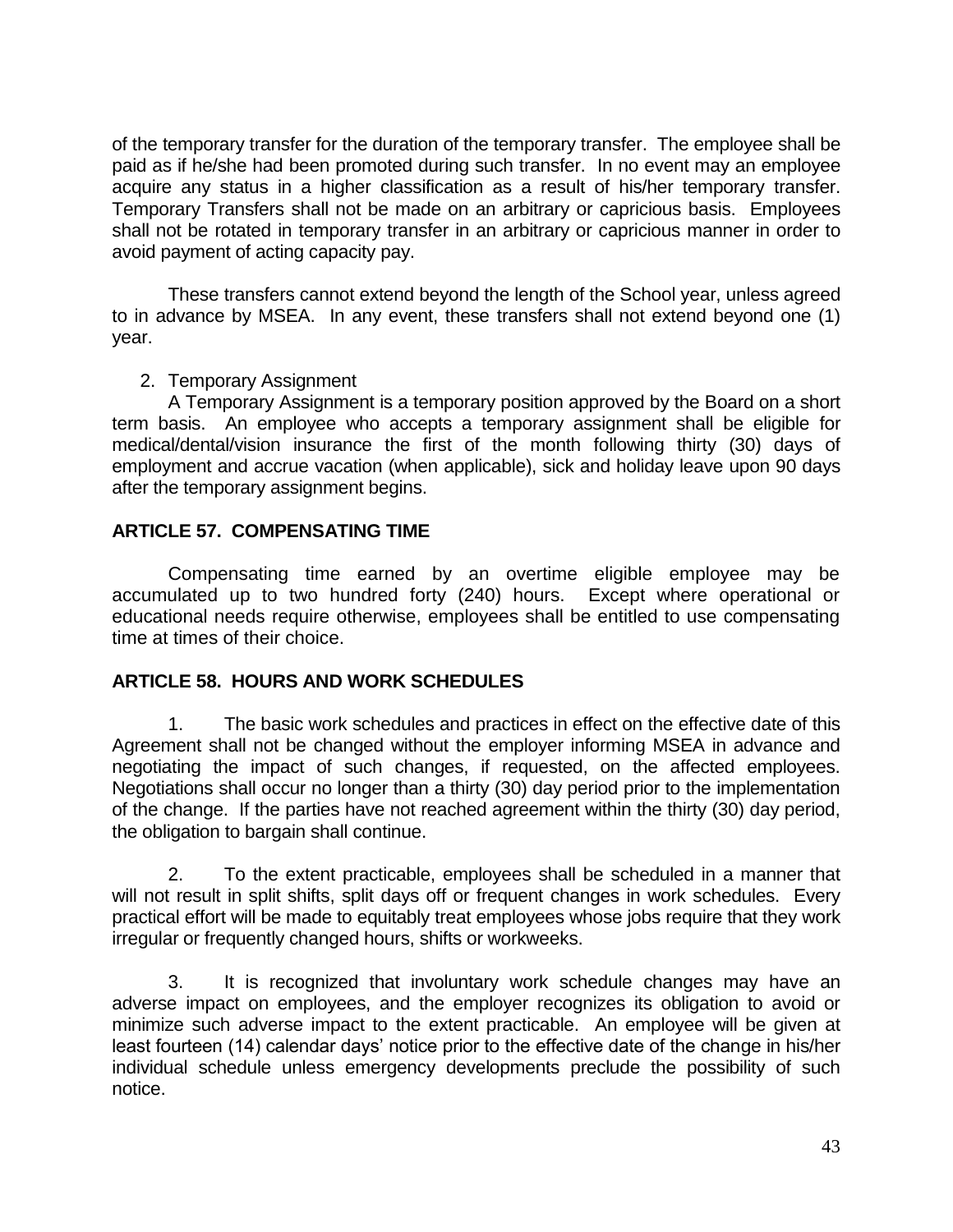of the temporary transfer for the duration of the temporary transfer. The employee shall be paid as if he/she had been promoted during such transfer. In no event may an employee acquire any status in a higher classification as a result of his/her temporary transfer. Temporary Transfers shall not be made on an arbitrary or capricious basis. Employees shall not be rotated in temporary transfer in an arbitrary or capricious manner in order to avoid payment of acting capacity pay.

These transfers cannot extend beyond the length of the School year, unless agreed to in advance by MSEA. In any event, these transfers shall not extend beyond one (1) year.

2. Temporary Assignment

A Temporary Assignment is a temporary position approved by the Board on a short term basis. An employee who accepts a temporary assignment shall be eligible for medical/dental/vision insurance the first of the month following thirty (30) days of employment and accrue vacation (when applicable), sick and holiday leave upon 90 days after the temporary assignment begins.

## ARTICLE 57. COMPENSATING TIME

Compensating time earned by an overtime eligible employee may be accumulated up to two hundred forty (240) hours. Except where operational or educational needs require otherwise, employees shall be entitled to use compensating time at times of their choice.

## ARTICLE 58. HOURS AND WORK SCHEDULES

1. The basic work schedules and practices in effect on the effective date of this Agreement shall not be changed without the employer informing MSEA in advance and negotiating the impact of such changes, if requested, on the affected employees. Negotiations shall occur no longer than a thirty (30) day period prior to the implementation of the change. If the parties have not reached agreement within the thirty (30) day period, the obligation to bargain shall continue.

2. To the extent practicable, employees shall be scheduled in a manner that will not result in split shifts, split days off or frequent changes in work schedules. Every practical effort will be made to equitably treat employees whose jobs require that they work irregular or frequently changed hours, shifts or workweeks.

3. It is recognized that involuntary work schedule changes may have an adverse impact on employees, and the employer recognizes its obligation to avoid or minimize such adverse impact to the extent practicable. An employee will be given at least fourteen (14) calendar days' notice prior to the effective date of the change in his/her individual schedule unless emergency developments preclude the possibility of such notice.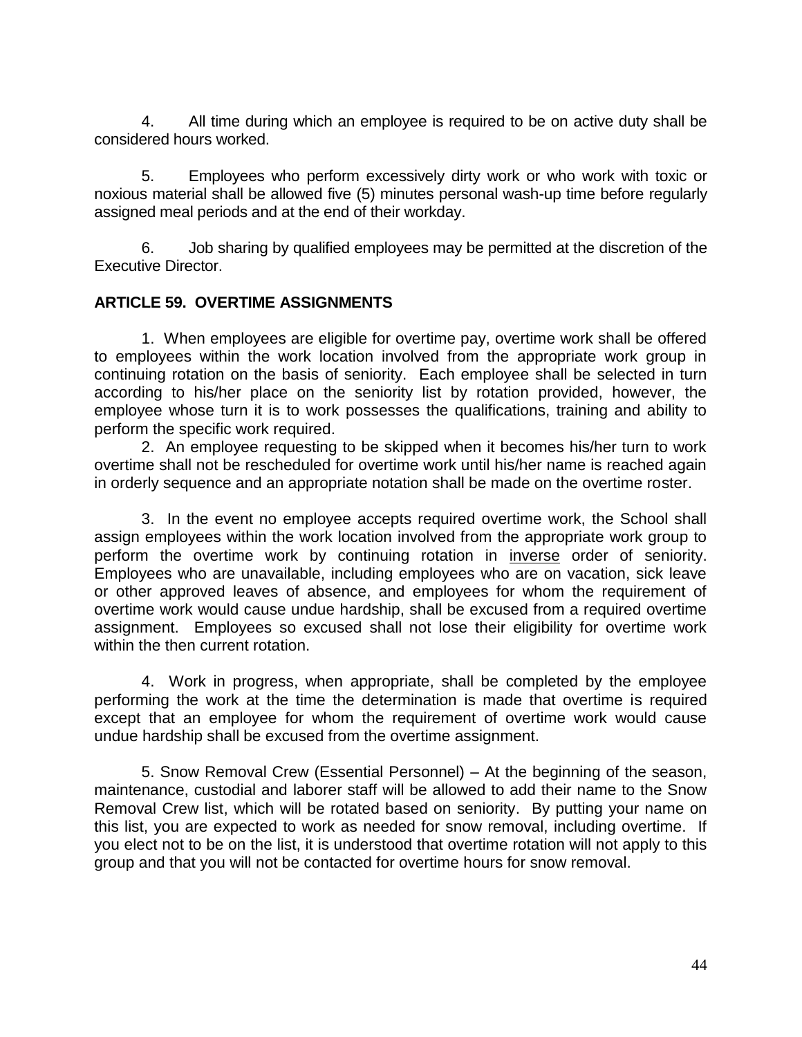4. All time during which an employee is required to be on active duty shall be considered hours worked.

5. Employees who perform excessively dirty work or who work with toxic or noxious material shall be allowed five (5) minutes personal wash-up time before regularly assigned meal periods and at the end of their workday.

6. Job sharing by qualified employees may be permitted at the discretion of the Executive Director.

**ARTICLE 59. OVERTIME ASSIGNMENTS**

1. When employees are eligible for overtime pay, overtime work shall be offered to employees within the work location involved from the appropriate work group in continuing rotation on the basis of seniority. Each employee shall be selected in turn according to his/her place on the seniority list by rotation provided, however, the employee whose turn it is to work possesses the qualifications, training and ability to perform the specific work required.

2. An employee requesting to be skipped when it becomes his/her turn to work overtime shall not be rescheduled for overtime work until his/her name is reached again in orderly sequence and an appropriate notation shall be made on the overtime roster.

3. In the event no employee accepts required overtime work, the School shall assign employees within the work location involved from the appropriate work group to perform the overtime work by continuing rotation in <u>inverse</u> order of seniority. Employees who are unavailable, including employees who are on vacation, sick leave or other approved leaves of absence, and employees for whom the requirement of overtime work would cause undue hardship, shall be excused from a required overtime assignment. Employees so excused shall not lose their eligibility for overtime work within the then current rotation.

4. Work in progress, when appropriate, shall be completed by the employee performing the work at the time the determination is made that overtime is required except that an employee for whom the requirement of overtime work would cause undue hardship shall be excused from the overtime assignment.

5. Snow Removal Crew (Essential Personnel) – At the beginning of the season, maintenance, custodial and laborer staff will be allowed to add their name to the Snow Removal Crew list, which will be rotated based on seniority. By putting your name on this list, you are expected to work as needed for snow removal, including overtime. If you elect not to be on the list, it is understood that overtime rotation will not apply to this group and that you will not be contacted for overtime hours for snow removal.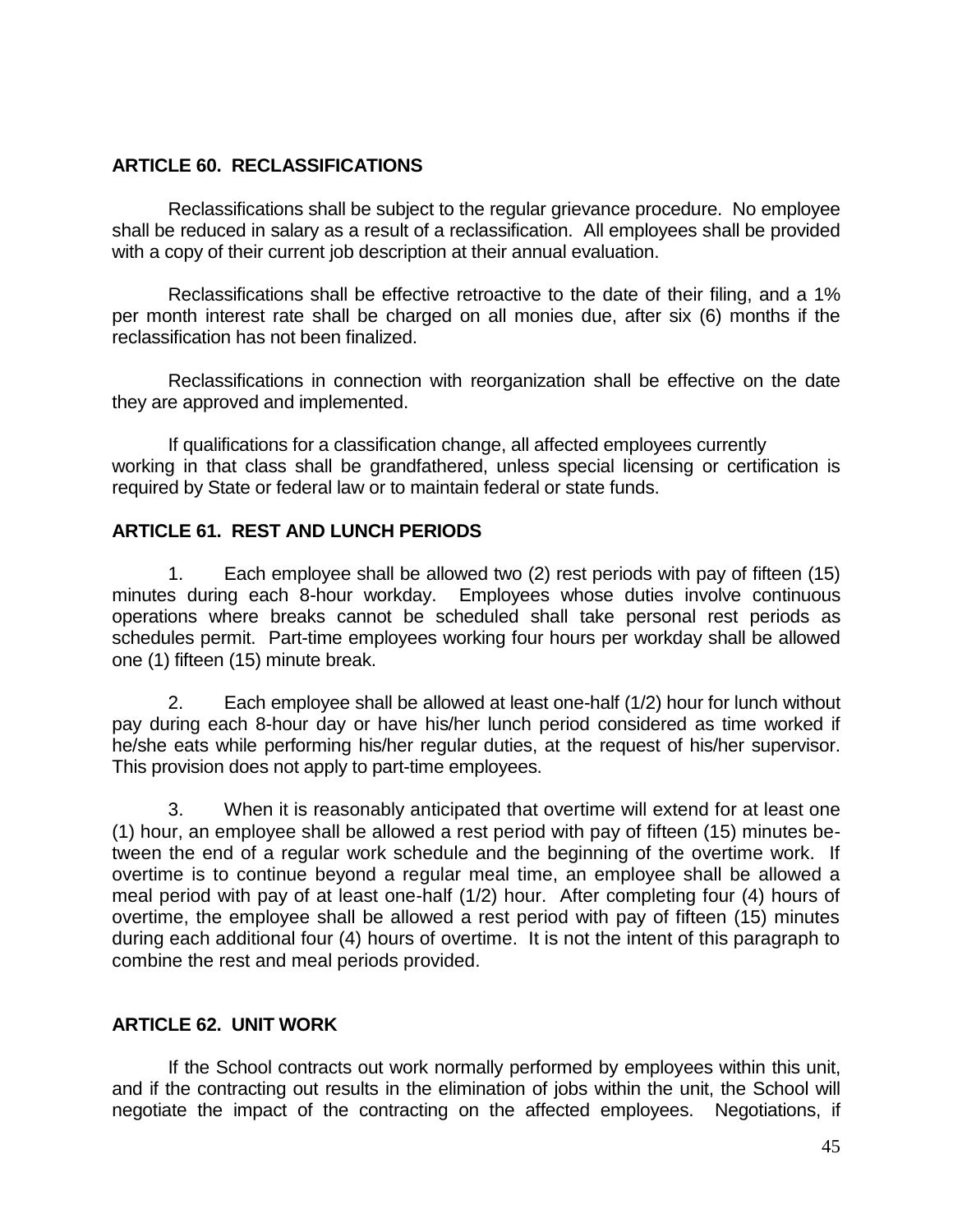## ARTICLE 60. RECLASSIFICATIONS

Reclassifications shall be subject to the regular grievance procedure. No employee shall be reduced in salary as a result of a reclassification. All employees shall be provided with a copy of their current job description at their annual evaluation.

Reclassifications shall be effective retroactive to the date of their filing, and a 1% per month interest rate shall be charged on all monies due, after six (6) months if the reclassification has not been finalized.

Reclassifications in connection with reorganization shall be effective on the date they are approved and implemented.

If qualifications for a classification change, all affected employees currently working in that class shall be grandfathered, unless special licensing or certification is required by State or federal law or to maintain federal or state funds.

## ARTICLE 61. REST AND LUNCH PERIODS

1. Each employee shall be allowed two (2) rest periods with pay of fifteen (15) minutes during each 8-hour workday. Employees whose duties involve continuous operations where breaks cannot be scheduled shall take personal rest periods as schedules permit. Part-time employees working four hours per workday shall be allowed one (1) fifteen (15) minute break.

2. Each employee shall be allowed at least one-half (1/2) hour for lunch without pay during each 8-hour day or have his/her lunch period considered as time worked if he/she eats while performing his/her regular duties, at the request of his/her supervisor. This provision does not apply to part-time employees.

3. When it is reasonably anticipated that overtime will extend for at least one (1) hour, an employee shall be allowed a rest period with pay of fifteen (15) minutes between the end of a regular work schedule and the beginning of the overtime work. If overtime is to continue beyond a regular meal time, an employee shall be allowed a meal period with pay of at least one-half (1/2) hour. After completing four (4) hours of overtime, the employee shall be allowed a rest period with pay of fifteen (15) minutes during each additional four (4) hours of overtime. It is not the intent of this paragraph to combine the rest and meal periods provided.

## ARTICLE 62. UNIT WORK

If the School contracts out work normally performed by employees within this unit, and if the contracting out results in the elimination of jobs within the unit, the School will negotiate the impact of the contracting on the affected employees. Negotiations, if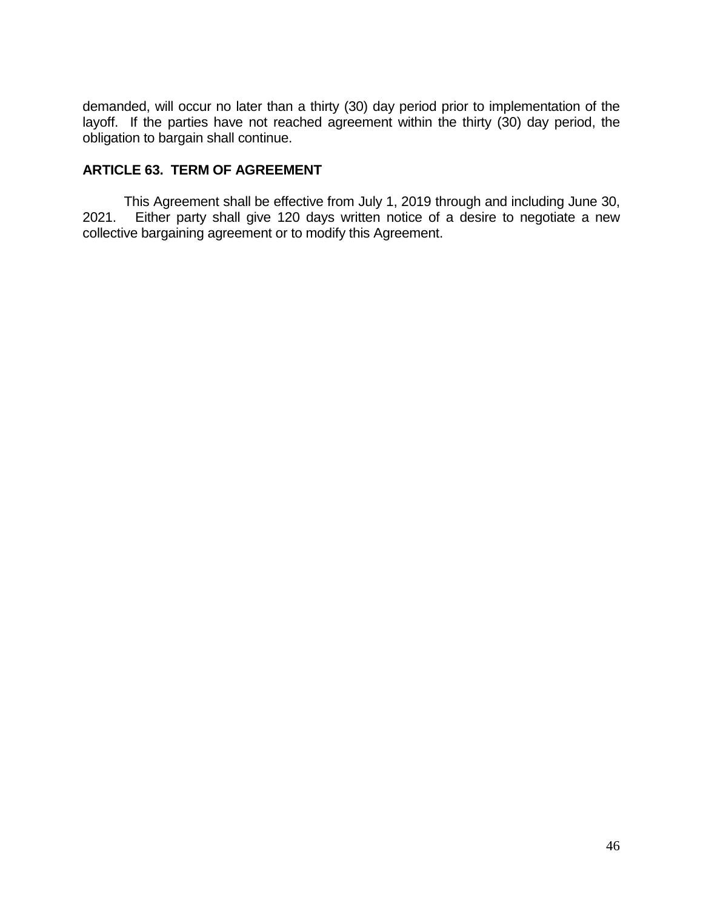demanded, will occur no later than a thirty (30) day period prior to implementation of the layoff. If the parties have not reached agreement within the thirty (30) day period, the obligation to bargain shall continue.

## ARTICLE 63. TERM OF AGREEMENT

This Agreement shall be effective from July 1, 2019 through and including June 30, 2021. Either party shall give 120 days written notice of a desire to negotiate a new collective bargaining agreement or to modify this Agreement.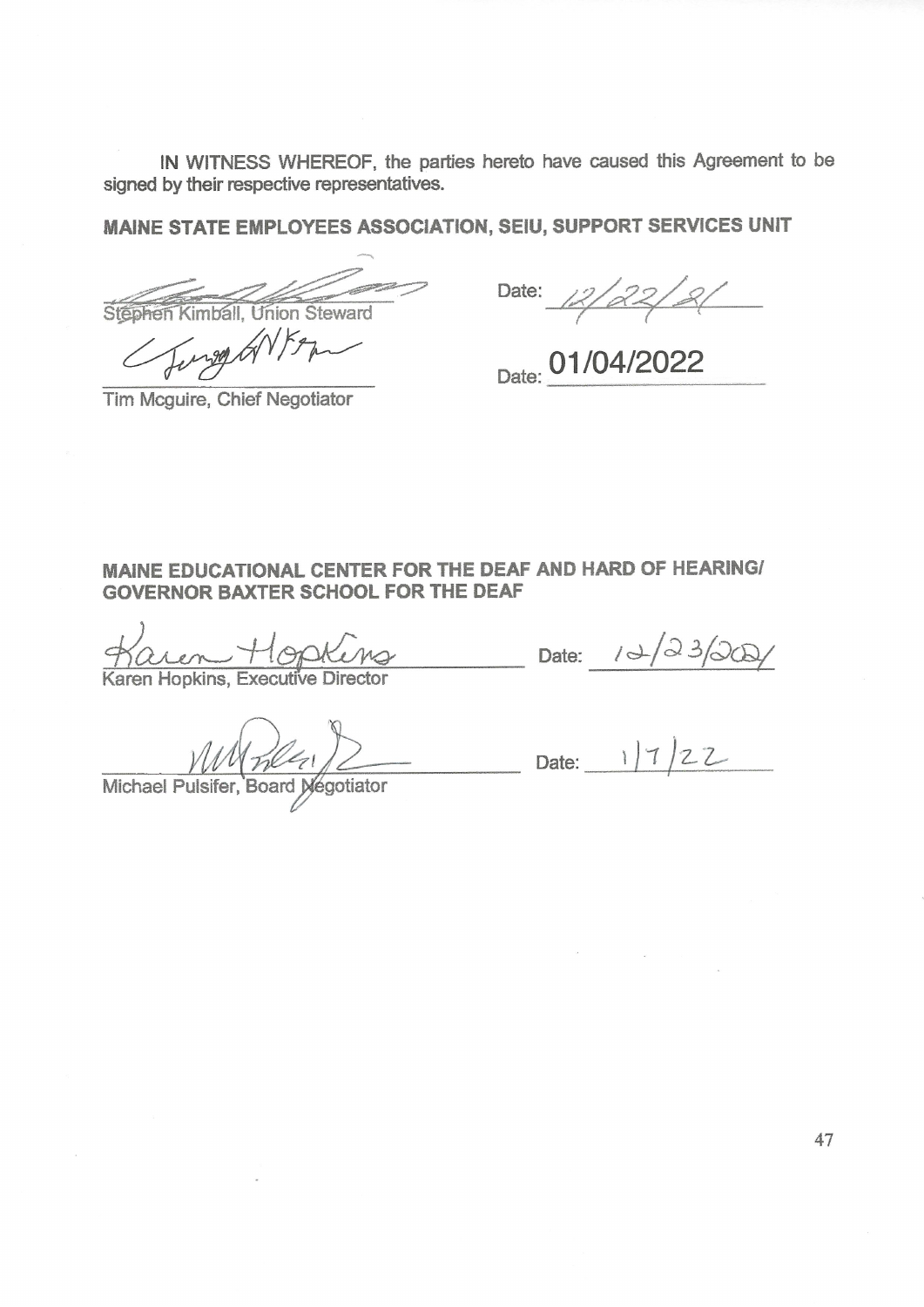IN WITNESS WHEREOF, the parties hereto have caused this Agreement to be signed by their respective representatives.

**MAINE STATE EMPLOYEES ASSOCIATION, SEIU, SUPPORT SERVICES UNIT**

Stephen Kimball, Union Steward — Date: 12/22/21

Tim Mcguire, Chief Negotiator — Date: 01/04/2022

**MAINE EDUCATIONAL CENTER FOR THE DEAF AND HARD OF HEARING/ GOVERNOR BAXTER SCHOOL FOR THE DEAF**

Karen Hopkins, Executive Director — Date: 12/23/2021

Michael Pulsifer, Board Negotiator — Date: 1/7/22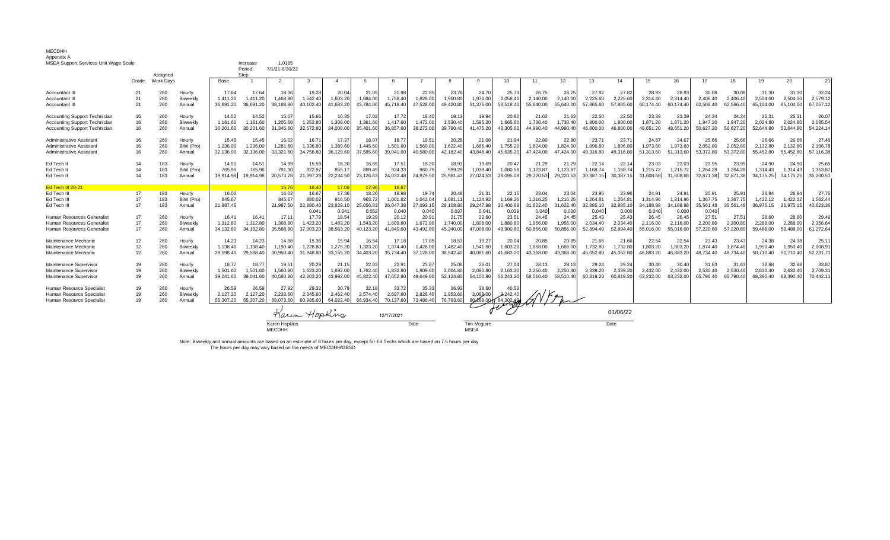MECDHH
Appendix A
MSEA Support Services Unit Wage Scale

Increase: 1.0165
Period: 7/1/21-6/30/22
Step

| | Grade | Assigned Work Days | | Base | 1 | 2 | 3 | 4 | 5 | 6 | 7 | 8 | 9 | 10 | 11 | 12 | 13 | 14 | 15 | 16 | 17 | 18 | 19 | 20 | 21 |
|---|---|---|---|---|---|---|---|---|---|---|---|---|---|---|---|---|---|---|---|---|---|---|---|---|---|
| Accountant III | 21 | 260 | Hourly | 17.64 | 17.64 | 18.36 | 19.28 | 20.04 | 21.05 | 21.98 | 22.85 | 23.76 | 24.70 | 25.73 | 26.75 | 26.75 | 27.82 | 27.82 | 28.93 | 28.93 | 30.08 | 30.08 | 31.30 | 31.30 | 32.24 |
| Accountant III | 21 | 260 | Biweekly | 1,411.20 | 1,411.20 | 1,468.80 | 1,542.40 | 1,603.20 | 1,684.00 | 1,758.40 | 1,828.00 | 1,900.80 | 1,976.00 | 2,058.40 | 2,140.00 | 2,140.00 | 2,225.60 | 2,225.60 | 2,314.40 | 2,314.40 | 2,406.40 | 2,406.40 | 2,504.00 | 2,504.00 | 2,579.12 |
| Accountant III | 21 | 260 | Annual | 36,691.20 | 36,691.20 | 38,188.80 | 40,102.40 | 41,683.20 | 43,784.00 | 45,718.40 | 47,528.00 | 49,420.80 | 51,376.00 | 53,518.40 | 55,640.00 | 55,640.00 | 57,865.60 | 57,865.60 | 60,174.40 | 60,174.40 | 62,566.40 | 62,566.40 | 65,104.00 | 65,104.00 | 67,057.12 |
| Accounting Support Technician | 16 | 260 | Hourly | 14.52 | 14.52 | 15.07 | 15.66 | 16.35 | 17.02 | 17.72 | 18.40 | 19.13 | 19.94 | 20.82 | 21.63 | 21.63 | 22.50 | 22.50 | 23.39 | 23.39 | 24.34 | 24.34 | 25.31 | 25.31 | 26.07 |
| Accounting Support Technician | 16 | 260 | Biweekly | 1,161.60 | 1,161.60 | 1,205.60 | 1,252.80 | 1,308.00 | 1,361.60 | 1,417.60 | 1,472.00 | 1,530.40 | 1,595.20 | 1,665.60 | 1,730.40 | 1,730.40 | 1,800.00 | 1,800.00 | 1,871.20 | 1,871.20 | 1,947.20 | 1,947.20 | 2,024.80 | 2,024.80 | 2,085.54 |
| Accounting Support Technician | 16 | 260 | Annual | 30,201.60 | 30,201.60 | 31,345.60 | 32,572.80 | 34,008.00 | 35,401.60 | 36,857.60 | 38,272.00 | 39,790.40 | 41,475.20 | 43,305.60 | 44,990.40 | 44,990.40 | 46,800.00 | 46,800.00 | 48,651.20 | 48,651.20 | 50,627.20 | 50,627.20 | 52,644.80 | 52,644.80 | 54,224.14 |
| Administrative Assistant | 16 | 260 | Hourly | 15.45 | 15.45 | 16.02 | 16.71 | 17.37 | 18.07 | 18.77 | 19.51 | 20.28 | 21.08 | 21.94 | 22.80 | 22.80 | 23.71 | 23.71 | 24.67 | 24.67 | 25.66 | 25.66 | 26.66 | 26.66 | 27.46 |
| Administrative Assistant | 16 | 260 | BiW (Pro) | 1,236.00 | 1,236.00 | 1,281.60 | 1,336.80 | 1,389.60 | 1,445.60 | 1,501.60 | 1,560.80 | 1,622.40 | 1,686.40 | 1,755.20 | 1,824.00 | 1,824.00 | 1,896.80 | 1,896.80 | 1,973.60 | 1,973.60 | 2,052.80 | 2,052.80 | 2,132.80 | 2,132.80 | 2,196.78 |
| Administrative Assistant | 16 | 260 | Annual | 32,136.00 | 32,136.00 | 33,321.60 | 34,756.80 | 36,129.60 | 37,585.60 | 39,041.60 | 40,580.80 | 42,182.40 | 43,846.40 | 45,635.20 | 47,424.00 | 47,424.00 | 49,316.80 | 49,316.80 | 51,313.60 | 51,313.60 | 53,372.80 | 53,372.80 | 55,452.80 | 55,452.80 | 57,116.38 |
| Ed Tech II | 14 | 183 | Hourly | 14.51 | 14.51 | 14.99 | 15.59 | 16.20 | 16.85 | 17.51 | 18.20 | 18.93 | 19.69 | 20.47 | 21.29 | 21.29 | 22.14 | 22.14 | 23.03 | 23.03 | 23.95 | 23.95 | 24.90 | 24.90 | 25.65 |
| Ed Tech II | 14 | 183 | BiW (Pro) | 765.96 | 765.96 | 791.30 | 822.97 | 855.17 | 889.49 | 924.33 | 960.75 | 999.29 | 1,039.40 | 1,080.58 | 1,123.87 | 1,123.87 | 1,168.74 | 1,168.74 | 1,215.72 | 1,215.72 | 1,264.28 | 1,264.28 | 1,314.43 | 1,314.43 | 1,353.87 |
| Ed Tech II | 14 | 183 | Annual | 19,914.98 | 19,914.98 | 20,573.78 | 21,397.28 | 22,234.50 | 23,126.63 | 24,032.48 | 24,979.50 | 25,981.43 | 27,024.53 | 28,095.08 | 29,220.53 | 29,220.53 | 30,387.15 | 30,387.15 | 31,608.68 | 31,608.68 | 32,871.38 | 32,871.38 | 34,175.25 | 34,175.25 | 35,200.51 |
| Ed Tech III 20-21 | | | | | | 15.76 | 16.40 | 17.08 | 17.96 | 18.67 | | | | | | | | | | | | | | | |
| Ed Tech III | 17 | 183 | Hourly | 16.02 | | 16.02 | 16.67 | 17.36 | 18.26 | 18.98 | 19.74 | 20.48 | 21.31 | 22.15 | 23.04 | 23.04 | 23.96 | 23.96 | 24.91 | 24.91 | 25.91 | 25.91 | 26.94 | 26.94 | 27.75 |
| Ed Tech III | 17 | 183 | BiW (Pro) | 845.67 | | 845.67 | 880.02 | 916.50 | 963.72 | 1,001.82 | 1,042.04 | 1,081.11 | 1,124.92 | 1,169.26 | 1,216.25 | 1,216.25 | 1,264.81 | 1,264.81 | 1,314.96 | 1,314.96 | 1,367.75 | 1,367.75 | 1,422.12 | 1,422.12 | 1,562.44 |
| Ed Tech III | 17 | 183 | Annual | 21,987.45 | | 21,987.50 | 22,880.40 | 23,829.10 | 25,056.83 | 26,047.38 | 27,093.15 | 28,108.80 | 29,247.98 | 30,400.88 | 31,622.40 | 31,622.40 | 32,885.10 | 32,885.10 | 34,188.98 | 34,188.98 | 35,561.48 | 35,561.48 | 36,975.15 | 36,975.15 | 40,623.36 |
| | | | | | | | 0.041 | 0.041 | 0.052 | 0.040 | 0.040 | 0.037 | 0.041 | 0.039 | 0.040 | 0.000 | 0.040 | 0.000 | 0.040 | 0.000 | 0.040 | | | | |
| Human Resources Generalist | 17 | 260 | Hourly | 16.41 | 16.41 | 17.11 | 17.79 | 18.54 | 19.29 | 20.12 | 20.91 | 21.75 | 22.60 | 23.51 | 24.45 | 24.45 | 25.43 | 25.43 | 26.45 | 26.45 | 27.51 | 27.51 | 28.60 | 28.60 | 29.46 |
| Human Resources Generalist | 17 | 260 | Biweekly | 1,312.80 | 1,312.80 | 1,368.80 | 1,423.20 | 1,483.20 | 1,543.20 | 1,609.60 | 1,672.80 | 1,740.00 | 1,808.00 | 1,880.80 | 1,956.00 | 1,956.00 | 2,034.40 | 2,034.40 | 2,116.00 | 2,116.00 | 2,200.80 | 2,200.80 | 2,288.00 | 2,288.00 | 2,356.64 |
| Human Resources Generalist | 17 | 260 | Annual | 34,132.80 | 34,132.80 | 35,588.80 | 37,003.20 | 38,563.20 | 40,123.20 | 41,849.60 | 43,492.80 | 45,240.00 | 47,008.00 | 48,900.80 | 50,856.00 | 50,856.00 | 52,894.40 | 52,894.40 | 55,016.00 | 55,016.00 | 57,220.80 | 57,220.80 | 59,488.00 | 59,488.00 | 61,272.64 |
| Maintenance Mechanic | 12 | 260 | Hourly | 14.23 | 14.23 | 14.88 | 15.36 | 15.94 | 16.54 | 17.18 | 17.85 | 18.53 | 19.27 | 20.04 | 20.85 | 20.85 | 21.66 | 21.66 | 22.54 | 22.54 | 23.43 | 23.43 | 24.38 | 24.38 | 25.11 |
| Maintenance Mechanic | 12 | 260 | Biweekly | 1,138.40 | 1,138.40 | 1,190.40 | 1,228.80 | 1,275.20 | 1,323.20 | 1,374.40 | 1,428.00 | 1,482.40 | 1,541.60 | 1,603.20 | 1,668.00 | 1,668.00 | 1,732.80 | 1,732.80 | 1,803.20 | 1,803.20 | 1,874.40 | 1,874.40 | 1,950.40 | 1,950.40 | 2,008.91 |
| Maintenance Mechanic | 12 | 260 | Annual | 29,598.40 | 29,598.40 | 30,950.40 | 31,948.80 | 33,155.20 | 34,403.20 | 35,734.40 | 37,128.00 | 38,542.40 | 40,081.60 | 41,683.20 | 43,368.00 | 43,368.00 | 45,052.80 | 45,052.80 | 46,883.20 | 46,883.20 | 48,734.40 | 48,734.40 | 50,710.40 | 50,710.40 | 52,231.71 |
| Maintenance Supervisor | 19 | 260 | Hourly | 18.77 | 18.77 | 19.51 | 20.29 | 21.15 | 22.03 | 22.91 | 23.87 | 25.06 | 26.01 | 27.04 | 28.13 | 28.13 | 29.24 | 29.24 | 30.40 | 30.40 | 31.63 | 31.63 | 32.88 | 32.88 | 33.87 |
| Maintenance Supervisor | 19 | 260 | Biweekly | 1,501.60 | 1,501.60 | 1,560.80 | 1,623.20 | 1,692.00 | 1,762.40 | 1,832.80 | 1,909.60 | 2,004.80 | 2,080.80 | 2,163.20 | 2,250.40 | 2,250.40 | 2,339.20 | 2,339.20 | 2,432.00 | 2,432.00 | 2,530.40 | 2,530.40 | 2,630.40 | 2,630.40 | 2,709.31 |
| Maintenance Supervisor | 19 | 260 | Annual | 39,041.60 | 39,041.60 | 40,580.80 | 42,203.20 | 43,992.00 | 45,822.40 | 47,652.80 | 49,649.60 | 52,124.80 | 54,100.80 | 56,243.20 | 58,510.40 | 58,510.40 | 60,819.20 | 60,819.20 | 63,232.00 | 63,232.00 | 65,790.40 | 65,790.40 | 68,390.40 | 68,390.40 | 70,442.11 |
| Human Resource Specialist | 19 | 260 | Hourly | 26.59 | 26.59 | 27.92 | 29.32 | 30.78 | 32.18 | 33.72 | 35.33 | 36.92 | 38.60 | 40.53 | | | | | | | | | | | |
| Human Resource Specialist | 19 | 260 | Biweekly | 2,127.20 | 2,127.20 | 2,233.60 | 2,345.60 | 2,462.40 | 2,574.40 | 2,697.60 | 2,826.40 | 2,953.60 | 3,088.00 | 3,242.40 | | | | | | | | | | | |
| Human Resource Specialist | 19 | 260 | Annual | 55,307.20 | 55,307.20 | 58,073.60 | 60,985.60 | 64,022.40 | 66,934.40 | 70,137.60 | 73,486.40 | 76,793.60 | 80,288.00 | 84,302.40 | | | | | | | | | | | |

Karen Hopkins — 12/17/2021
Karen Hopkins, MECDHH — Date

01/06/22
Tim Mcguire, MSEA — Date

Note: Biweekly and annual amounts are based on an estimate of 8 hours per day, except for Ed Techs which are based on 7.5 hours per day
The hours per day may vary based on the needs of MECDHH/GBSD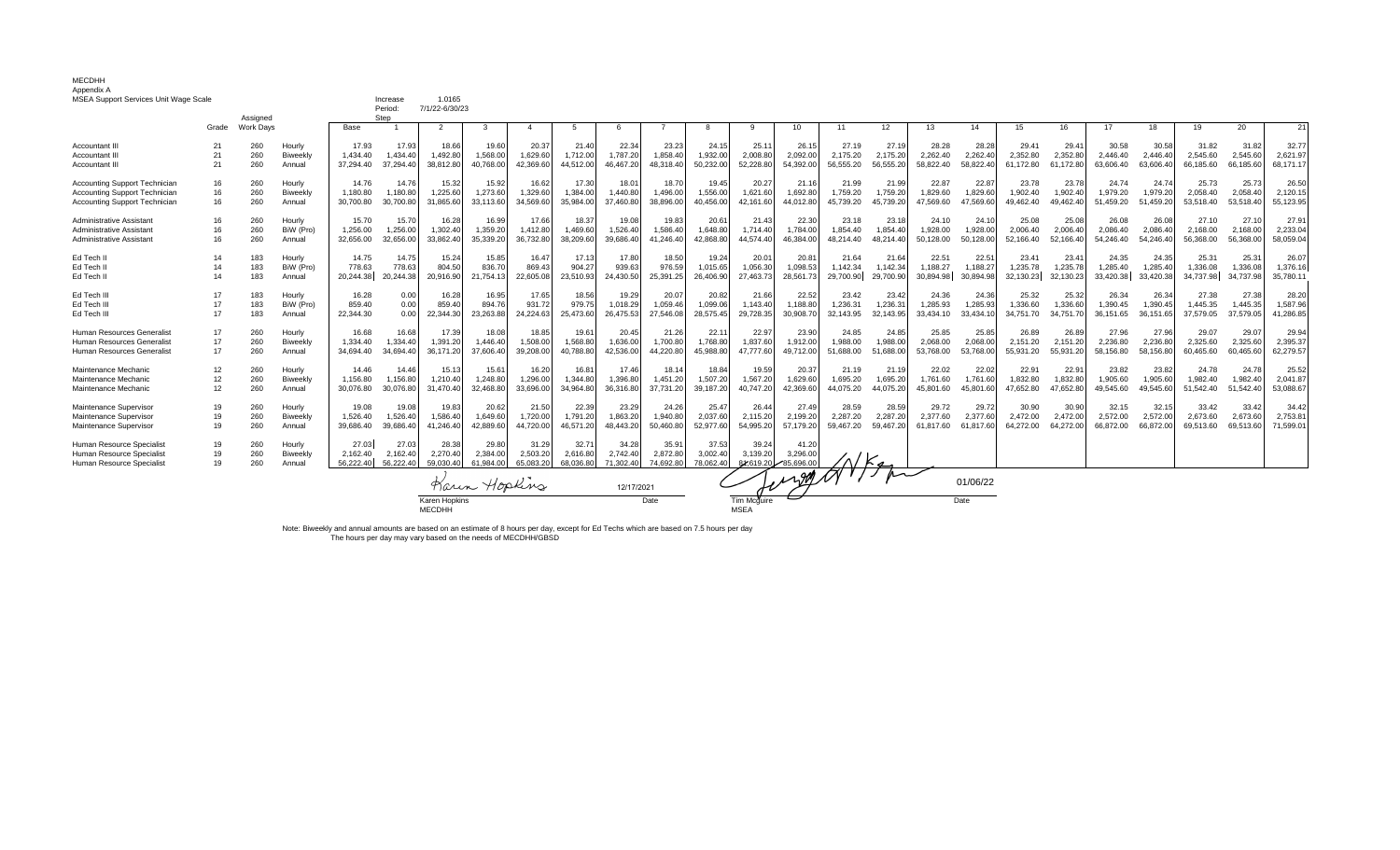MECDHH
Appendix A
MSEA Support Services Unit Wage Scale

Increase: 1.0165
Period: 7/1/22-6/30/23

| | Grade | Assigned Work Days | | Base | Step 1 | 2 | 3 | 4 | 5 | 6 | 7 | 8 | 9 | 10 | 11 | 12 | 13 | 14 | 15 | 16 | 17 | 18 | 19 | 20 | 21 |
|---|---|---|---|---|---|---|---|---|---|---|---|---|---|---|---|---|---|---|---|---|---|---|---|---|---|
| Accountant III | 21 | 260 | Hourly | 17.93 | 17.93 | 18.66 | 19.60 | 20.37 | 21.40 | 22.34 | 23.23 | 24.15 | 25.11 | 26.15 | 27.19 | 27.19 | 28.28 | 28.28 | 29.41 | 29.41 | 30.58 | 30.58 | 31.82 | 31.82 | 32.77 |
| Accountant III | 21 | 260 | Biweekly | 1,434.40 | 1,434.40 | 1,492.80 | 1,568.00 | 1,629.60 | 1,712.00 | 1,787.20 | 1,858.40 | 1,932.00 | 2,008.80 | 2,092.00 | 2,175.20 | 2,175.20 | 2,262.40 | 2,262.40 | 2,352.80 | 2,352.80 | 2,446.40 | 2,446.40 | 2,545.60 | 2,545.60 | 2,621.97 |
| Accountant III | 21 | 260 | Annual | 37,294.40 | 37,294.40 | 38,812.80 | 40,768.00 | 42,369.60 | 44,512.00 | 46,467.20 | 48,318.40 | 50,232.00 | 52,228.80 | 54,392.00 | 56,555.20 | 56,555.20 | 58,822.40 | 58,822.40 | 61,172.80 | 61,172.80 | 63,606.40 | 63,606.40 | 66,185.60 | 66,185.60 | 68,171.17 |
| Accounting Support Technician | 16 | 260 | Hourly | 14.76 | 14.76 | 15.32 | 15.92 | 16.62 | 17.30 | 18.01 | 18.70 | 19.45 | 20.27 | 21.16 | 21.99 | 21.99 | 22.87 | 22.87 | 23.78 | 23.78 | 24.74 | 24.74 | 25.73 | 25.73 | 26.50 |
| Accounting Support Technician | 16 | 260 | Biweekly | 1,180.80 | 1,180.80 | 1,225.60 | 1,273.60 | 1,329.60 | 1,384.00 | 1,440.80 | 1,496.00 | 1,556.00 | 1,621.60 | 1,692.80 | 1,759.20 | 1,759.20 | 1,829.60 | 1,829.60 | 1,902.40 | 1,902.40 | 1,979.20 | 1,979.20 | 2,058.40 | 2,058.40 | 2,120.15 |
| Accounting Support Technician | 16 | 260 | Annual | 30,700.80 | 30,700.80 | 31,865.60 | 33,113.60 | 34,569.60 | 35,984.00 | 37,460.80 | 38,896.00 | 40,456.00 | 42,161.60 | 44,012.80 | 45,739.20 | 45,739.20 | 47,569.60 | 47,569.60 | 49,462.40 | 49,462.40 | 51,459.20 | 51,459.20 | 53,518.40 | 53,518.40 | 55,123.95 |
| Administrative Assistant | 16 | 260 | Hourly | 15.70 | 15.70 | 16.28 | 16.99 | 17.66 | 18.37 | 19.08 | 19.83 | 20.61 | 21.43 | 22.30 | 23.18 | 23.18 | 24.10 | 24.10 | 25.08 | 25.08 | 26.08 | 26.08 | 27.10 | 27.10 | 27.91 |
| Administrative Assistant | 16 | 260 | BiW (Pro) | 1,256.00 | 1,256.00 | 1,302.40 | 1,359.20 | 1,412.80 | 1,469.60 | 1,526.40 | 1,586.40 | 1,648.80 | 1,714.40 | 1,784.00 | 1,854.40 | 1,854.40 | 1,928.00 | 1,928.00 | 2,006.40 | 2,006.40 | 2,086.40 | 2,086.40 | 2,168.00 | 2,168.00 | 2,233.04 |
| Administrative Assistant | 16 | 260 | Annual | 32,656.00 | 32,656.00 | 33,862.40 | 35,339.20 | 36,732.80 | 38,209.60 | 39,686.40 | 41,246.40 | 42,868.80 | 44,574.40 | 46,384.00 | 48,214.40 | 48,214.40 | 50,128.00 | 50,128.00 | 52,166.40 | 52,166.40 | 54,246.40 | 54,246.40 | 56,368.00 | 56,368.00 | 58,059.04 |
| Ed Tech II | 14 | 183 | Hourly | 14.75 | 14.75 | 15.24 | 15.85 | 16.47 | 17.13 | 17.80 | 18.50 | 19.24 | 20.01 | 20.81 | 21.64 | 21.64 | 22.51 | 22.51 | 23.41 | 23.41 | 24.35 | 24.35 | 25.31 | 25.31 | 26.07 |
| Ed Tech II | 14 | 183 | BiW (Pro) | 778.63 | 778.63 | 804.50 | 836.70 | 869.43 | 904.27 | 939.63 | 976.59 | 1,015.65 | 1,056.30 | 1,098.53 | 1,142.34 | 1,142.34 | 1,188.27 | 1,188.27 | 1,235.78 | 1,235.78 | 1,285.40 | 1,285.40 | 1,336.08 | 1,336.08 | 1,376.16 |
| Ed Tech II | 14 | 183 | Annual | 20,244.38 | 20,244.38 | 20,916.90 | 21,754.13 | 22,605.08 | 23,510.93 | 24,430.50 | 25,391.25 | 26,406.90 | 27,463.73 | 28,561.73 | 29,700.90 | 29,700.90 | 30,894.98 | 30,894.98 | 32,130.23 | 32,130.23 | 33,420.38 | 33,420.38 | 34,737.98 | 34,737.98 | 35,780.11 |
| Ed Tech III | 17 | 183 | Hourly | 16.28 | 0.00 | 16.28 | 16.95 | 17.65 | 18.56 | 19.29 | 20.07 | 20.82 | 21.66 | 22.52 | 23.42 | 23.42 | 24.36 | 24.36 | 25.32 | 25.32 | 26.34 | 26.34 | 27.38 | 27.38 | 28.20 |
| Ed Tech III | 17 | 183 | BiW (Pro) | 859.40 | 0.00 | 859.40 | 894.76 | 931.72 | 979.75 | 1,018.29 | 1,059.46 | 1,099.06 | 1,143.40 | 1,188.80 | 1,236.31 | 1,236.31 | 1,285.93 | 1,285.93 | 1,336.60 | 1,336.60 | 1,390.45 | 1,390.45 | 1,445.35 | 1,445.35 | 1,587.96 |
| Ed Tech III | 17 | 183 | Annual | 22,344.30 | 0.00 | 22,344.30 | 23,263.88 | 24,224.63 | 25,473.60 | 26,475.53 | 27,546.08 | 28,575.45 | 29,728.35 | 30,908.70 | 32,143.95 | 32,143.95 | 33,434.10 | 33,434.10 | 34,751.70 | 34,751.70 | 36,151.65 | 36,151.65 | 37,579.05 | 37,579.05 | 41,286.85 |
| Human Resources Generalist | 17 | 260 | Hourly | 16.68 | 16.68 | 17.39 | 18.08 | 18.85 | 19.61 | 20.45 | 21.26 | 22.11 | 22.97 | 23.90 | 24.85 | 24.85 | 25.85 | 25.85 | 26.89 | 26.89 | 27.96 | 27.96 | 29.07 | 29.07 | 29.94 |
| Human Resources Generalist | 17 | 260 | Biweekly | 1,334.40 | 1,334.40 | 1,391.20 | 1,446.40 | 1,508.00 | 1,568.80 | 1,636.00 | 1,700.80 | 1,768.80 | 1,837.60 | 1,912.00 | 1,988.00 | 1,988.00 | 2,068.00 | 2,068.00 | 2,151.20 | 2,151.20 | 2,236.80 | 2,236.80 | 2,325.60 | 2,325.60 | 2,395.37 |
| Human Resources Generalist | 17 | 260 | Annual | 34,694.40 | 34,694.40 | 36,171.20 | 37,606.40 | 39,208.00 | 40,788.80 | 42,536.00 | 44,220.80 | 45,988.80 | 47,777.60 | 49,712.00 | 51,688.00 | 51,688.00 | 53,768.00 | 53,768.00 | 55,931.20 | 55,931.20 | 58,156.80 | 58,156.80 | 60,465.60 | 60,465.60 | 62,279.57 |
| Maintenance Mechanic | 12 | 260 | Hourly | 14.46 | 14.46 | 15.13 | 15.61 | 16.20 | 16.81 | 17.46 | 18.14 | 18.84 | 19.59 | 20.37 | 21.19 | 21.19 | 22.02 | 22.02 | 22.91 | 22.91 | 23.82 | 23.82 | 24.78 | 24.78 | 25.52 |
| Maintenance Mechanic | 12 | 260 | Biweekly | 1,156.80 | 1,156.80 | 1,210.40 | 1,248.80 | 1,296.00 | 1,344.80 | 1,396.80 | 1,451.20 | 1,507.20 | 1,567.20 | 1,629.60 | 1,695.20 | 1,695.20 | 1,761.60 | 1,761.60 | 1,832.80 | 1,832.80 | 1,905.60 | 1,905.60 | 1,982.40 | 1,982.40 | 2,041.87 |
| Maintenance Mechanic | 12 | 260 | Annual | 30,076.80 | 30,076.80 | 31,470.40 | 32,468.80 | 33,696.00 | 34,964.80 | 36,316.80 | 37,731.20 | 39,187.20 | 40,747.20 | 42,369.60 | 44,075.20 | 44,075.20 | 45,801.60 | 45,801.60 | 47,652.80 | 47,652.80 | 49,545.60 | 49,545.60 | 51,542.40 | 51,542.40 | 53,088.67 |
| Maintenance Supervisor | 19 | 260 | Hourly | 19.08 | 19.08 | 19.83 | 20.62 | 21.50 | 22.39 | 23.29 | 24.26 | 25.47 | 26.44 | 27.49 | 28.59 | 28.59 | 29.72 | 29.72 | 30.90 | 30.90 | 32.15 | 32.15 | 33.42 | 33.42 | 34.42 |
| Maintenance Supervisor | 19 | 260 | Biweekly | 1,526.40 | 1,526.40 | 1,586.40 | 1,649.60 | 1,720.00 | 1,791.20 | 1,863.20 | 1,940.80 | 2,037.60 | 2,115.20 | 2,199.20 | 2,287.20 | 2,287.20 | 2,377.60 | 2,377.60 | 2,472.00 | 2,472.00 | 2,572.00 | 2,572.00 | 2,673.60 | 2,673.60 | 2,753.81 |
| Maintenance Supervisor | 19 | 260 | Annual | 39,686.40 | 39,686.40 | 41,246.40 | 42,889.60 | 44,720.00 | 46,571.20 | 48,443.20 | 50,460.80 | 52,977.60 | 54,995.20 | 57,179.20 | 59,467.20 | 59,467.20 | 61,817.60 | 61,817.60 | 64,272.00 | 64,272.00 | 66,872.00 | 66,872.00 | 69,513.60 | 69,513.60 | 71,599.01 |
| Human Resource Specialist | 19 | 260 | Hourly | 27.03 | 27.03 | 28.38 | 29.80 | 31.29 | 32.71 | 34.28 | 35.91 | 37.53 | 39.24 | 41.20 | | | | | | | | | | | |
| Human Resource Specialist | 19 | 260 | Biweekly | 2,162.40 | 2,162.40 | 2,270.40 | 2,384.00 | 2,503.20 | 2,616.80 | 2,742.40 | 2,872.80 | 3,002.40 | 3,139.20 | 3,296.00 | | | | | | | | | | | |
| Human Resource Specialist | 19 | 260 | Annual | 56,222.40 | 56,222.40 | 59,030.40 | 61,984.00 | 65,083.20 | 68,036.80 | 71,302.40 | 74,692.80 | 78,062.40 | 81,619.20 | 85,696.00 | | | | | | | | | | | |

Karen Hopkins — 12/17/2021
Karen Hopkins, MECDHH — Date

Tim Mcguire — 01/06/22
Tim Mcguire, MSEA — Date

Note: Biweekly and annual amounts are based on an estimate of 8 hours per day, except for Ed Techs which are based on 7.5 hours per day
The hours per day may vary based on the needs of MECDHH/GBSD